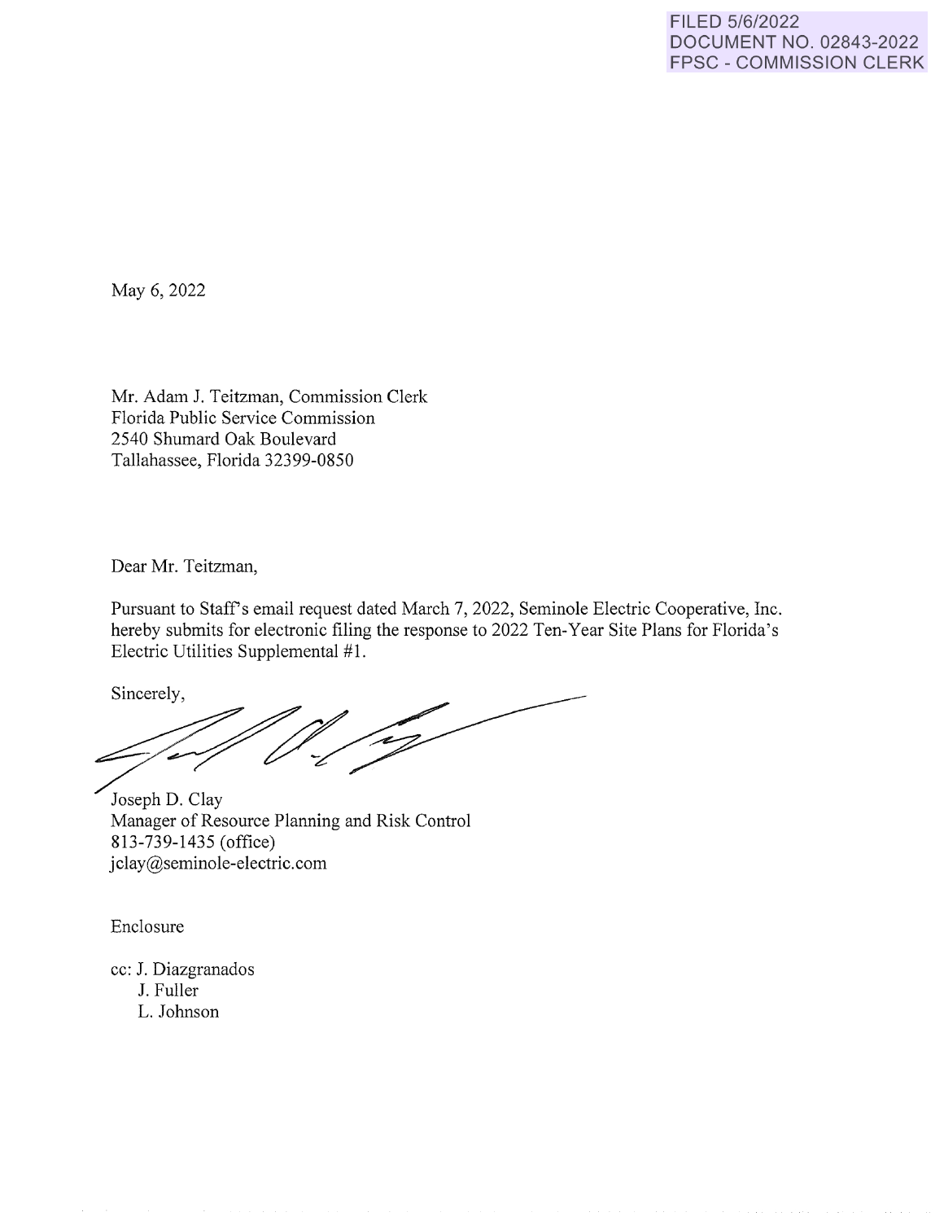FILED 5/6/2022
DOCUMENT NO. 02843-2022
FPSC - COMMISSION CLERK

May 6, 2022

Mr. Adam J. Teitzman, Commission Clerk
Florida Public Service Commission
2540 Shumard Oak Boulevard
Tallahassee, Florida 32399-0850

Dear Mr. Teitzman,

Pursuant to Staff's email request dated March 7, 2022, Seminole Electric Cooperative, Inc. hereby submits for electronic filing the response to 2022 Ten-Year Site Plans for Florida's Electric Utilities Supplemental #1.

Sincerely,

Joseph D. Clay
Manager of Resource Planning and Risk Control
813-739-1435 (office)
jclay@seminole-electric.com

Enclosure

cc: J. Diazgranados
J. Fuller
L. Johnson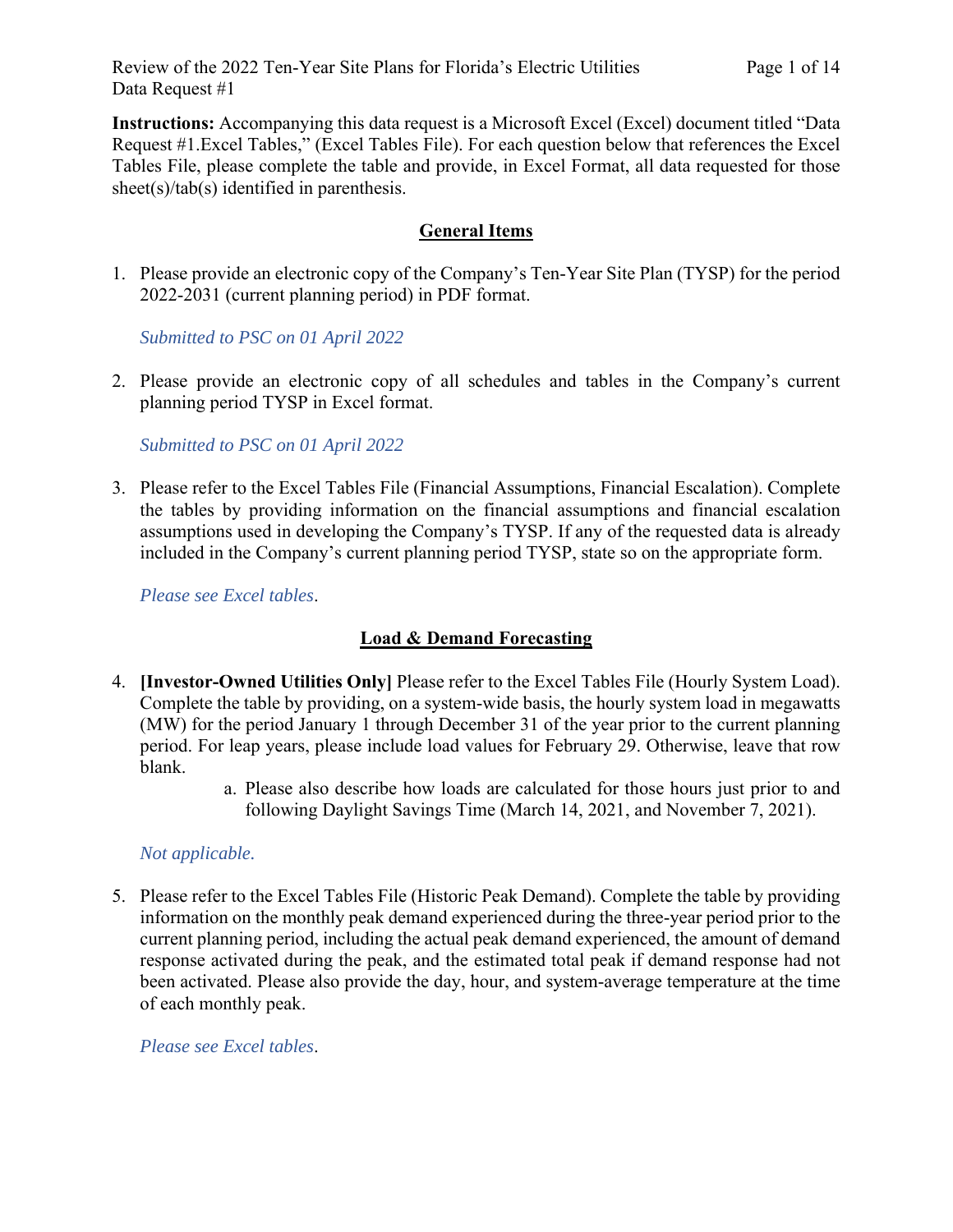**Instructions:** Accompanying this data request is a Microsoft Excel (Excel) document titled "Data Request #1.Excel Tables," (Excel Tables File). For each question below that references the Excel Tables File, please complete the table and provide, in Excel Format, all data requested for those sheet(s)/tab(s) identified in parenthesis.

## General Items

1. Please provide an electronic copy of the Company's Ten-Year Site Plan (TYSP) for the period 2022-2031 (current planning period) in PDF format.

   *Submitted to PSC on 01 April 2022*

2. Please provide an electronic copy of all schedules and tables in the Company's current planning period TYSP in Excel format.

   *Submitted to PSC on 01 April 2022*

3. Please refer to the Excel Tables File (Financial Assumptions, Financial Escalation). Complete the tables by providing information on the financial assumptions and financial escalation assumptions used in developing the Company's TYSP. If any of the requested data is already included in the Company's current planning period TYSP, state so on the appropriate form.

   *Please see Excel tables*.

## Load & Demand Forecasting

4. **[Investor-Owned Utilities Only]** Please refer to the Excel Tables File (Hourly System Load). Complete the table by providing, on a system-wide basis, the hourly system load in megawatts (MW) for the period January 1 through December 31 of the year prior to the current planning period. For leap years, please include load values for February 29. Otherwise, leave that row blank.
   a. Please also describe how loads are calculated for those hours just prior to and following Daylight Savings Time (March 14, 2021, and November 7, 2021).

   *Not applicable.*

5. Please refer to the Excel Tables File (Historic Peak Demand). Complete the table by providing information on the monthly peak demand experienced during the three-year period prior to the current planning period, including the actual peak demand experienced, the amount of demand response activated during the peak, and the estimated total peak if demand response had not been activated. Please also provide the day, hour, and system-average temperature at the time of each monthly peak.

   *Please see Excel tables*.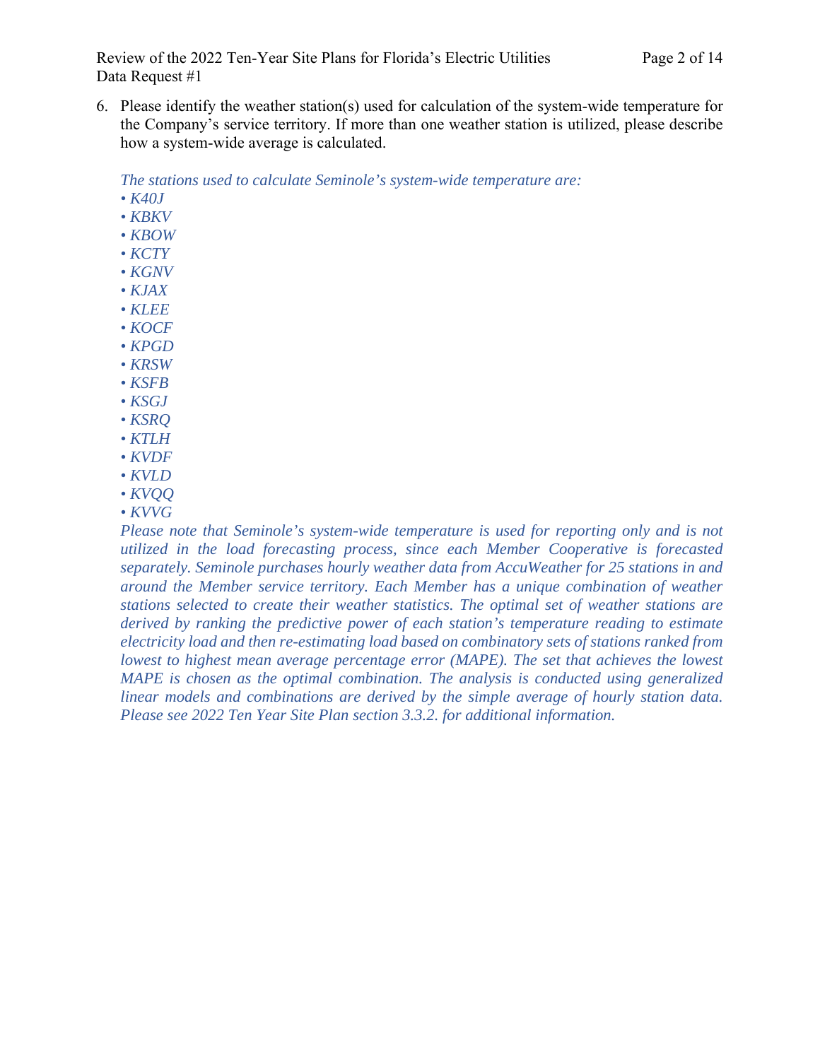6. Please identify the weather station(s) used for calculation of the system-wide temperature for the Company's service territory. If more than one weather station is utilized, please describe how a system-wide average is calculated.

   *The stations used to calculate Seminole's system-wide temperature are:*
   - *K40J*
   - *KBKV*
   - *KBOW*
   - *KCTY*
   - *KGNV*
   - *KJAX*
   - *KLEE*
   - *KOCF*
   - *KPGD*
   - *KRSW*
   - *KSFB*
   - *KSGJ*
   - *KSRQ*
   - *KTLH*
   - *KVDF*
   - *KVLD*
   - *KVQQ*
   - *KVVG*

   *Please note that Seminole's system-wide temperature is used for reporting only and is not utilized in the load forecasting process, since each Member Cooperative is forecasted separately. Seminole purchases hourly weather data from AccuWeather for 25 stations in and around the Member service territory. Each Member has a unique combination of weather stations selected to create their weather statistics. The optimal set of weather stations are derived by ranking the predictive power of each station's temperature reading to estimate electricity load and then re-estimating load based on combinatory sets of stations ranked from lowest to highest mean average percentage error (MAPE). The set that achieves the lowest MAPE is chosen as the optimal combination. The analysis is conducted using generalized linear models and combinations are derived by the simple average of hourly station data. Please see 2022 Ten Year Site Plan section 3.3.2. for additional information.*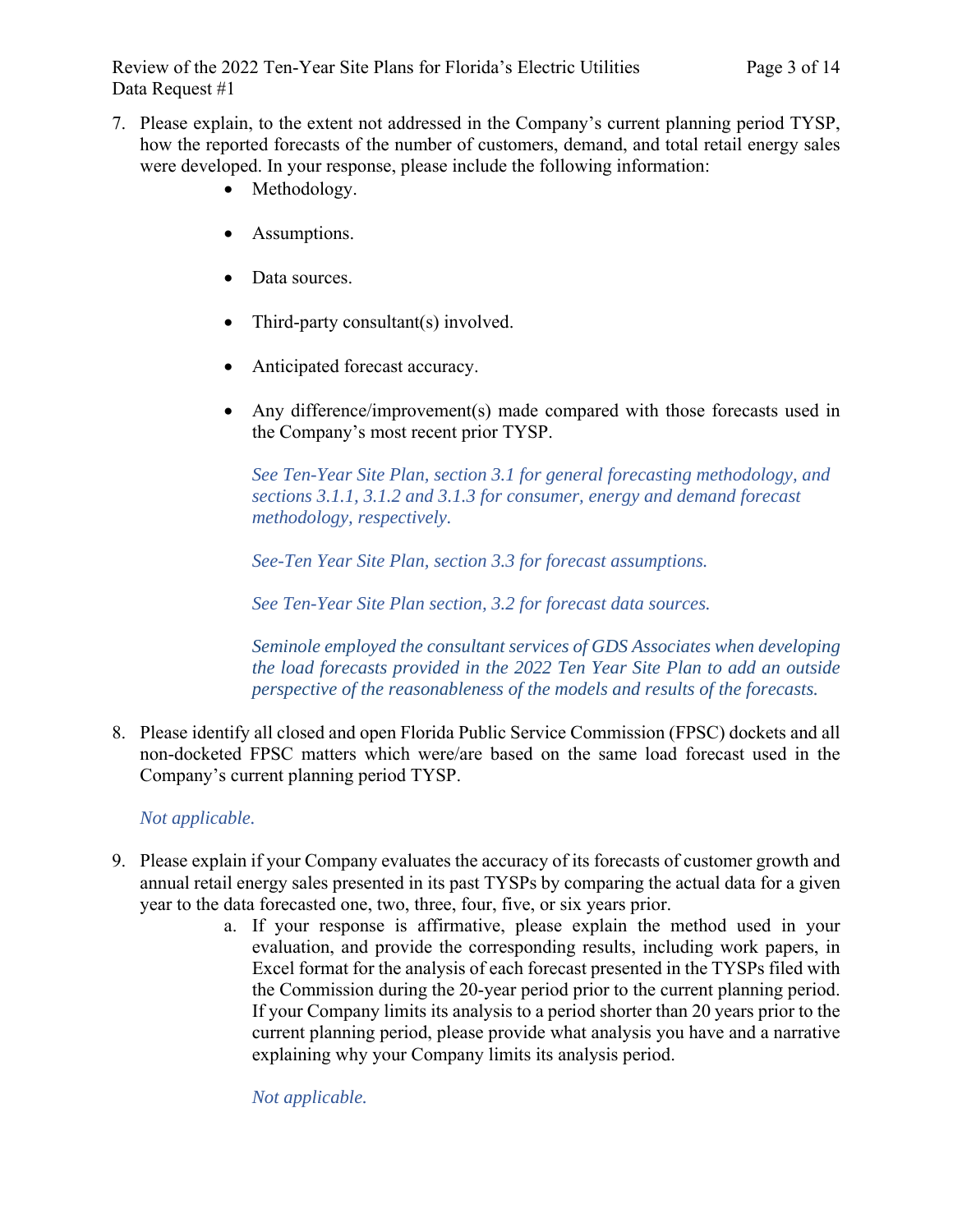7. Please explain, to the extent not addressed in the Company's current planning period TYSP, how the reported forecasts of the number of customers, demand, and total retail energy sales were developed. In your response, please include the following information:
   - Methodology.
   - Assumptions.
   - Data sources.
   - Third-party consultant(s) involved.
   - Anticipated forecast accuracy.
   - Any difference/improvement(s) made compared with those forecasts used in the Company's most recent prior TYSP.

     *See Ten-Year Site Plan, section 3.1 for general forecasting methodology, and sections 3.1.1, 3.1.2 and 3.1.3 for consumer, energy and demand forecast methodology, respectively.*

     *See-Ten Year Site Plan, section 3.3 for forecast assumptions.*

     *See Ten-Year Site Plan section, 3.2 for forecast data sources.*

     *Seminole employed the consultant services of GDS Associates when developing the load forecasts provided in the 2022 Ten Year Site Plan to add an outside perspective of the reasonableness of the models and results of the forecasts.*

8. Please identify all closed and open Florida Public Service Commission (FPSC) dockets and all non-docketed FPSC matters which were/are based on the same load forecast used in the Company's current planning period TYSP.

   *Not applicable.*

9. Please explain if your Company evaluates the accuracy of its forecasts of customer growth and annual retail energy sales presented in its past TYSPs by comparing the actual data for a given year to the data forecasted one, two, three, four, five, or six years prior.
   a. If your response is affirmative, please explain the method used in your evaluation, and provide the corresponding results, including work papers, in Excel format for the analysis of each forecast presented in the TYSPs filed with the Commission during the 20-year period prior to the current planning period. If your Company limits its analysis to a period shorter than 20 years prior to the current planning period, please provide what analysis you have and a narrative explaining why your Company limits its analysis period.

      *Not applicable.*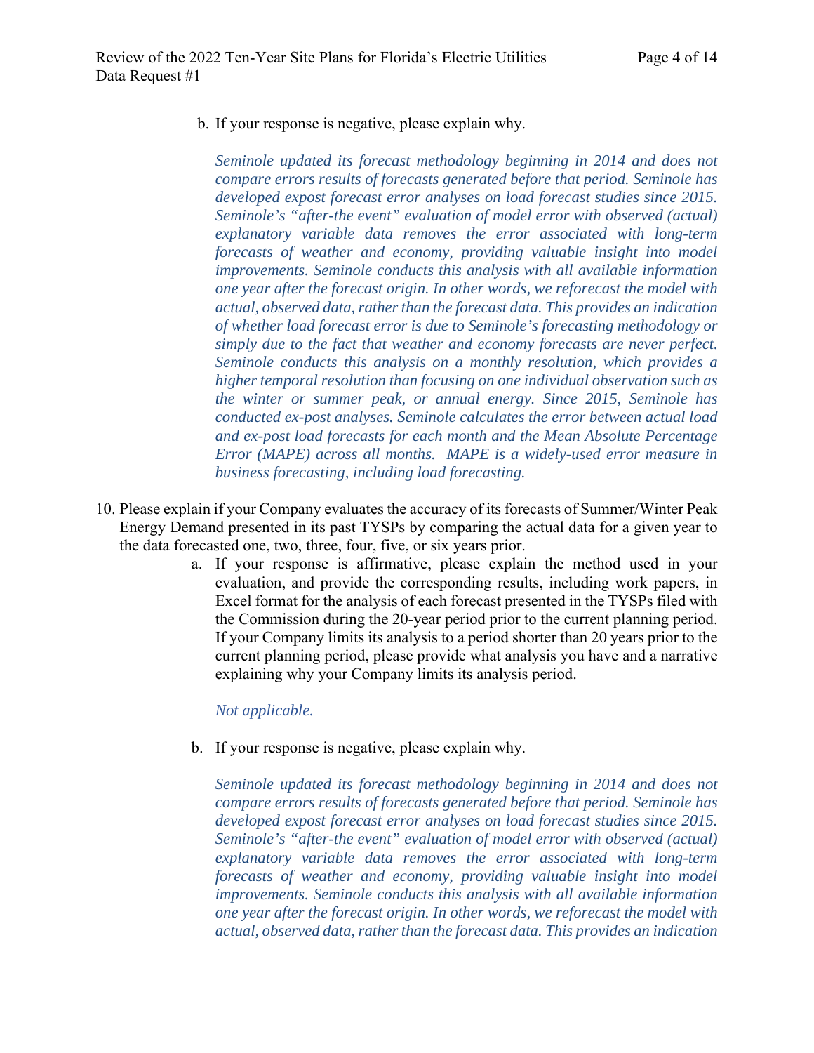b. If your response is negative, please explain why.

*Seminole updated its forecast methodology beginning in 2014 and does not compare errors results of forecasts generated before that period. Seminole has developed expost forecast error analyses on load forecast studies since 2015. Seminole's "after-the event" evaluation of model error with observed (actual) explanatory variable data removes the error associated with long-term forecasts of weather and economy, providing valuable insight into model improvements. Seminole conducts this analysis with all available information one year after the forecast origin. In other words, we reforecast the model with actual, observed data, rather than the forecast data. This provides an indication of whether load forecast error is due to Seminole's forecasting methodology or simply due to the fact that weather and economy forecasts are never perfect. Seminole conducts this analysis on a monthly resolution, which provides a higher temporal resolution than focusing on one individual observation such as the winter or summer peak, or annual energy. Since 2015, Seminole has conducted ex-post analyses. Seminole calculates the error between actual load and ex-post load forecasts for each month and the Mean Absolute Percentage Error (MAPE) across all months. MAPE is a widely-used error measure in business forecasting, including load forecasting.*

10. Please explain if your Company evaluates the accuracy of its forecasts of Summer/Winter Peak Energy Demand presented in its past TYSPs by comparing the actual data for a given year to the data forecasted one, two, three, four, five, or six years prior.

    a. If your response is affirmative, please explain the method used in your evaluation, and provide the corresponding results, including work papers, in Excel format for the analysis of each forecast presented in the TYSPs filed with the Commission during the 20-year period prior to the current planning period. If your Company limits its analysis to a period shorter than 20 years prior to the current planning period, please provide what analysis you have and a narrative explaining why your Company limits its analysis period.

    *Not applicable.*

    b. If your response is negative, please explain why.

    *Seminole updated its forecast methodology beginning in 2014 and does not compare errors results of forecasts generated before that period. Seminole has developed expost forecast error analyses on load forecast studies since 2015. Seminole's "after-the event" evaluation of model error with observed (actual) explanatory variable data removes the error associated with long-term forecasts of weather and economy, providing valuable insight into model improvements. Seminole conducts this analysis with all available information one year after the forecast origin. In other words, we reforecast the model with actual, observed data, rather than the forecast data. This provides an indication*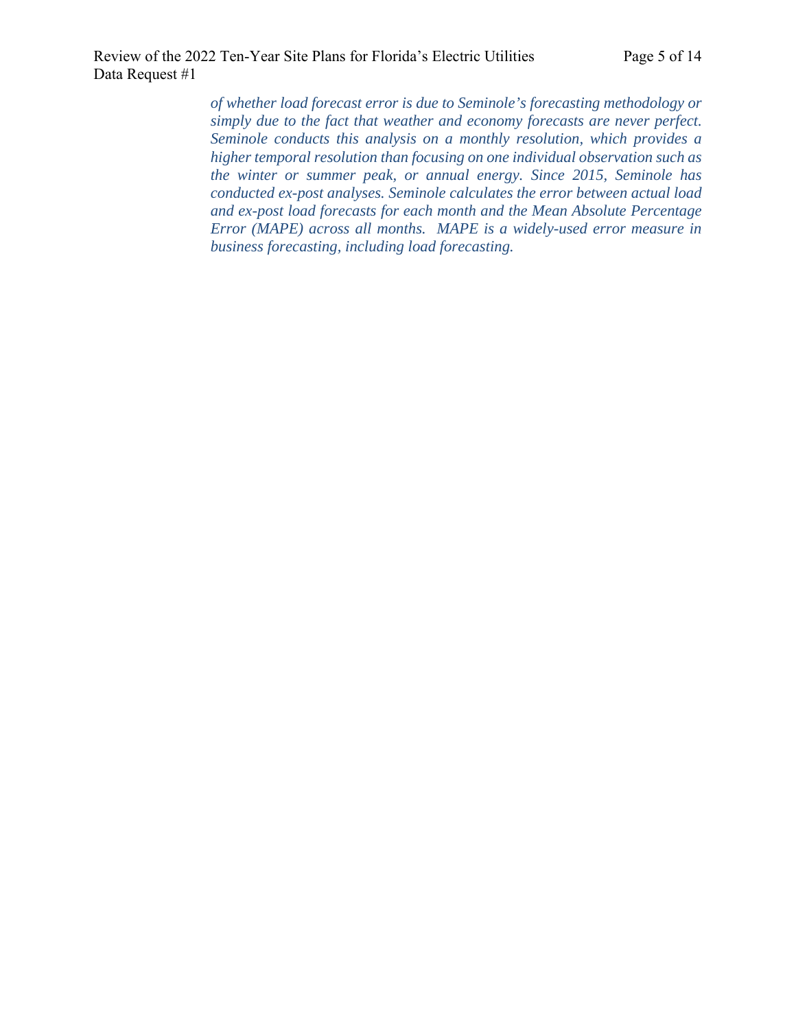*of whether load forecast error is due to Seminole's forecasting methodology or simply due to the fact that weather and economy forecasts are never perfect. Seminole conducts this analysis on a monthly resolution, which provides a higher temporal resolution than focusing on one individual observation such as the winter or summer peak, or annual energy. Since 2015, Seminole has conducted ex-post analyses. Seminole calculates the error between actual load and ex-post load forecasts for each month and the Mean Absolute Percentage Error (MAPE) across all months. MAPE is a widely-used error measure in business forecasting, including load forecasting.*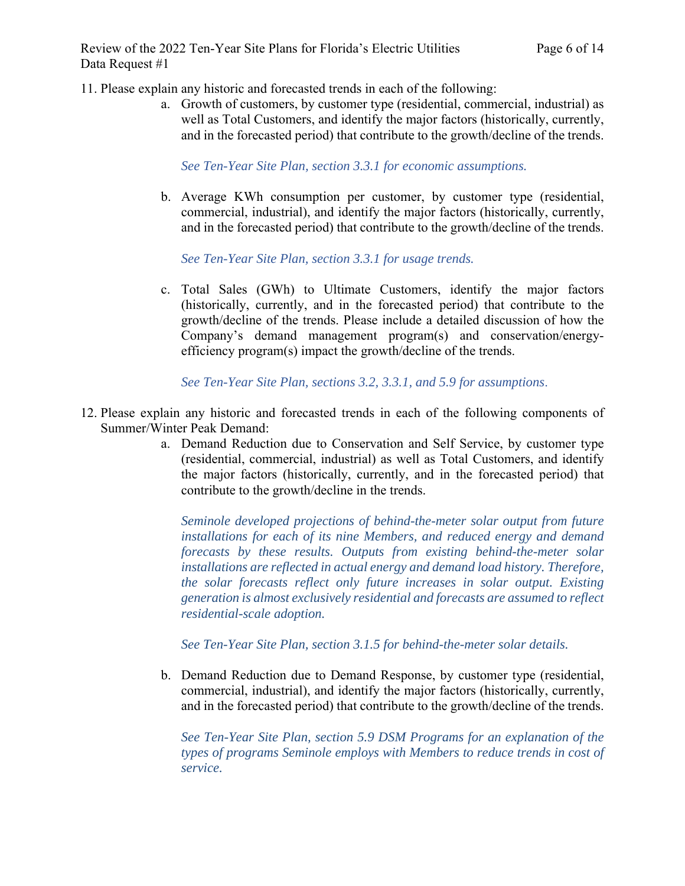11. Please explain any historic and forecasted trends in each of the following:

    a. Growth of customers, by customer type (residential, commercial, industrial) as well as Total Customers, and identify the major factors (historically, currently, and in the forecasted period) that contribute to the growth/decline of the trends.

       *See Ten-Year Site Plan, section 3.3.1 for economic assumptions.*

    b. Average KWh consumption per customer, by customer type (residential, commercial, industrial), and identify the major factors (historically, currently, and in the forecasted period) that contribute to the growth/decline of the trends.

       *See Ten-Year Site Plan, section 3.3.1 for usage trends.*

    c. Total Sales (GWh) to Ultimate Customers, identify the major factors (historically, currently, and in the forecasted period) that contribute to the growth/decline of the trends. Please include a detailed discussion of how the Company's demand management program(s) and conservation/energy-efficiency program(s) impact the growth/decline of the trends.

       *See Ten-Year Site Plan, sections 3.2, 3.3.1, and 5.9 for assumptions*.

12. Please explain any historic and forecasted trends in each of the following components of Summer/Winter Peak Demand:

    a. Demand Reduction due to Conservation and Self Service, by customer type (residential, commercial, industrial) as well as Total Customers, and identify the major factors (historically, currently, and in the forecasted period) that contribute to the growth/decline in the trends.

       *Seminole developed projections of behind-the-meter solar output from future installations for each of its nine Members, and reduced energy and demand forecasts by these results. Outputs from existing behind-the-meter solar installations are reflected in actual energy and demand load history. Therefore, the solar forecasts reflect only future increases in solar output. Existing generation is almost exclusively residential and forecasts are assumed to reflect residential-scale adoption.*

       *See Ten-Year Site Plan, section 3.1.5 for behind-the-meter solar details.*

    b. Demand Reduction due to Demand Response, by customer type (residential, commercial, industrial), and identify the major factors (historically, currently, and in the forecasted period) that contribute to the growth/decline of the trends.

       *See Ten-Year Site Plan, section 5.9 DSM Programs for an explanation of the types of programs Seminole employs with Members to reduce trends in cost of service.*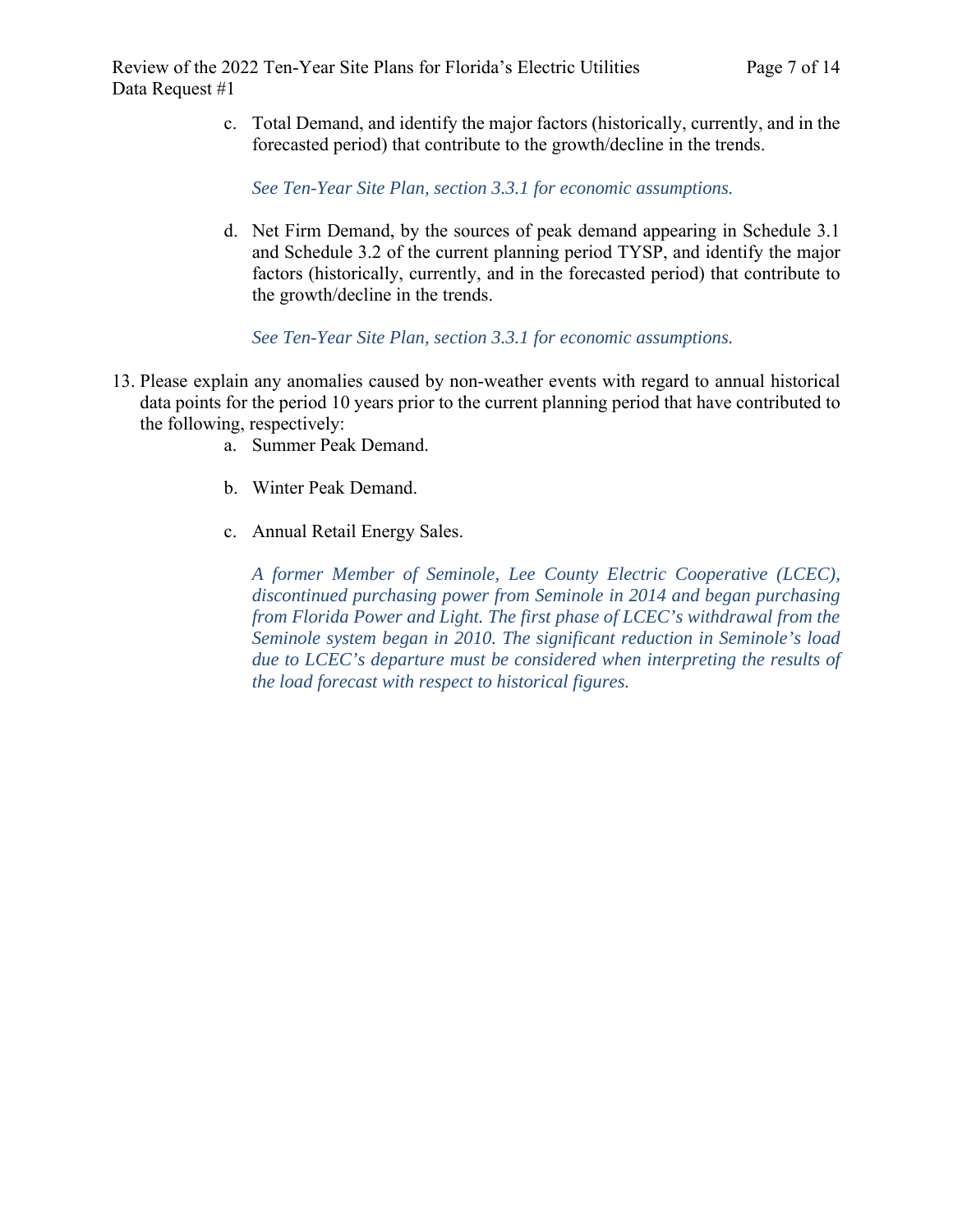c. Total Demand, and identify the major factors (historically, currently, and in the forecasted period) that contribute to the growth/decline in the trends.

*See Ten-Year Site Plan, section 3.3.1 for economic assumptions.*

d. Net Firm Demand, by the sources of peak demand appearing in Schedule 3.1 and Schedule 3.2 of the current planning period TYSP, and identify the major factors (historically, currently, and in the forecasted period) that contribute to the growth/decline in the trends.

*See Ten-Year Site Plan, section 3.3.1 for economic assumptions.*

13. Please explain any anomalies caused by non-weather events with regard to annual historical data points for the period 10 years prior to the current planning period that have contributed to the following, respectively:

a. Summer Peak Demand.

b. Winter Peak Demand.

c. Annual Retail Energy Sales.

*A former Member of Seminole, Lee County Electric Cooperative (LCEC), discontinued purchasing power from Seminole in 2014 and began purchasing from Florida Power and Light. The first phase of LCEC's withdrawal from the Seminole system began in 2010. The significant reduction in Seminole's load due to LCEC's departure must be considered when interpreting the results of the load forecast with respect to historical figures.*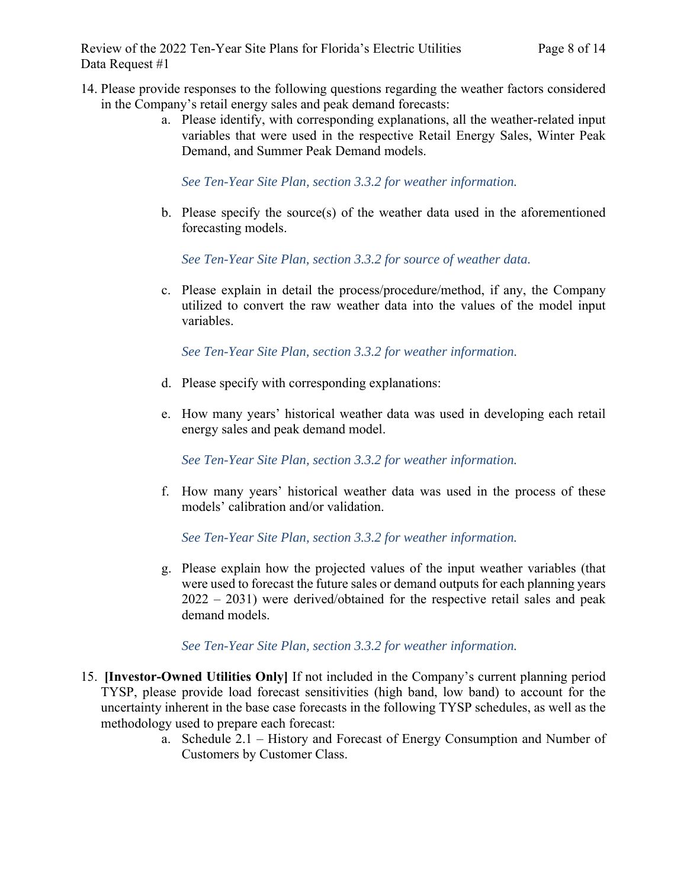14. Please provide responses to the following questions regarding the weather factors considered in the Company's retail energy sales and peak demand forecasts:

    a. Please identify, with corresponding explanations, all the weather-related input variables that were used in the respective Retail Energy Sales, Winter Peak Demand, and Summer Peak Demand models.

       *See Ten-Year Site Plan, section 3.3.2 for weather information.*

    b. Please specify the source(s) of the weather data used in the aforementioned forecasting models.

       *See Ten-Year Site Plan, section 3.3.2 for source of weather data.*

    c. Please explain in detail the process/procedure/method, if any, the Company utilized to convert the raw weather data into the values of the model input variables.

       *See Ten-Year Site Plan, section 3.3.2 for weather information.*

    d. Please specify with corresponding explanations:

    e. How many years' historical weather data was used in developing each retail energy sales and peak demand model.

       *See Ten-Year Site Plan, section 3.3.2 for weather information.*

    f. How many years' historical weather data was used in the process of these models' calibration and/or validation.

       *See Ten-Year Site Plan, section 3.3.2 for weather information.*

    g. Please explain how the projected values of the input weather variables (that were used to forecast the future sales or demand outputs for each planning years 2022 – 2031) were derived/obtained for the respective retail sales and peak demand models.

       *See Ten-Year Site Plan, section 3.3.2 for weather information.*

15. **[Investor-Owned Utilities Only]** If not included in the Company's current planning period TYSP, please provide load forecast sensitivities (high band, low band) to account for the uncertainty inherent in the base case forecasts in the following TYSP schedules, as well as the methodology used to prepare each forecast:

    a. Schedule 2.1 – History and Forecast of Energy Consumption and Number of Customers by Customer Class.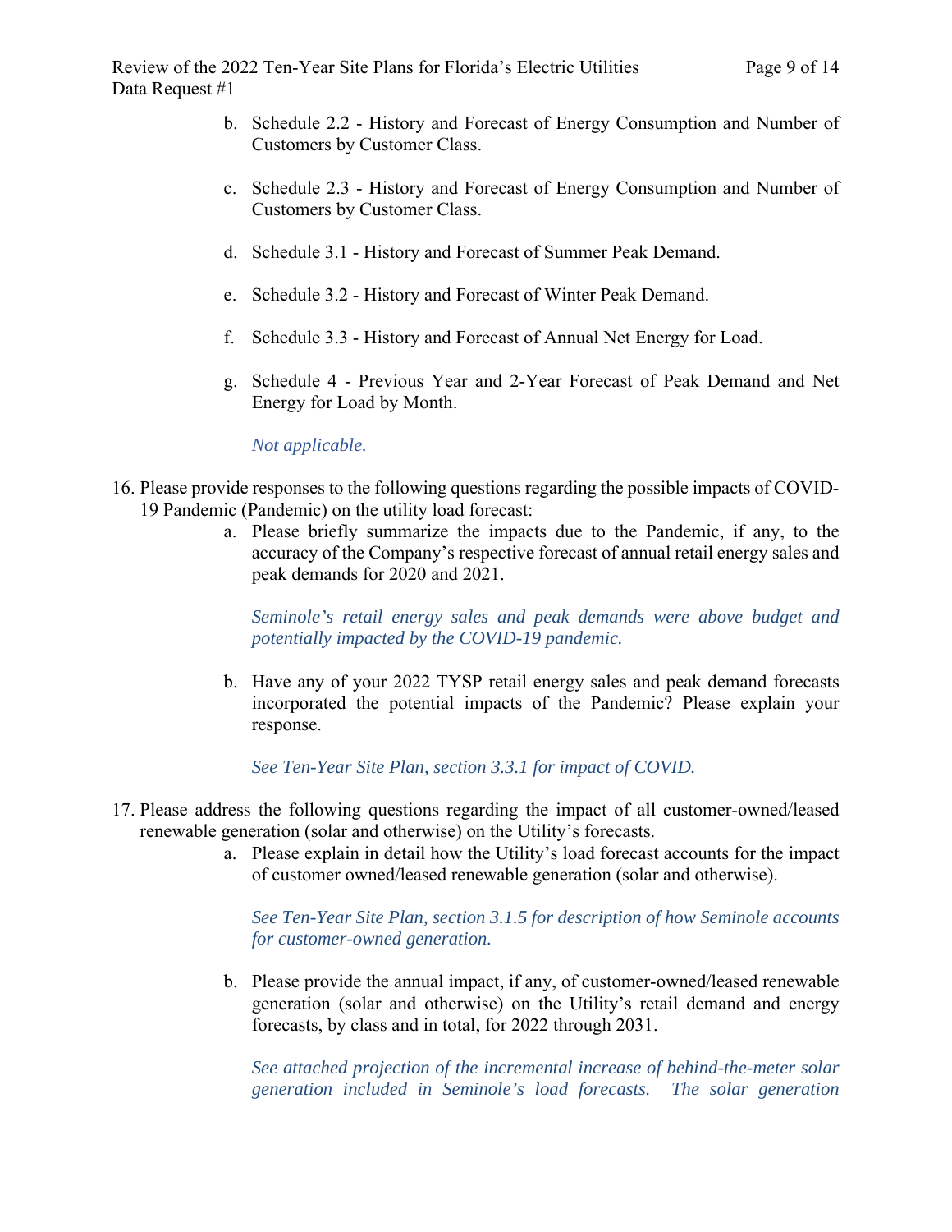b. Schedule 2.2 - History and Forecast of Energy Consumption and Number of Customers by Customer Class.

c. Schedule 2.3 - History and Forecast of Energy Consumption and Number of Customers by Customer Class.

d. Schedule 3.1 - History and Forecast of Summer Peak Demand.

e. Schedule 3.2 - History and Forecast of Winter Peak Demand.

f. Schedule 3.3 - History and Forecast of Annual Net Energy for Load.

g. Schedule 4 - Previous Year and 2-Year Forecast of Peak Demand and Net Energy for Load by Month.

*Not applicable.*

16. Please provide responses to the following questions regarding the possible impacts of COVID-19 Pandemic (Pandemic) on the utility load forecast:

    a. Please briefly summarize the impacts due to the Pandemic, if any, to the accuracy of the Company's respective forecast of annual retail energy sales and peak demands for 2020 and 2021.

    *Seminole's retail energy sales and peak demands were above budget and potentially impacted by the COVID-19 pandemic.*

    b. Have any of your 2022 TYSP retail energy sales and peak demand forecasts incorporated the potential impacts of the Pandemic? Please explain your response.

    *See Ten-Year Site Plan, section 3.3.1 for impact of COVID.*

17. Please address the following questions regarding the impact of all customer-owned/leased renewable generation (solar and otherwise) on the Utility's forecasts.

    a. Please explain in detail how the Utility's load forecast accounts for the impact of customer owned/leased renewable generation (solar and otherwise).

    *See Ten-Year Site Plan, section 3.1.5 for description of how Seminole accounts for customer-owned generation.*

    b. Please provide the annual impact, if any, of customer-owned/leased renewable generation (solar and otherwise) on the Utility's retail demand and energy forecasts, by class and in total, for 2022 through 2031.

    *See attached projection of the incremental increase of behind-the-meter solar generation included in Seminole's load forecasts. The solar generation*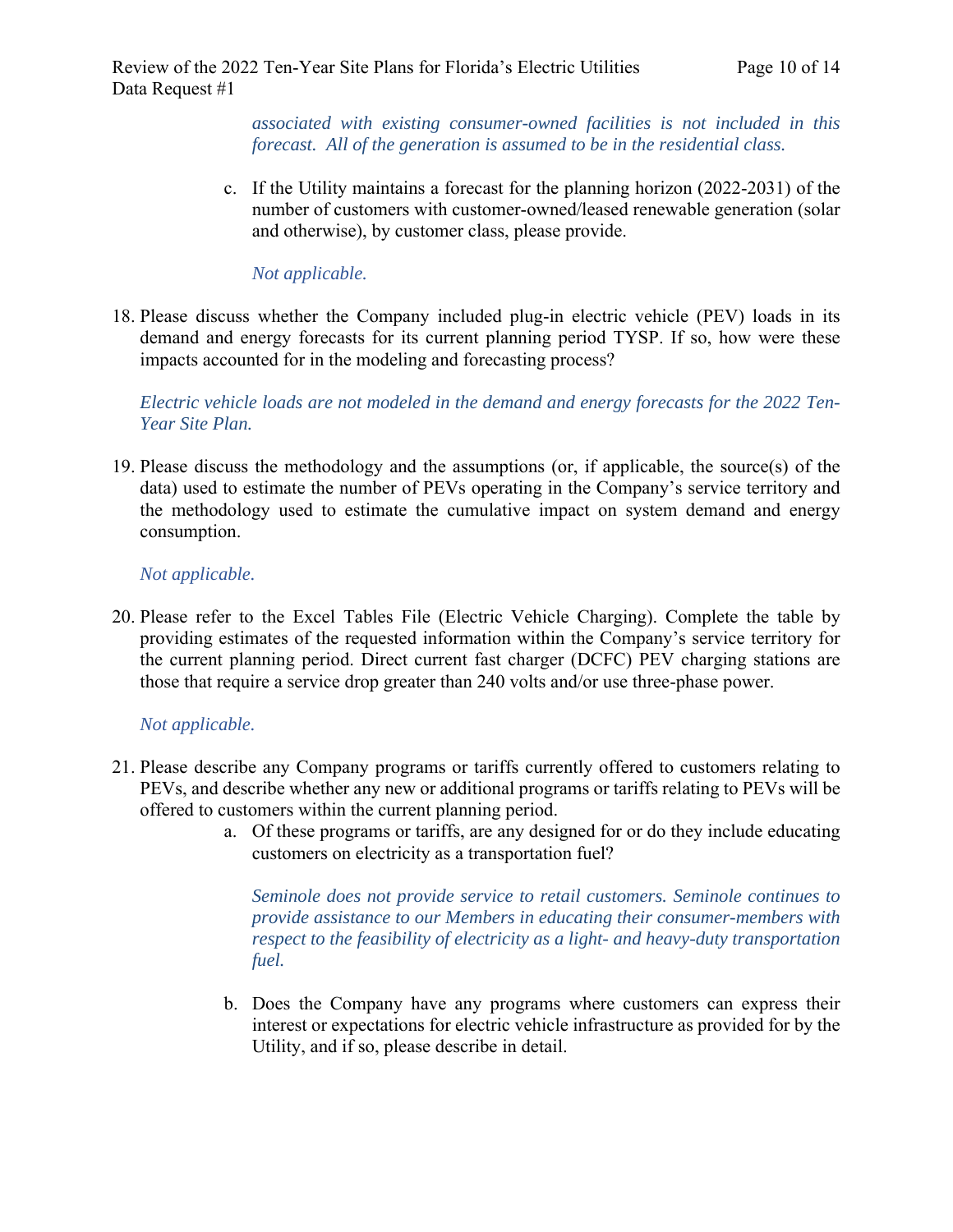*associated with existing consumer-owned facilities is not included in this forecast. All of the generation is assumed to be in the residential class.*

c. If the Utility maintains a forecast for the planning horizon (2022-2031) of the number of customers with customer-owned/leased renewable generation (solar and otherwise), by customer class, please provide.

   *Not applicable.*

18. Please discuss whether the Company included plug-in electric vehicle (PEV) loads in its demand and energy forecasts for its current planning period TYSP. If so, how were these impacts accounted for in the modeling and forecasting process?

    *Electric vehicle loads are not modeled in the demand and energy forecasts for the 2022 Ten-Year Site Plan.*

19. Please discuss the methodology and the assumptions (or, if applicable, the source(s) of the data) used to estimate the number of PEVs operating in the Company's service territory and the methodology used to estimate the cumulative impact on system demand and energy consumption.

    *Not applicable.*

20. Please refer to the Excel Tables File (Electric Vehicle Charging). Complete the table by providing estimates of the requested information within the Company's service territory for the current planning period. Direct current fast charger (DCFC) PEV charging stations are those that require a service drop greater than 240 volts and/or use three-phase power.

    *Not applicable.*

21. Please describe any Company programs or tariffs currently offered to customers relating to PEVs, and describe whether any new or additional programs or tariffs relating to PEVs will be offered to customers within the current planning period.

    a. Of these programs or tariffs, are any designed for or do they include educating customers on electricity as a transportation fuel?

       *Seminole does not provide service to retail customers. Seminole continues to provide assistance to our Members in educating their consumer-members with respect to the feasibility of electricity as a light- and heavy-duty transportation fuel.*

    b. Does the Company have any programs where customers can express their interest or expectations for electric vehicle infrastructure as provided for by the Utility, and if so, please describe in detail.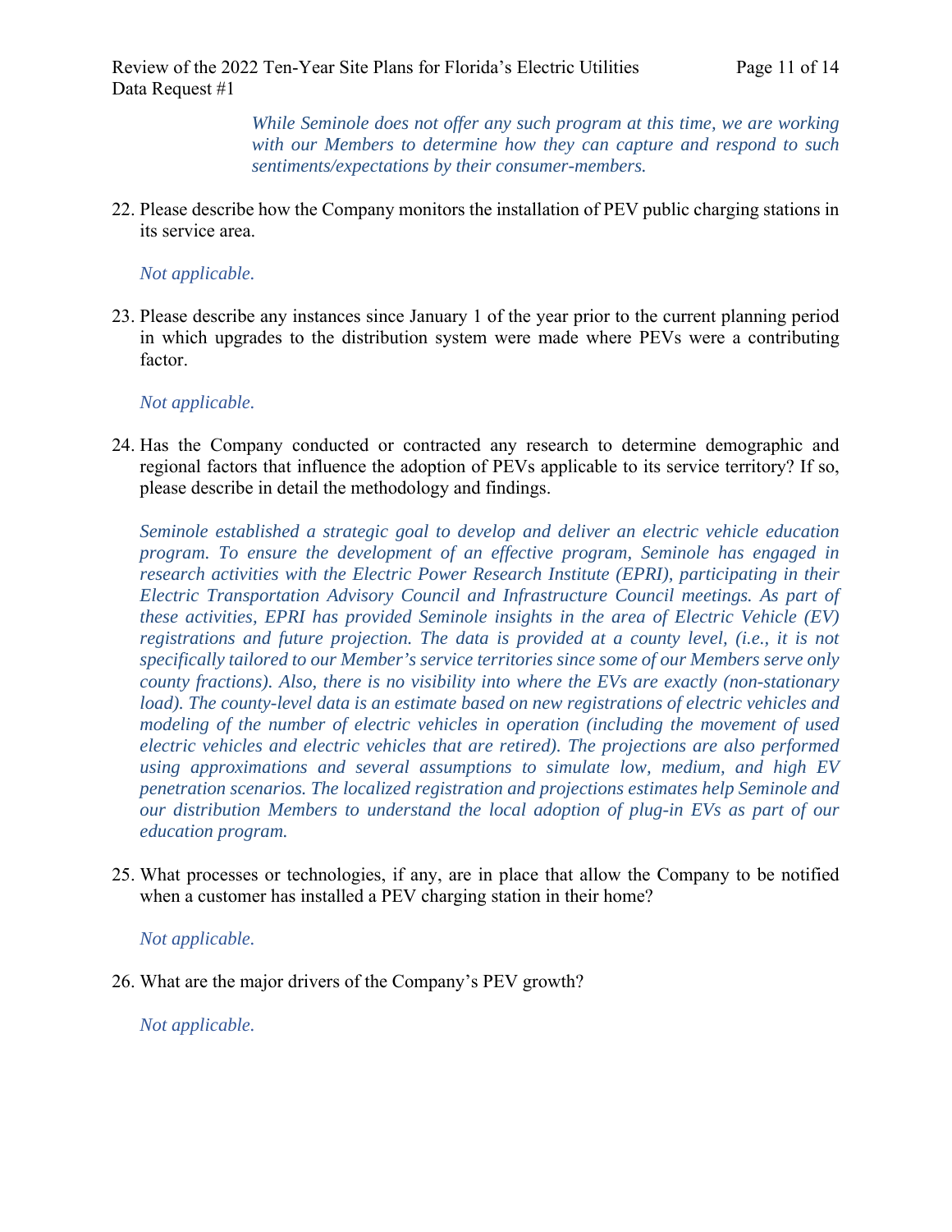*While Seminole does not offer any such program at this time, we are working with our Members to determine how they can capture and respond to such sentiments/expectations by their consumer-members.*

22. Please describe how the Company monitors the installation of PEV public charging stations in its service area.

    *Not applicable.*

23. Please describe any instances since January 1 of the year prior to the current planning period in which upgrades to the distribution system were made where PEVs were a contributing factor.

    *Not applicable.*

24. Has the Company conducted or contracted any research to determine demographic and regional factors that influence the adoption of PEVs applicable to its service territory? If so, please describe in detail the methodology and findings.

    *Seminole established a strategic goal to develop and deliver an electric vehicle education program. To ensure the development of an effective program, Seminole has engaged in research activities with the Electric Power Research Institute (EPRI), participating in their Electric Transportation Advisory Council and Infrastructure Council meetings. As part of these activities, EPRI has provided Seminole insights in the area of Electric Vehicle (EV) registrations and future projection. The data is provided at a county level, (i.e., it is not specifically tailored to our Member's service territories since some of our Members serve only county fractions). Also, there is no visibility into where the EVs are exactly (non-stationary load). The county-level data is an estimate based on new registrations of electric vehicles and modeling of the number of electric vehicles in operation (including the movement of used electric vehicles and electric vehicles that are retired). The projections are also performed using approximations and several assumptions to simulate low, medium, and high EV penetration scenarios. The localized registration and projections estimates help Seminole and our distribution Members to understand the local adoption of plug-in EVs as part of our education program.*

25. What processes or technologies, if any, are in place that allow the Company to be notified when a customer has installed a PEV charging station in their home?

    *Not applicable.*

26. What are the major drivers of the Company's PEV growth?

    *Not applicable.*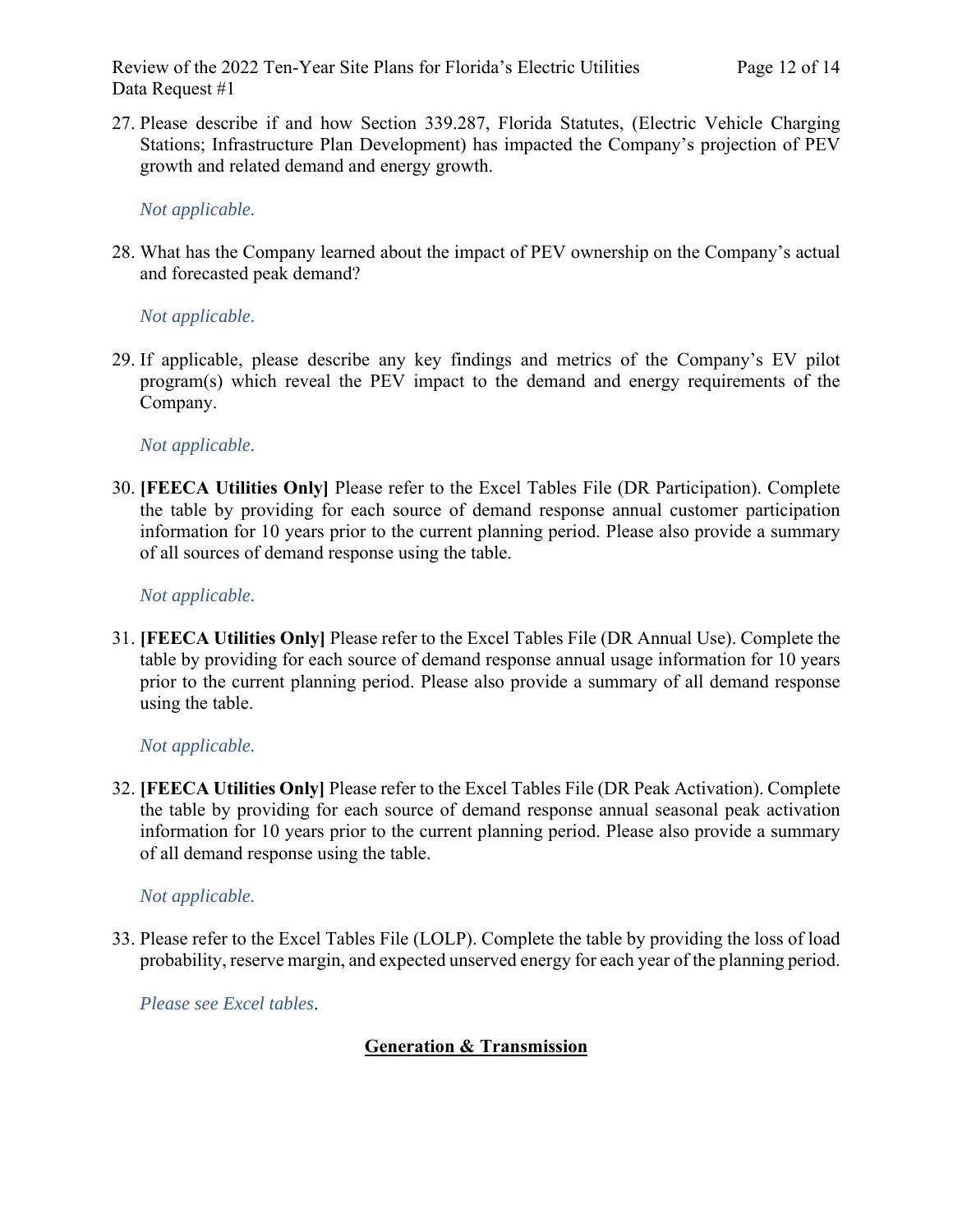27. Please describe if and how Section 339.287, Florida Statutes, (Electric Vehicle Charging Stations; Infrastructure Plan Development) has impacted the Company's projection of PEV growth and related demand and energy growth.

    *Not applicable.*

28. What has the Company learned about the impact of PEV ownership on the Company's actual and forecasted peak demand?

    *Not applicable.*

29. If applicable, please describe any key findings and metrics of the Company's EV pilot program(s) which reveal the PEV impact to the demand and energy requirements of the Company.

    *Not applicable.*

30. **[FEECA Utilities Only]** Please refer to the Excel Tables File (DR Participation). Complete the table by providing for each source of demand response annual customer participation information for 10 years prior to the current planning period. Please also provide a summary of all sources of demand response using the table.

    *Not applicable.*

31. **[FEECA Utilities Only]** Please refer to the Excel Tables File (DR Annual Use). Complete the table by providing for each source of demand response annual usage information for 10 years prior to the current planning period. Please also provide a summary of all demand response using the table.

    *Not applicable.*

32. **[FEECA Utilities Only]** Please refer to the Excel Tables File (DR Peak Activation). Complete the table by providing for each source of demand response annual seasonal peak activation information for 10 years prior to the current planning period. Please also provide a summary of all demand response using the table.

    *Not applicable.*

33. Please refer to the Excel Tables File (LOLP). Complete the table by providing the loss of load probability, reserve margin, and expected unserved energy for each year of the planning period.

    *Please see Excel tables*.

## Generation & Transmission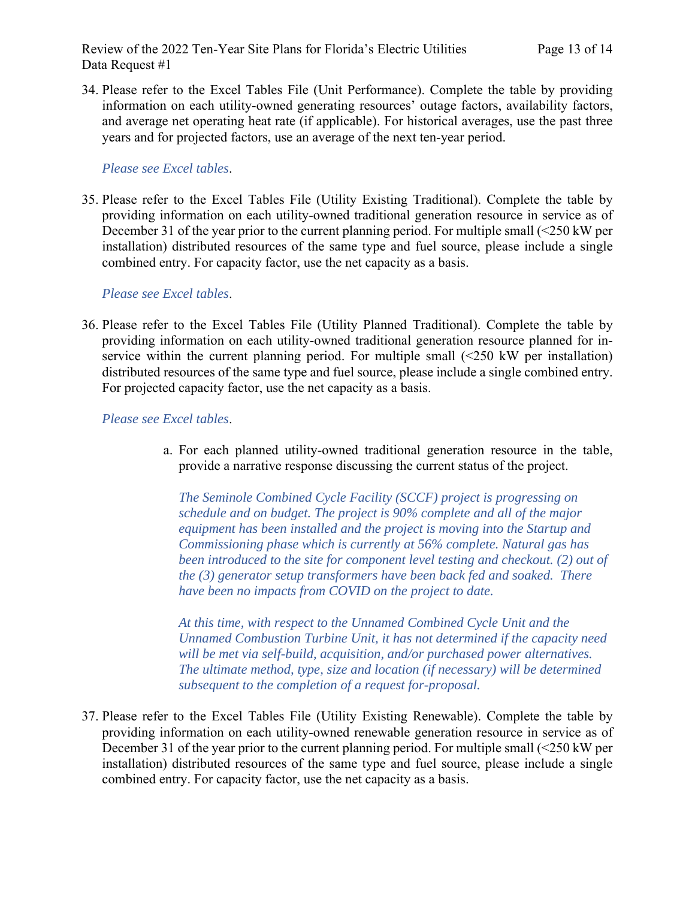34. Please refer to the Excel Tables File (Unit Performance). Complete the table by providing information on each utility-owned generating resources' outage factors, availability factors, and average net operating heat rate (if applicable). For historical averages, use the past three years and for projected factors, use an average of the next ten-year period.

    *Please see Excel tables*.

35. Please refer to the Excel Tables File (Utility Existing Traditional). Complete the table by providing information on each utility-owned traditional generation resource in service as of December 31 of the year prior to the current planning period. For multiple small (<250 kW per installation) distributed resources of the same type and fuel source, please include a single combined entry. For capacity factor, use the net capacity as a basis.

    *Please see Excel tables*.

36. Please refer to the Excel Tables File (Utility Planned Traditional). Complete the table by providing information on each utility-owned traditional generation resource planned for in-service within the current planning period. For multiple small (<250 kW per installation) distributed resources of the same type and fuel source, please include a single combined entry. For projected capacity factor, use the net capacity as a basis.

    *Please see Excel tables*.

    a. For each planned utility-owned traditional generation resource in the table, provide a narrative response discussing the current status of the project.

       *The Seminole Combined Cycle Facility (SCCF) project is progressing on schedule and on budget. The project is 90% complete and all of the major equipment has been installed and the project is moving into the Startup and Commissioning phase which is currently at 56% complete. Natural gas has been introduced to the site for component level testing and checkout. (2) out of the (3) generator setup transformers have been back fed and soaked. There have been no impacts from COVID on the project to date.*

       *At this time, with respect to the Unnamed Combined Cycle Unit and the Unnamed Combustion Turbine Unit, it has not determined if the capacity need will be met via self-build, acquisition, and/or purchased power alternatives. The ultimate method, type, size and location (if necessary) will be determined subsequent to the completion of a request for-proposal.*

37. Please refer to the Excel Tables File (Utility Existing Renewable). Complete the table by providing information on each utility-owned renewable generation resource in service as of December 31 of the year prior to the current planning period. For multiple small (<250 kW per installation) distributed resources of the same type and fuel source, please include a single combined entry. For capacity factor, use the net capacity as a basis.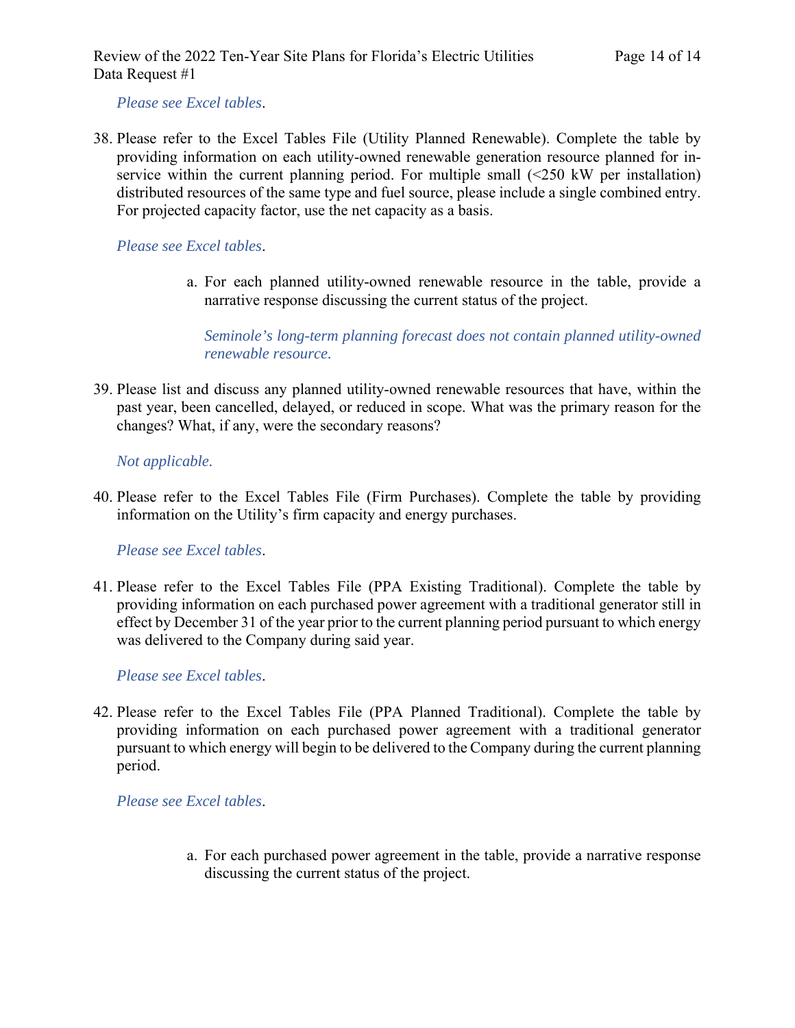*Please see Excel tables*.

38. Please refer to the Excel Tables File (Utility Planned Renewable). Complete the table by providing information on each utility-owned renewable generation resource planned for in-service within the current planning period. For multiple small (<250 kW per installation) distributed resources of the same type and fuel source, please include a single combined entry. For projected capacity factor, use the net capacity as a basis.

    *Please see Excel tables*.

    a. For each planned utility-owned renewable resource in the table, provide a narrative response discussing the current status of the project.

        *Seminole's long-term planning forecast does not contain planned utility-owned renewable resource.*

39. Please list and discuss any planned utility-owned renewable resources that have, within the past year, been cancelled, delayed, or reduced in scope. What was the primary reason for the changes? What, if any, were the secondary reasons?

    *Not applicable.*

40. Please refer to the Excel Tables File (Firm Purchases). Complete the table by providing information on the Utility's firm capacity and energy purchases.

    *Please see Excel tables*.

41. Please refer to the Excel Tables File (PPA Existing Traditional). Complete the table by providing information on each purchased power agreement with a traditional generator still in effect by December 31 of the year prior to the current planning period pursuant to which energy was delivered to the Company during said year.

    *Please see Excel tables*.

42. Please refer to the Excel Tables File (PPA Planned Traditional). Complete the table by providing information on each purchased power agreement with a traditional generator pursuant to which energy will begin to be delivered to the Company during the current planning period.

    *Please see Excel tables*.

    a. For each purchased power agreement in the table, provide a narrative response discussing the current status of the project.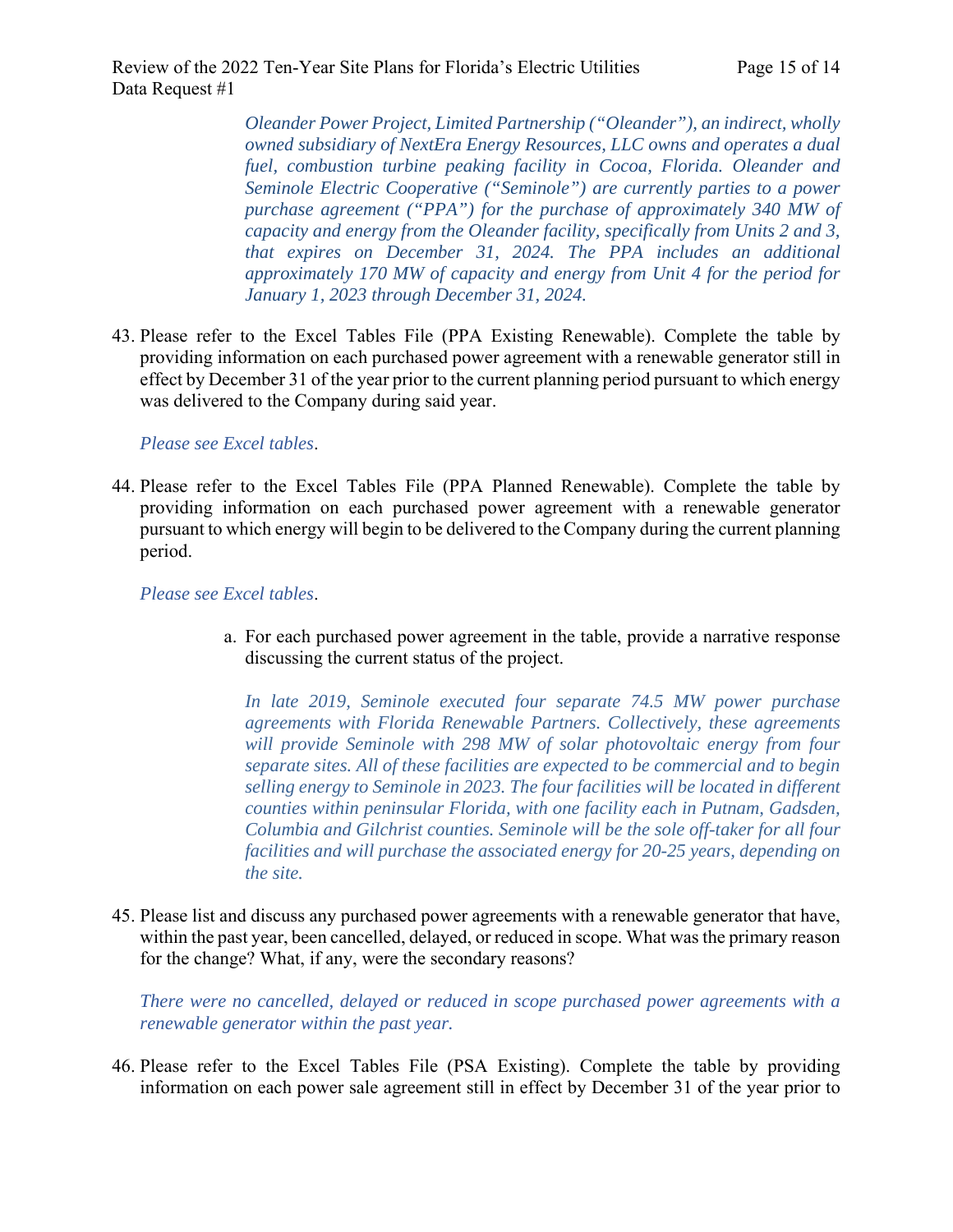*Oleander Power Project, Limited Partnership ("Oleander"), an indirect, wholly owned subsidiary of NextEra Energy Resources, LLC owns and operates a dual fuel, combustion turbine peaking facility in Cocoa, Florida. Oleander and Seminole Electric Cooperative ("Seminole") are currently parties to a power purchase agreement ("PPA") for the purchase of approximately 340 MW of capacity and energy from the Oleander facility, specifically from Units 2 and 3, that expires on December 31, 2024. The PPA includes an additional approximately 170 MW of capacity and energy from Unit 4 for the period for January 1, 2023 through December 31, 2024.*

43. Please refer to the Excel Tables File (PPA Existing Renewable). Complete the table by providing information on each purchased power agreement with a renewable generator still in effect by December 31 of the year prior to the current planning period pursuant to which energy was delivered to the Company during said year.

    *Please see Excel tables*.

44. Please refer to the Excel Tables File (PPA Planned Renewable). Complete the table by providing information on each purchased power agreement with a renewable generator pursuant to which energy will begin to be delivered to the Company during the current planning period.

    *Please see Excel tables*.

    a. For each purchased power agreement in the table, provide a narrative response discussing the current status of the project.

       *In late 2019, Seminole executed four separate 74.5 MW power purchase agreements with Florida Renewable Partners. Collectively, these agreements will provide Seminole with 298 MW of solar photovoltaic energy from four separate sites. All of these facilities are expected to be commercial and to begin selling energy to Seminole in 2023. The four facilities will be located in different counties within peninsular Florida, with one facility each in Putnam, Gadsden, Columbia and Gilchrist counties. Seminole will be the sole off-taker for all four facilities and will purchase the associated energy for 20-25 years, depending on the site.*

45. Please list and discuss any purchased power agreements with a renewable generator that have, within the past year, been cancelled, delayed, or reduced in scope. What was the primary reason for the change? What, if any, were the secondary reasons?

    *There were no cancelled, delayed or reduced in scope purchased power agreements with a renewable generator within the past year.*

46. Please refer to the Excel Tables File (PSA Existing). Complete the table by providing information on each power sale agreement still in effect by December 31 of the year prior to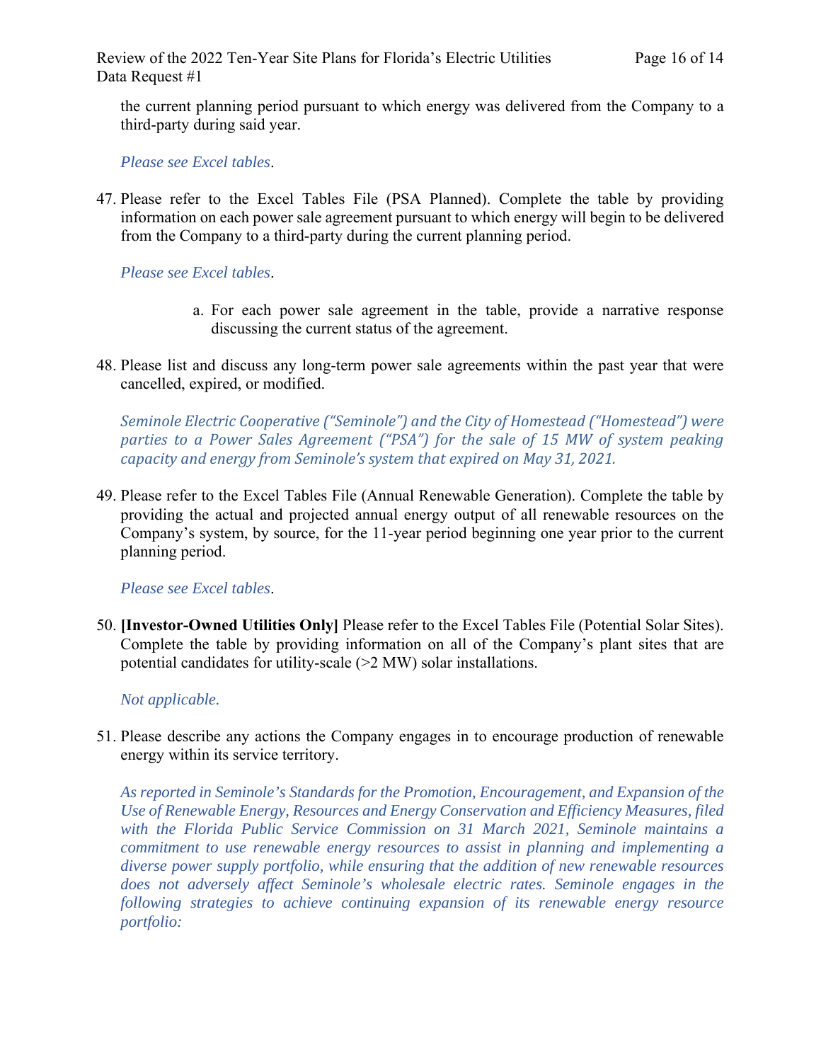the current planning period pursuant to which energy was delivered from the Company to a third-party during said year.

*Please see Excel tables*.

47. Please refer to the Excel Tables File (PSA Planned). Complete the table by providing information on each power sale agreement pursuant to which energy will begin to be delivered from the Company to a third-party during the current planning period.

    *Please see Excel tables*.

    a. For each power sale agreement in the table, provide a narrative response discussing the current status of the agreement.

48. Please list and discuss any long-term power sale agreements within the past year that were cancelled, expired, or modified.

    *Seminole Electric Cooperative ("Seminole") and the City of Homestead ("Homestead") were parties to a Power Sales Agreement ("PSA") for the sale of 15 MW of system peaking capacity and energy from Seminole's system that expired on May 31, 2021.*

49. Please refer to the Excel Tables File (Annual Renewable Generation). Complete the table by providing the actual and projected annual energy output of all renewable resources on the Company's system, by source, for the 11-year period beginning one year prior to the current planning period.

    *Please see Excel tables*.

50. **[Investor-Owned Utilities Only]** Please refer to the Excel Tables File (Potential Solar Sites). Complete the table by providing information on all of the Company's plant sites that are potential candidates for utility-scale (>2 MW) solar installations.

    *Not applicable.*

51. Please describe any actions the Company engages in to encourage production of renewable energy within its service territory.

    *As reported in Seminole's Standards for the Promotion, Encouragement, and Expansion of the Use of Renewable Energy, Resources and Energy Conservation and Efficiency Measures, filed with the Florida Public Service Commission on 31 March 2021, Seminole maintains a commitment to use renewable energy resources to assist in planning and implementing a diverse power supply portfolio, while ensuring that the addition of new renewable resources does not adversely affect Seminole's wholesale electric rates. Seminole engages in the following strategies to achieve continuing expansion of its renewable energy resource portfolio:*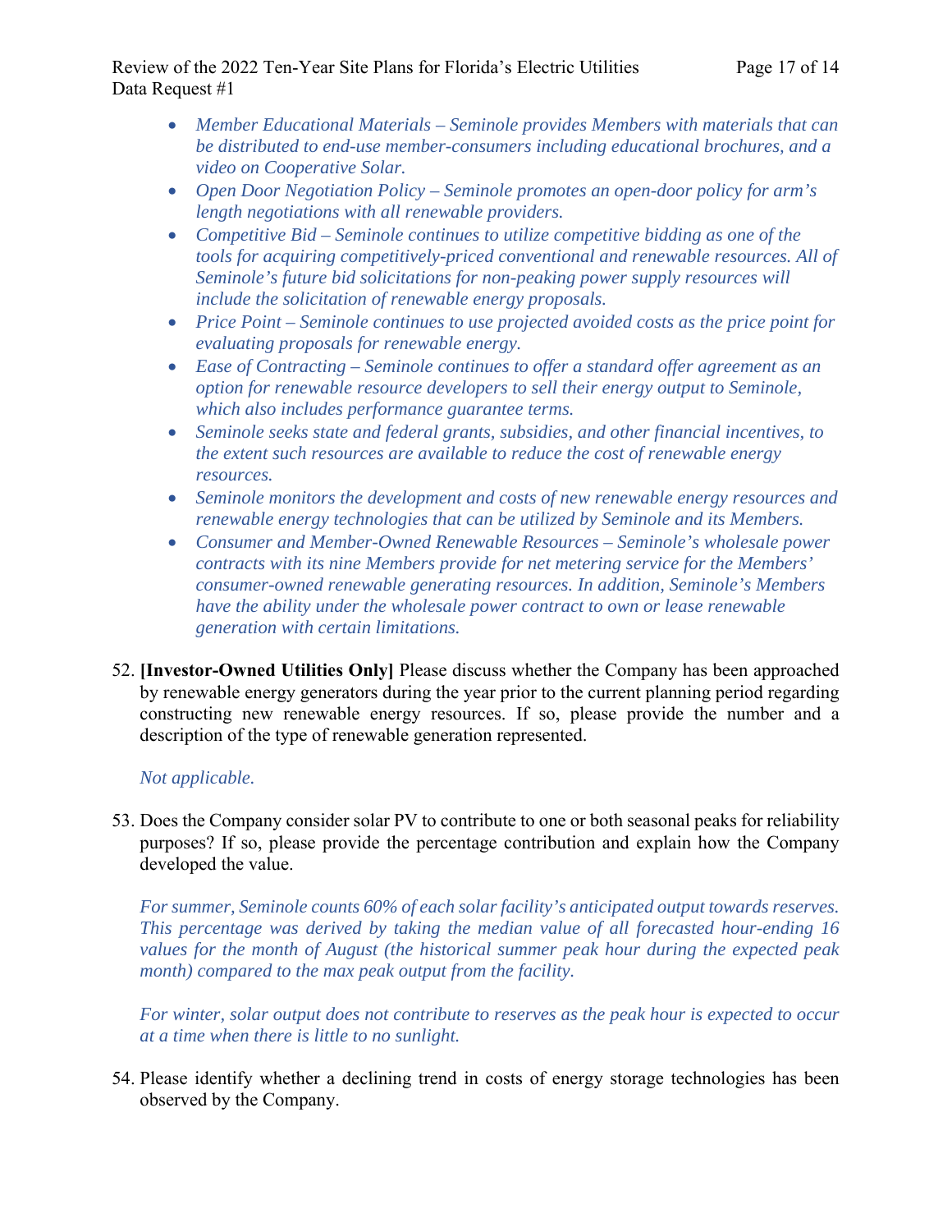- *Member Educational Materials – Seminole provides Members with materials that can be distributed to end-use member-consumers including educational brochures, and a video on Cooperative Solar.*
- *Open Door Negotiation Policy – Seminole promotes an open-door policy for arm's length negotiations with all renewable providers.*
- *Competitive Bid – Seminole continues to utilize competitive bidding as one of the tools for acquiring competitively-priced conventional and renewable resources. All of Seminole's future bid solicitations for non-peaking power supply resources will include the solicitation of renewable energy proposals.*
- *Price Point – Seminole continues to use projected avoided costs as the price point for evaluating proposals for renewable energy.*
- *Ease of Contracting – Seminole continues to offer a standard offer agreement as an option for renewable resource developers to sell their energy output to Seminole, which also includes performance guarantee terms.*
- *Seminole seeks state and federal grants, subsidies, and other financial incentives, to the extent such resources are available to reduce the cost of renewable energy resources.*
- *Seminole monitors the development and costs of new renewable energy resources and renewable energy technologies that can be utilized by Seminole and its Members.*
- *Consumer and Member-Owned Renewable Resources – Seminole's wholesale power contracts with its nine Members provide for net metering service for the Members' consumer-owned renewable generating resources. In addition, Seminole's Members have the ability under the wholesale power contract to own or lease renewable generation with certain limitations.*

52. **[Investor-Owned Utilities Only]** Please discuss whether the Company has been approached by renewable energy generators during the year prior to the current planning period regarding constructing new renewable energy resources. If so, please provide the number and a description of the type of renewable generation represented.

    *Not applicable.*

53. Does the Company consider solar PV to contribute to one or both seasonal peaks for reliability purposes? If so, please provide the percentage contribution and explain how the Company developed the value.

    *For summer, Seminole counts 60% of each solar facility's anticipated output towards reserves. This percentage was derived by taking the median value of all forecasted hour-ending 16 values for the month of August (the historical summer peak hour during the expected peak month) compared to the max peak output from the facility.*

    *For winter, solar output does not contribute to reserves as the peak hour is expected to occur at a time when there is little to no sunlight.*

54. Please identify whether a declining trend in costs of energy storage technologies has been observed by the Company.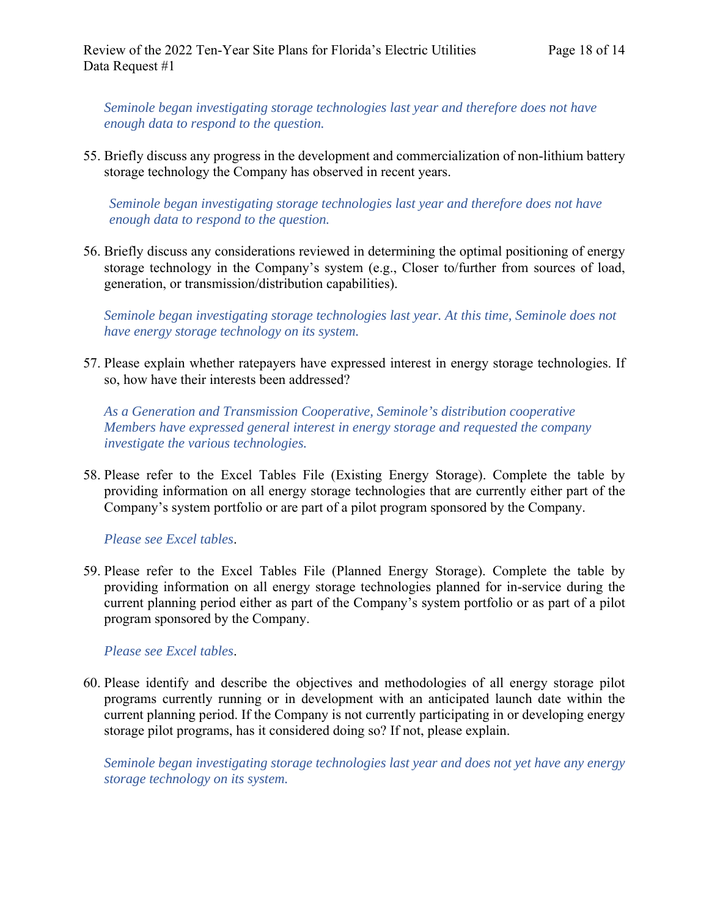*Seminole began investigating storage technologies last year and therefore does not have enough data to respond to the question.*

55. Briefly discuss any progress in the development and commercialization of non-lithium battery storage technology the Company has observed in recent years.

    *Seminole began investigating storage technologies last year and therefore does not have enough data to respond to the question.*

56. Briefly discuss any considerations reviewed in determining the optimal positioning of energy storage technology in the Company's system (e.g., Closer to/further from sources of load, generation, or transmission/distribution capabilities).

    *Seminole began investigating storage technologies last year. At this time, Seminole does not have energy storage technology on its system.*

57. Please explain whether ratepayers have expressed interest in energy storage technologies. If so, how have their interests been addressed?

    *As a Generation and Transmission Cooperative, Seminole's distribution cooperative Members have expressed general interest in energy storage and requested the company investigate the various technologies.*

58. Please refer to the Excel Tables File (Existing Energy Storage). Complete the table by providing information on all energy storage technologies that are currently either part of the Company's system portfolio or are part of a pilot program sponsored by the Company.

    *Please see Excel tables*.

59. Please refer to the Excel Tables File (Planned Energy Storage). Complete the table by providing information on all energy storage technologies planned for in-service during the current planning period either as part of the Company's system portfolio or as part of a pilot program sponsored by the Company.

    *Please see Excel tables*.

60. Please identify and describe the objectives and methodologies of all energy storage pilot programs currently running or in development with an anticipated launch date within the current planning period. If the Company is not currently participating in or developing energy storage pilot programs, has it considered doing so? If not, please explain.

    *Seminole began investigating storage technologies last year and does not yet have any energy storage technology on its system.*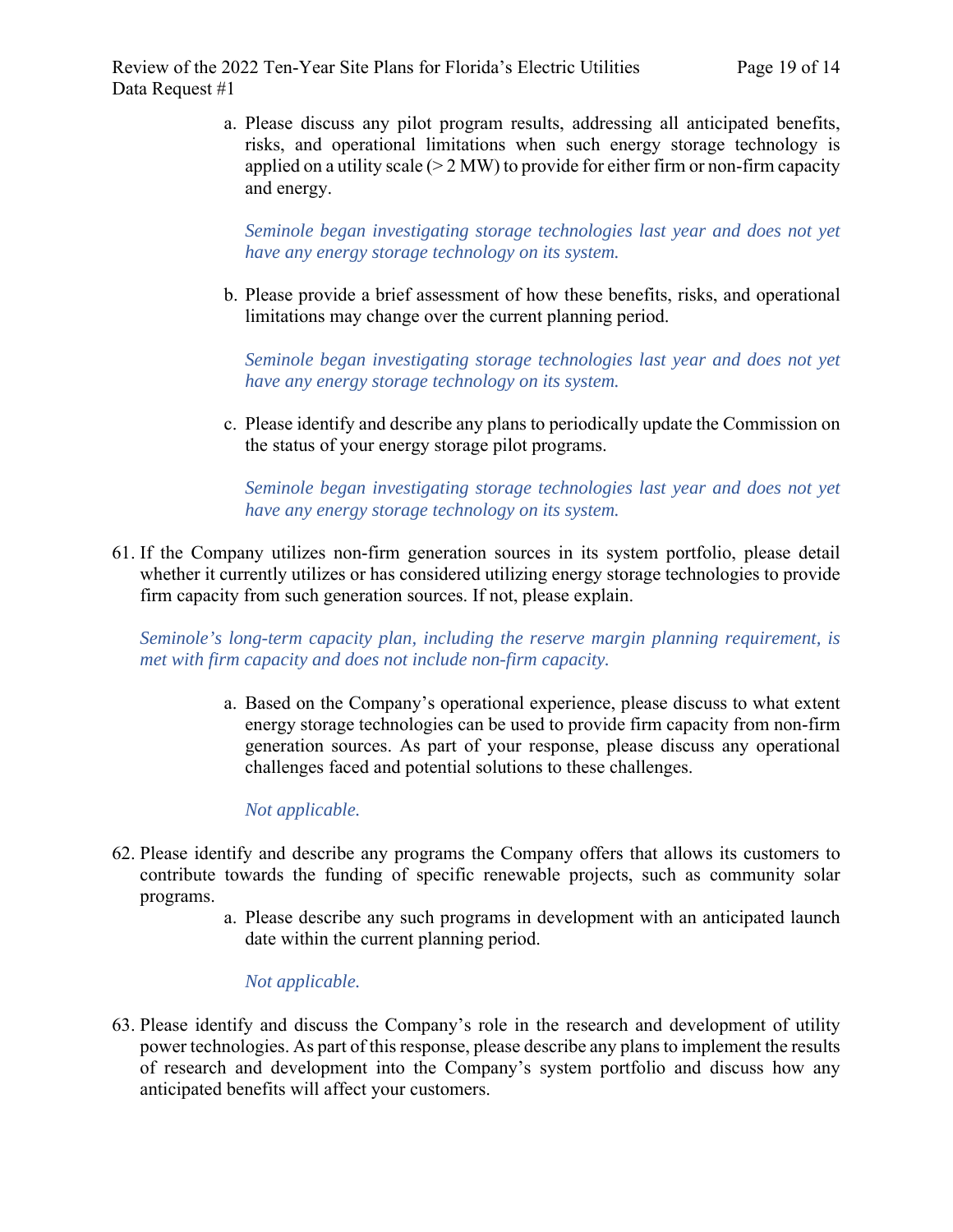a. Please discuss any pilot program results, addressing all anticipated benefits, risks, and operational limitations when such energy storage technology is applied on a utility scale (> 2 MW) to provide for either firm or non-firm capacity and energy.

   *Seminole began investigating storage technologies last year and does not yet have any energy storage technology on its system.*

b. Please provide a brief assessment of how these benefits, risks, and operational limitations may change over the current planning period.

   *Seminole began investigating storage technologies last year and does not yet have any energy storage technology on its system.*

c. Please identify and describe any plans to periodically update the Commission on the status of your energy storage pilot programs.

   *Seminole began investigating storage technologies last year and does not yet have any energy storage technology on its system.*

61. If the Company utilizes non-firm generation sources in its system portfolio, please detail whether it currently utilizes or has considered utilizing energy storage technologies to provide firm capacity from such generation sources. If not, please explain.

    *Seminole's long-term capacity plan, including the reserve margin planning requirement, is met with firm capacity and does not include non-firm capacity.*

    a. Based on the Company's operational experience, please discuss to what extent energy storage technologies can be used to provide firm capacity from non-firm generation sources. As part of your response, please discuss any operational challenges faced and potential solutions to these challenges.

       *Not applicable.*

62. Please identify and describe any programs the Company offers that allows its customers to contribute towards the funding of specific renewable projects, such as community solar programs.

    a. Please describe any such programs in development with an anticipated launch date within the current planning period.

       *Not applicable.*

63. Please identify and discuss the Company's role in the research and development of utility power technologies. As part of this response, please describe any plans to implement the results of research and development into the Company's system portfolio and discuss how any anticipated benefits will affect your customers.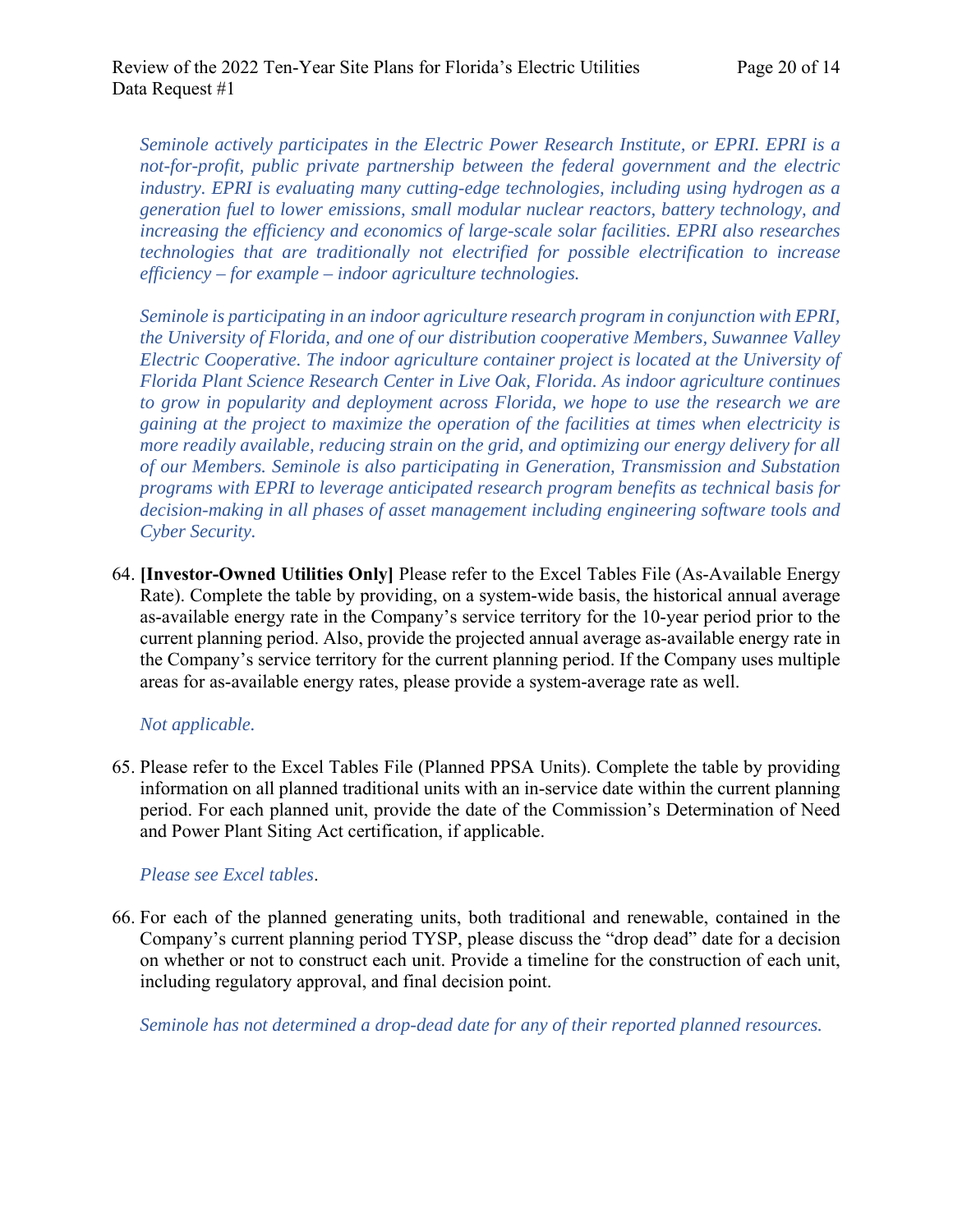*Seminole actively participates in the Electric Power Research Institute, or EPRI. EPRI is a not-for-profit, public private partnership between the federal government and the electric industry. EPRI is evaluating many cutting-edge technologies, including using hydrogen as a generation fuel to lower emissions, small modular nuclear reactors, battery technology, and increasing the efficiency and economics of large-scale solar facilities. EPRI also researches technologies that are traditionally not electrified for possible electrification to increase efficiency – for example – indoor agriculture technologies.*

*Seminole is participating in an indoor agriculture research program in conjunction with EPRI, the University of Florida, and one of our distribution cooperative Members, Suwannee Valley Electric Cooperative. The indoor agriculture container project is located at the University of Florida Plant Science Research Center in Live Oak, Florida. As indoor agriculture continues to grow in popularity and deployment across Florida, we hope to use the research we are gaining at the project to maximize the operation of the facilities at times when electricity is more readily available, reducing strain on the grid, and optimizing our energy delivery for all of our Members. Seminole is also participating in Generation, Transmission and Substation programs with EPRI to leverage anticipated research program benefits as technical basis for decision-making in all phases of asset management including engineering software tools and Cyber Security.*

64. **[Investor-Owned Utilities Only]** Please refer to the Excel Tables File (As-Available Energy Rate). Complete the table by providing, on a system-wide basis, the historical annual average as-available energy rate in the Company's service territory for the 10-year period prior to the current planning period. Also, provide the projected annual average as-available energy rate in the Company's service territory for the current planning period. If the Company uses multiple areas for as-available energy rates, please provide a system-average rate as well.

   *Not applicable.*

65. Please refer to the Excel Tables File (Planned PPSA Units). Complete the table by providing information on all planned traditional units with an in-service date within the current planning period. For each planned unit, provide the date of the Commission's Determination of Need and Power Plant Siting Act certification, if applicable.

   *Please see Excel tables*.

66. For each of the planned generating units, both traditional and renewable, contained in the Company's current planning period TYSP, please discuss the "drop dead" date for a decision on whether or not to construct each unit. Provide a timeline for the construction of each unit, including regulatory approval, and final decision point.

   *Seminole has not determined a drop-dead date for any of their reported planned resources.*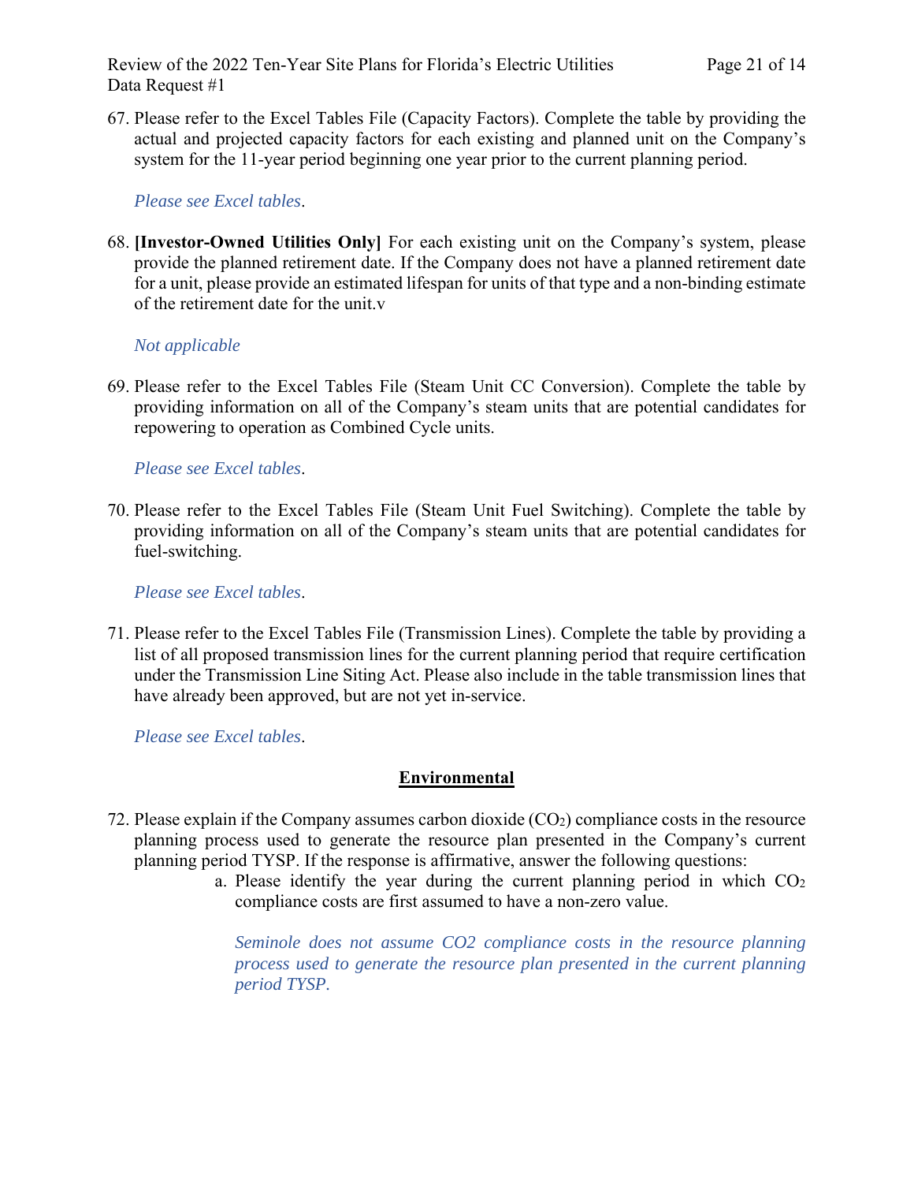67. Please refer to the Excel Tables File (Capacity Factors). Complete the table by providing the actual and projected capacity factors for each existing and planned unit on the Company's system for the 11-year period beginning one year prior to the current planning period.

    *Please see Excel tables*.

68. **[Investor-Owned Utilities Only]** For each existing unit on the Company's system, please provide the planned retirement date. If the Company does not have a planned retirement date for a unit, please provide an estimated lifespan for units of that type and a non-binding estimate of the retirement date for the unit.v

    *Not applicable*

69. Please refer to the Excel Tables File (Steam Unit CC Conversion). Complete the table by providing information on all of the Company's steam units that are potential candidates for repowering to operation as Combined Cycle units.

    *Please see Excel tables*.

70. Please refer to the Excel Tables File (Steam Unit Fuel Switching). Complete the table by providing information on all of the Company's steam units that are potential candidates for fuel-switching.

    *Please see Excel tables*.

71. Please refer to the Excel Tables File (Transmission Lines). Complete the table by providing a list of all proposed transmission lines for the current planning period that require certification under the Transmission Line Siting Act. Please also include in the table transmission lines that have already been approved, but are not yet in-service.

    *Please see Excel tables*.

## Environmental

72. Please explain if the Company assumes carbon dioxide ($CO_2$) compliance costs in the resource planning process used to generate the resource plan presented in the Company's current planning period TYSP. If the response is affirmative, answer the following questions:

    a. Please identify the year during the current planning period in which $CO_2$ compliance costs are first assumed to have a non-zero value.

       *Seminole does not assume CO2 compliance costs in the resource planning process used to generate the resource plan presented in the current planning period TYSP.*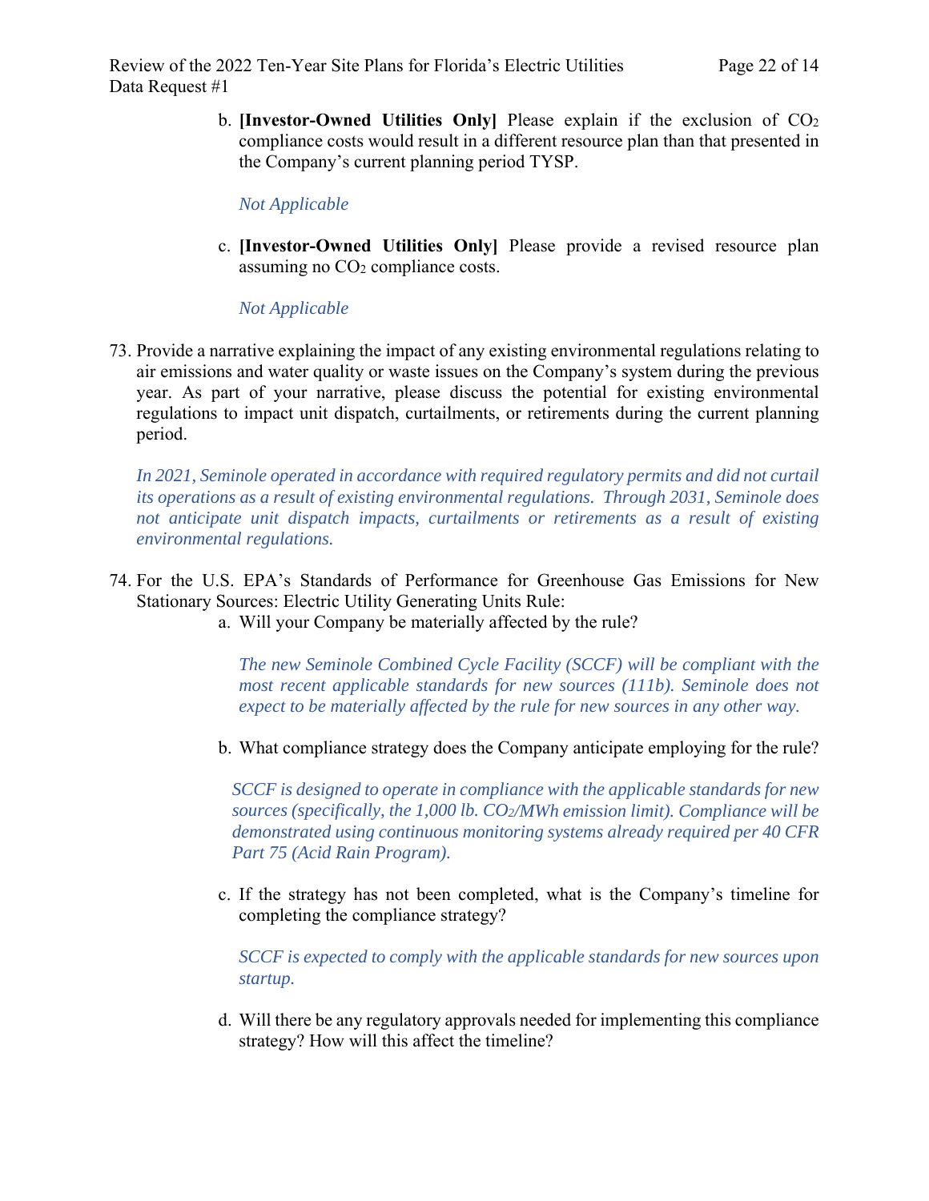b. **[Investor-Owned Utilities Only]** Please explain if the exclusion of $CO_2$ compliance costs would result in a different resource plan than that presented in the Company's current planning period TYSP.

   *Not Applicable*

c. **[Investor-Owned Utilities Only]** Please provide a revised resource plan assuming no $CO_2$ compliance costs.

   *Not Applicable*

73. Provide a narrative explaining the impact of any existing environmental regulations relating to air emissions and water quality or waste issues on the Company's system during the previous year. As part of your narrative, please discuss the potential for existing environmental regulations to impact unit dispatch, curtailments, or retirements during the current planning period.

    *In 2021, Seminole operated in accordance with required regulatory permits and did not curtail its operations as a result of existing environmental regulations. Through 2031, Seminole does not anticipate unit dispatch impacts, curtailments or retirements as a result of existing environmental regulations.*

74. For the U.S. EPA's Standards of Performance for Greenhouse Gas Emissions for New Stationary Sources: Electric Utility Generating Units Rule:

    a. Will your Company be materially affected by the rule?

       *The new Seminole Combined Cycle Facility (SCCF) will be compliant with the most recent applicable standards for new sources (111b). Seminole does not expect to be materially affected by the rule for new sources in any other way.*

    b. What compliance strategy does the Company anticipate employing for the rule?

       *SCCF is designed to operate in compliance with the applicable standards for new sources (specifically, the 1,000 lb. $CO_2$/MWh emission limit). Compliance will be demonstrated using continuous monitoring systems already required per 40 CFR Part 75 (Acid Rain Program).*

    c. If the strategy has not been completed, what is the Company's timeline for completing the compliance strategy?

       *SCCF is expected to comply with the applicable standards for new sources upon startup.*

    d. Will there be any regulatory approvals needed for implementing this compliance strategy? How will this affect the timeline?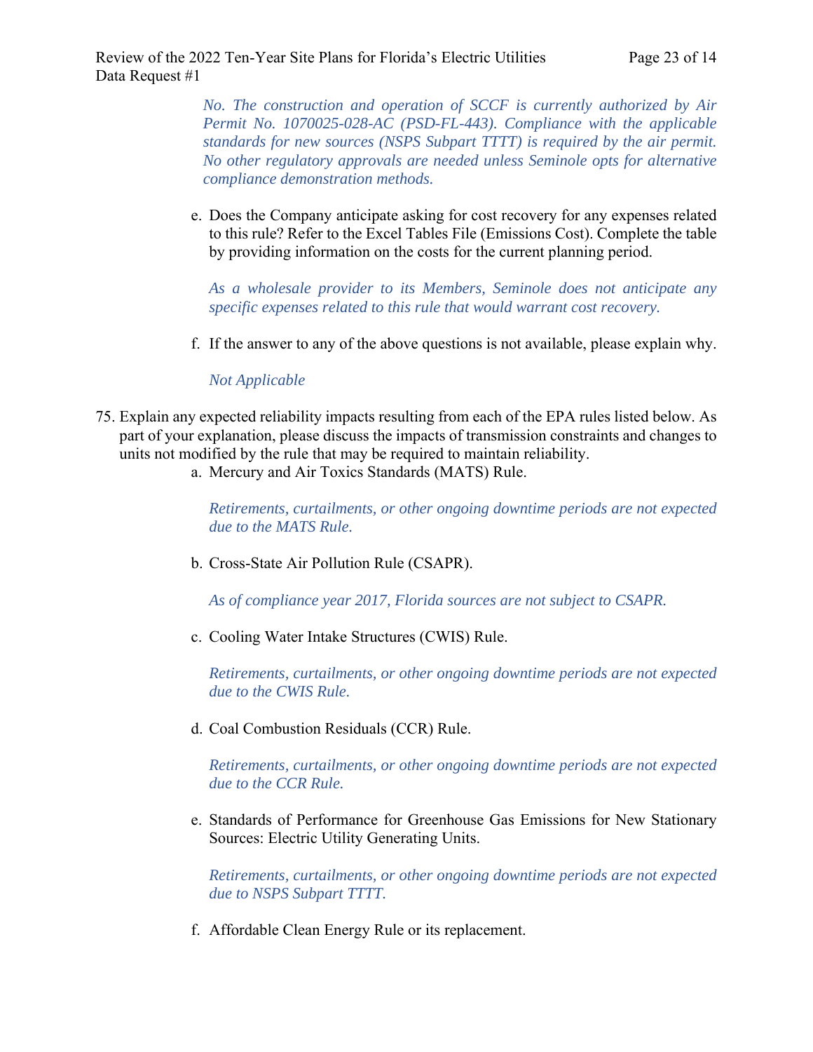*No. The construction and operation of SCCF is currently authorized by Air Permit No. 1070025-028-AC (PSD-FL-443). Compliance with the applicable standards for new sources (NSPS Subpart TTTT) is required by the air permit. No other regulatory approvals are needed unless Seminole opts for alternative compliance demonstration methods.*

e. Does the Company anticipate asking for cost recovery for any expenses related to this rule? Refer to the Excel Tables File (Emissions Cost). Complete the table by providing information on the costs for the current planning period.

   *As a wholesale provider to its Members, Seminole does not anticipate any specific expenses related to this rule that would warrant cost recovery.*

f. If the answer to any of the above questions is not available, please explain why.

   *Not Applicable*

75. Explain any expected reliability impacts resulting from each of the EPA rules listed below. As part of your explanation, please discuss the impacts of transmission constraints and changes to units not modified by the rule that may be required to maintain reliability.

   a. Mercury and Air Toxics Standards (MATS) Rule.

      *Retirements, curtailments, or other ongoing downtime periods are not expected due to the MATS Rule.*

   b. Cross-State Air Pollution Rule (CSAPR).

      *As of compliance year 2017, Florida sources are not subject to CSAPR.*

   c. Cooling Water Intake Structures (CWIS) Rule.

      *Retirements, curtailments, or other ongoing downtime periods are not expected due to the CWIS Rule.*

   d. Coal Combustion Residuals (CCR) Rule.

      *Retirements, curtailments, or other ongoing downtime periods are not expected due to the CCR Rule.*

   e. Standards of Performance for Greenhouse Gas Emissions for New Stationary Sources: Electric Utility Generating Units.

      *Retirements, curtailments, or other ongoing downtime periods are not expected due to NSPS Subpart TTTT.*

   f. Affordable Clean Energy Rule or its replacement.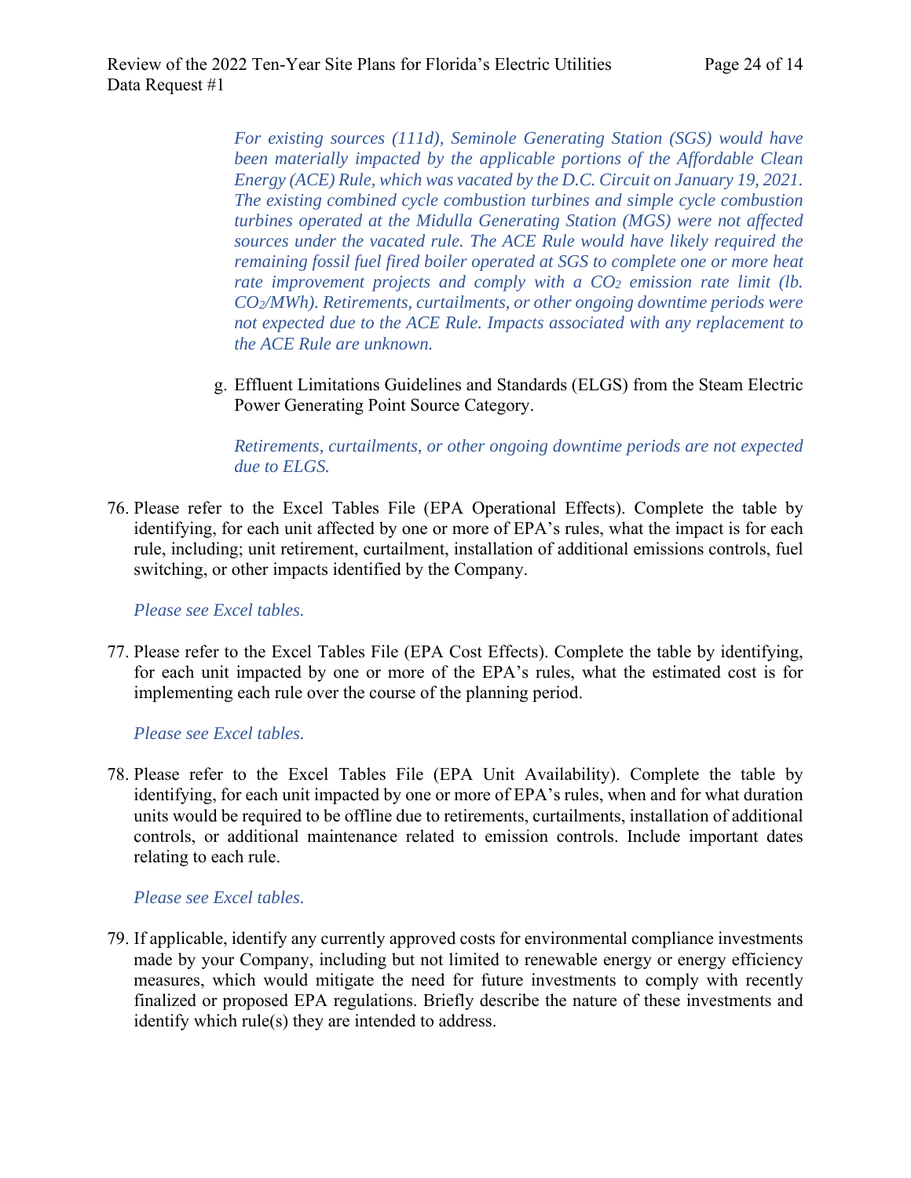*For existing sources (111d), Seminole Generating Station (SGS) would have been materially impacted by the applicable portions of the Affordable Clean Energy (ACE) Rule, which was vacated by the D.C. Circuit on January 19, 2021. The existing combined cycle combustion turbines and simple cycle combustion turbines operated at the Midulla Generating Station (MGS) were not affected sources under the vacated rule. The ACE Rule would have likely required the remaining fossil fuel fired boiler operated at SGS to complete one or more heat rate improvement projects and comply with a $CO_2$ emission rate limit (lb. $CO_2$/MWh). Retirements, curtailments, or other ongoing downtime periods were not expected due to the ACE Rule. Impacts associated with any replacement to the ACE Rule are unknown.*

g. Effluent Limitations Guidelines and Standards (ELGS) from the Steam Electric Power Generating Point Source Category.

   *Retirements, curtailments, or other ongoing downtime periods are not expected due to ELGS.*

76. Please refer to the Excel Tables File (EPA Operational Effects). Complete the table by identifying, for each unit affected by one or more of EPA's rules, what the impact is for each rule, including; unit retirement, curtailment, installation of additional emissions controls, fuel switching, or other impacts identified by the Company.

    *Please see Excel tables.*

77. Please refer to the Excel Tables File (EPA Cost Effects). Complete the table by identifying, for each unit impacted by one or more of the EPA's rules, what the estimated cost is for implementing each rule over the course of the planning period.

    *Please see Excel tables.*

78. Please refer to the Excel Tables File (EPA Unit Availability). Complete the table by identifying, for each unit impacted by one or more of EPA's rules, when and for what duration units would be required to be offline due to retirements, curtailments, installation of additional controls, or additional maintenance related to emission controls. Include important dates relating to each rule.

    *Please see Excel tables.*

79. If applicable, identify any currently approved costs for environmental compliance investments made by your Company, including but not limited to renewable energy or energy efficiency measures, which would mitigate the need for future investments to comply with recently finalized or proposed EPA regulations. Briefly describe the nature of these investments and identify which rule(s) they are intended to address.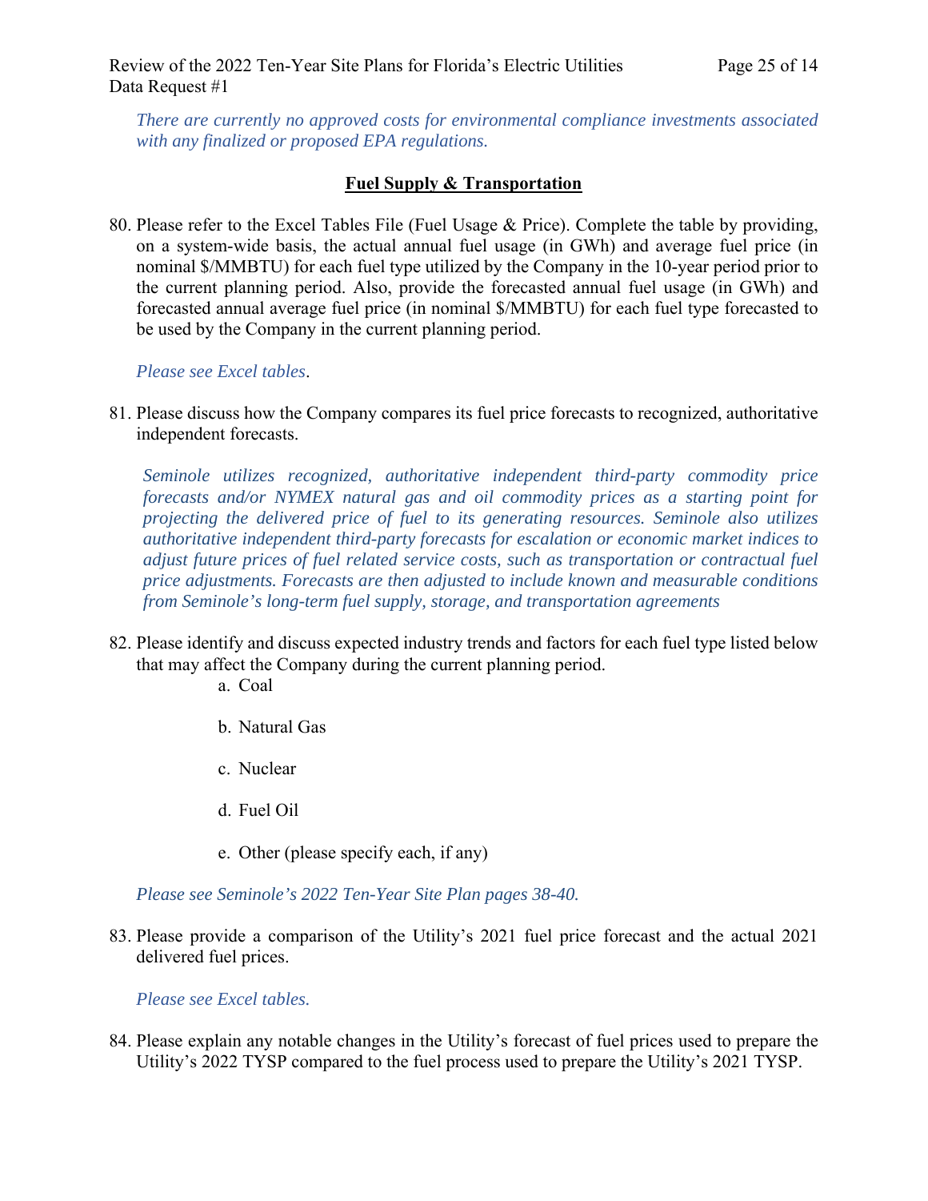*There are currently no approved costs for environmental compliance investments associated with any finalized or proposed EPA regulations.*

## **Fuel Supply & Transportation**

80. Please refer to the Excel Tables File (Fuel Usage & Price). Complete the table by providing, on a system-wide basis, the actual annual fuel usage (in GWh) and average fuel price (in nominal $/MMBTU) for each fuel type utilized by the Company in the 10-year period prior to the current planning period. Also, provide the forecasted annual fuel usage (in GWh) and forecasted annual average fuel price (in nominal $/MMBTU) for each fuel type forecasted to be used by the Company in the current planning period.

    *Please see Excel tables*.

81. Please discuss how the Company compares its fuel price forecasts to recognized, authoritative independent forecasts.

    *Seminole utilizes recognized, authoritative independent third-party commodity price forecasts and/or NYMEX natural gas and oil commodity prices as a starting point for projecting the delivered price of fuel to its generating resources. Seminole also utilizes authoritative independent third-party forecasts for escalation or economic market indices to adjust future prices of fuel related service costs, such as transportation or contractual fuel price adjustments. Forecasts are then adjusted to include known and measurable conditions from Seminole's long-term fuel supply, storage, and transportation agreements*

82. Please identify and discuss expected industry trends and factors for each fuel type listed below that may affect the Company during the current planning period.
    a. Coal

    b. Natural Gas

    c. Nuclear

    d. Fuel Oil

    e. Other (please specify each, if any)

    *Please see Seminole's 2022 Ten-Year Site Plan pages 38-40.*

83. Please provide a comparison of the Utility's 2021 fuel price forecast and the actual 2021 delivered fuel prices.

    *Please see Excel tables.*

84. Please explain any notable changes in the Utility's forecast of fuel prices used to prepare the Utility's 2022 TYSP compared to the fuel process used to prepare the Utility's 2021 TYSP.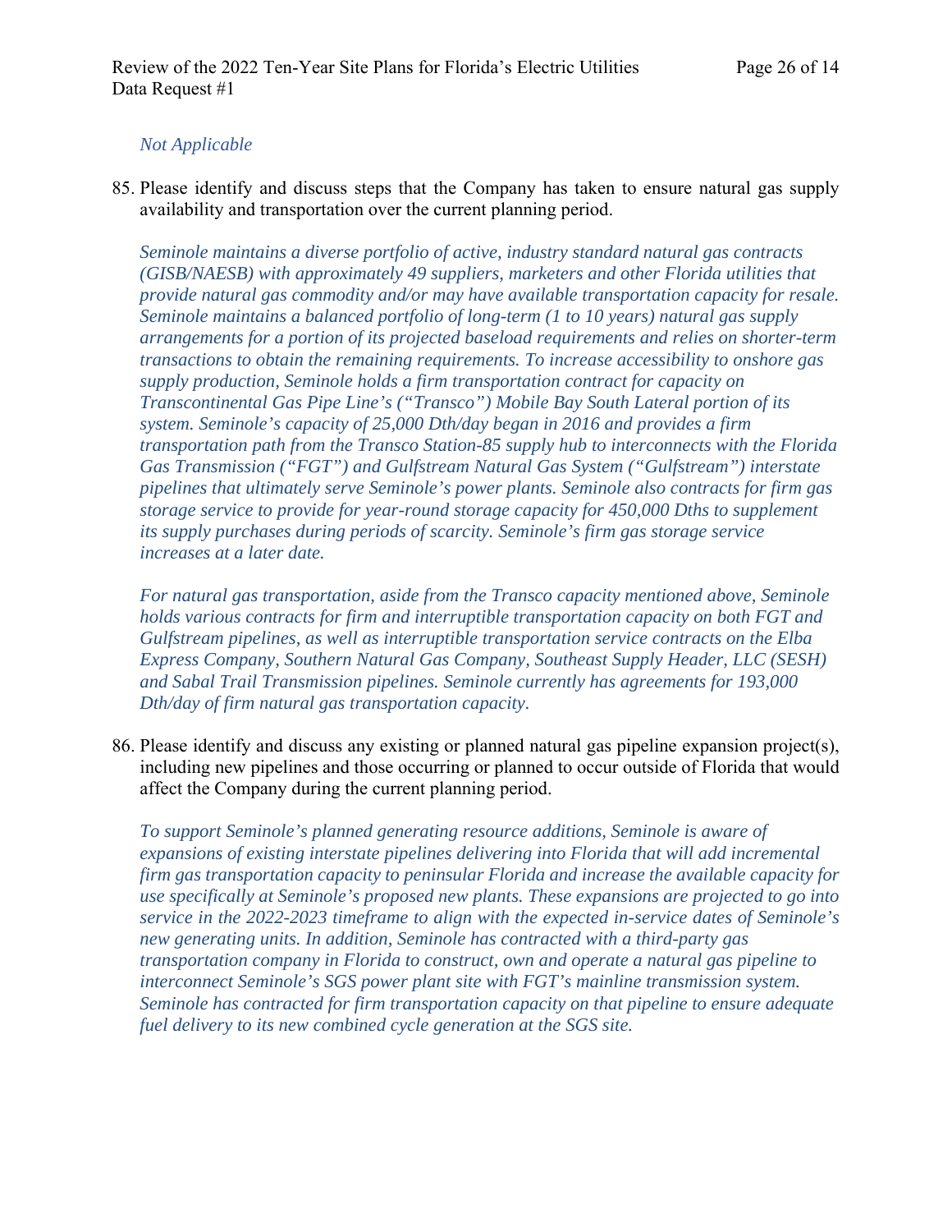*Not Applicable*

85. Please identify and discuss steps that the Company has taken to ensure natural gas supply availability and transportation over the current planning period.

    *Seminole maintains a diverse portfolio of active, industry standard natural gas contracts (GISB/NAESB) with approximately 49 suppliers, marketers and other Florida utilities that provide natural gas commodity and/or may have available transportation capacity for resale. Seminole maintains a balanced portfolio of long-term (1 to 10 years) natural gas supply arrangements for a portion of its projected baseload requirements and relies on shorter-term transactions to obtain the remaining requirements. To increase accessibility to onshore gas supply production, Seminole holds a firm transportation contract for capacity on Transcontinental Gas Pipe Line's ("Transco") Mobile Bay South Lateral portion of its system. Seminole's capacity of 25,000 Dth/day began in 2016 and provides a firm transportation path from the Transco Station-85 supply hub to interconnects with the Florida Gas Transmission ("FGT") and Gulfstream Natural Gas System ("Gulfstream") interstate pipelines that ultimately serve Seminole's power plants. Seminole also contracts for firm gas storage service to provide for year-round storage capacity for 450,000 Dths to supplement its supply purchases during periods of scarcity. Seminole's firm gas storage service increases at a later date.*

    *For natural gas transportation, aside from the Transco capacity mentioned above, Seminole holds various contracts for firm and interruptible transportation capacity on both FGT and Gulfstream pipelines, as well as interruptible transportation service contracts on the Elba Express Company, Southern Natural Gas Company, Southeast Supply Header, LLC (SESH) and Sabal Trail Transmission pipelines. Seminole currently has agreements for 193,000 Dth/day of firm natural gas transportation capacity.*

86. Please identify and discuss any existing or planned natural gas pipeline expansion project(s), including new pipelines and those occurring or planned to occur outside of Florida that would affect the Company during the current planning period.

    *To support Seminole's planned generating resource additions, Seminole is aware of expansions of existing interstate pipelines delivering into Florida that will add incremental firm gas transportation capacity to peninsular Florida and increase the available capacity for use specifically at Seminole's proposed new plants. These expansions are projected to go into service in the 2022-2023 timeframe to align with the expected in-service dates of Seminole's new generating units. In addition, Seminole has contracted with a third-party gas transportation company in Florida to construct, own and operate a natural gas pipeline to interconnect Seminole's SGS power plant site with FGT's mainline transmission system. Seminole has contracted for firm transportation capacity on that pipeline to ensure adequate fuel delivery to its new combined cycle generation at the SGS site.*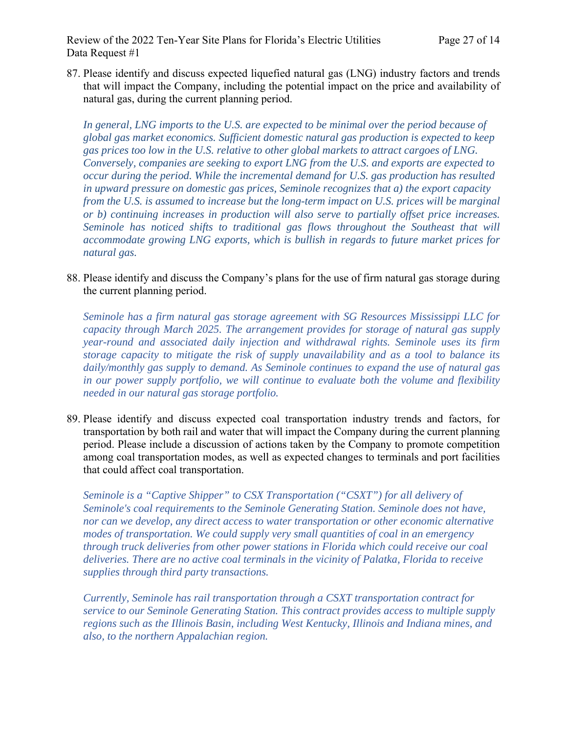87. Please identify and discuss expected liquefied natural gas (LNG) industry factors and trends that will impact the Company, including the potential impact on the price and availability of natural gas, during the current planning period.

    *In general, LNG imports to the U.S. are expected to be minimal over the period because of global gas market economics. Sufficient domestic natural gas production is expected to keep gas prices too low in the U.S. relative to other global markets to attract cargoes of LNG. Conversely, companies are seeking to export LNG from the U.S. and exports are expected to occur during the period. While the incremental demand for U.S. gas production has resulted in upward pressure on domestic gas prices, Seminole recognizes that a) the export capacity from the U.S. is assumed to increase but the long-term impact on U.S. prices will be marginal or b) continuing increases in production will also serve to partially offset price increases. Seminole has noticed shifts to traditional gas flows throughout the Southeast that will accommodate growing LNG exports, which is bullish in regards to future market prices for natural gas.*

88. Please identify and discuss the Company's plans for the use of firm natural gas storage during the current planning period.

    *Seminole has a firm natural gas storage agreement with SG Resources Mississippi LLC for capacity through March 2025. The arrangement provides for storage of natural gas supply year-round and associated daily injection and withdrawal rights. Seminole uses its firm storage capacity to mitigate the risk of supply unavailability and as a tool to balance its daily/monthly gas supply to demand. As Seminole continues to expand the use of natural gas in our power supply portfolio, we will continue to evaluate both the volume and flexibility needed in our natural gas storage portfolio.*

89. Please identify and discuss expected coal transportation industry trends and factors, for transportation by both rail and water that will impact the Company during the current planning period. Please include a discussion of actions taken by the Company to promote competition among coal transportation modes, as well as expected changes to terminals and port facilities that could affect coal transportation.

    *Seminole is a "Captive Shipper" to CSX Transportation ("CSXT") for all delivery of Seminole's coal requirements to the Seminole Generating Station. Seminole does not have, nor can we develop, any direct access to water transportation or other economic alternative modes of transportation. We could supply very small quantities of coal in an emergency through truck deliveries from other power stations in Florida which could receive our coal deliveries. There are no active coal terminals in the vicinity of Palatka, Florida to receive supplies through third party transactions.*

    *Currently, Seminole has rail transportation through a CSXT transportation contract for service to our Seminole Generating Station. This contract provides access to multiple supply regions such as the Illinois Basin, including West Kentucky, Illinois and Indiana mines, and also, to the northern Appalachian region.*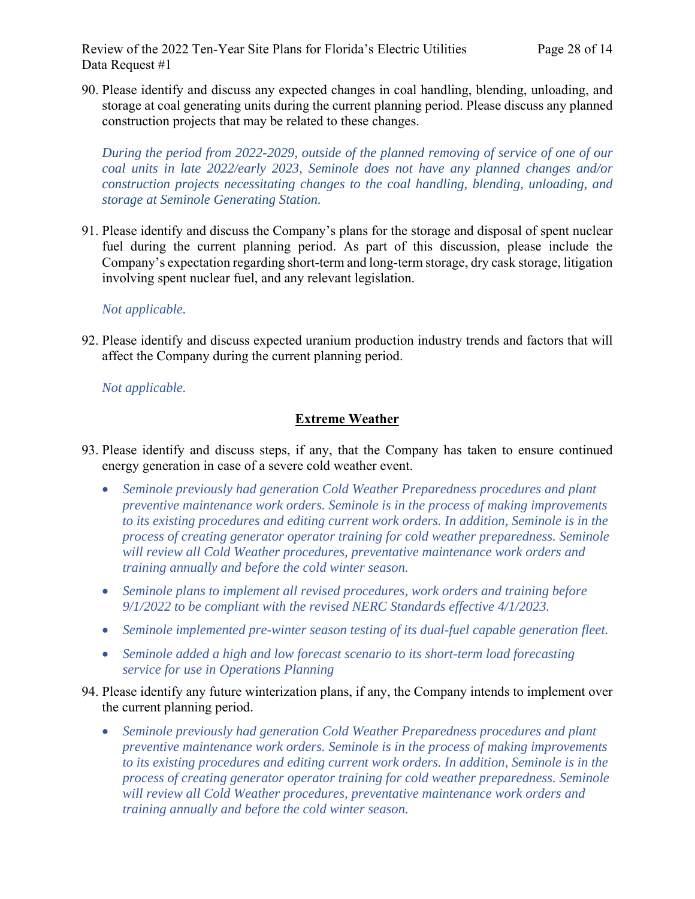90. Please identify and discuss any expected changes in coal handling, blending, unloading, and storage at coal generating units during the current planning period. Please discuss any planned construction projects that may be related to these changes.

    *During the period from 2022-2029, outside of the planned removing of service of one of our coal units in late 2022/early 2023, Seminole does not have any planned changes and/or construction projects necessitating changes to the coal handling, blending, unloading, and storage at Seminole Generating Station.*

91. Please identify and discuss the Company's plans for the storage and disposal of spent nuclear fuel during the current planning period. As part of this discussion, please include the Company's expectation regarding short-term and long-term storage, dry cask storage, litigation involving spent nuclear fuel, and any relevant legislation.

    *Not applicable.*

92. Please identify and discuss expected uranium production industry trends and factors that will affect the Company during the current planning period.

    *Not applicable.*

## Extreme Weather

93. Please identify and discuss steps, if any, that the Company has taken to ensure continued energy generation in case of a severe cold weather event.

    - *Seminole previously had generation Cold Weather Preparedness procedures and plant preventive maintenance work orders. Seminole is in the process of making improvements to its existing procedures and editing current work orders. In addition, Seminole is in the process of creating generator operator training for cold weather preparedness. Seminole will review all Cold Weather procedures, preventative maintenance work orders and training annually and before the cold winter season.*
    - *Seminole plans to implement all revised procedures, work orders and training before 9/1/2022 to be compliant with the revised NERC Standards effective 4/1/2023.*
    - *Seminole implemented pre-winter season testing of its dual-fuel capable generation fleet.*
    - *Seminole added a high and low forecast scenario to its short-term load forecasting service for use in Operations Planning*

94. Please identify any future winterization plans, if any, the Company intends to implement over the current planning period.

    - *Seminole previously had generation Cold Weather Preparedness procedures and plant preventive maintenance work orders. Seminole is in the process of making improvements to its existing procedures and editing current work orders. In addition, Seminole is in the process of creating generator operator training for cold weather preparedness. Seminole will review all Cold Weather procedures, preventative maintenance work orders and training annually and before the cold winter season.*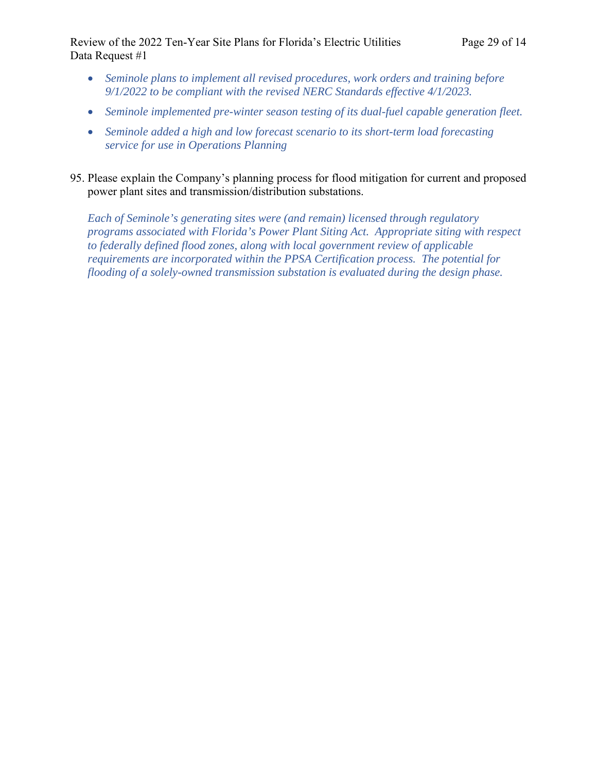- *Seminole plans to implement all revised procedures, work orders and training before 9/1/2022 to be compliant with the revised NERC Standards effective 4/1/2023.*
- *Seminole implemented pre-winter season testing of its dual-fuel capable generation fleet.*
- *Seminole added a high and low forecast scenario to its short-term load forecasting service for use in Operations Planning*

95. Please explain the Company's planning process for flood mitigation for current and proposed power plant sites and transmission/distribution substations.

    *Each of Seminole's generating sites were (and remain) licensed through regulatory programs associated with Florida's Power Plant Siting Act. Appropriate siting with respect to federally defined flood zones, along with local government review of applicable requirements are incorporated within the PPSA Certification process. The potential for flooding of a solely-owned transmission substation is evaluated during the design phase.*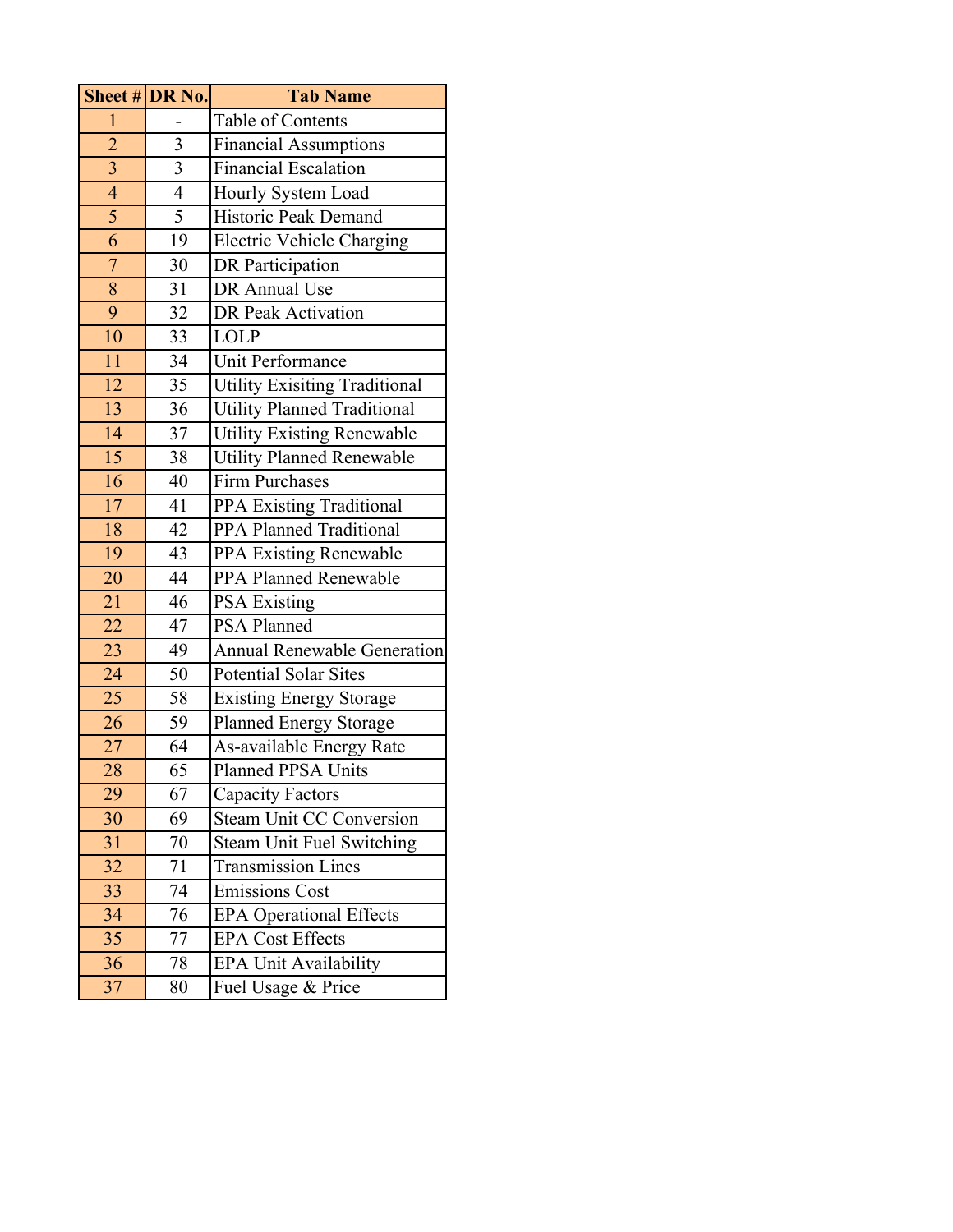| Sheet # | DR No. | Tab Name |
|---|---|---|
| 1 | - | Table of Contents |
| 2 | 3 | Financial Assumptions |
| 3 | 3 | Financial Escalation |
| 4 | 4 | Hourly System Load |
| 5 | 5 | Historic Peak Demand |
| 6 | 19 | Electric Vehicle Charging |
| 7 | 30 | DR Participation |
| 8 | 31 | DR Annual Use |
| 9 | 32 | DR Peak Activation |
| 10 | 33 | LOLP |
| 11 | 34 | Unit Performance |
| 12 | 35 | Utility Exisiting Traditional |
| 13 | 36 | Utility Planned Traditional |
| 14 | 37 | Utility Existing Renewable |
| 15 | 38 | Utility Planned Renewable |
| 16 | 40 | Firm Purchases |
| 17 | 41 | PPA Existing Traditional |
| 18 | 42 | PPA Planned Traditional |
| 19 | 43 | PPA Existing Renewable |
| 20 | 44 | PPA Planned Renewable |
| 21 | 46 | PSA Existing |
| 22 | 47 | PSA Planned |
| 23 | 49 | Annual Renewable Generation |
| 24 | 50 | Potential Solar Sites |
| 25 | 58 | Existing Energy Storage |
| 26 | 59 | Planned Energy Storage |
| 27 | 64 | As-available Energy Rate |
| 28 | 65 | Planned PPSA Units |
| 29 | 67 | Capacity Factors |
| 30 | 69 | Steam Unit CC Conversion |
| 31 | 70 | Steam Unit Fuel Switching |
| 32 | 71 | Transmission Lines |
| 33 | 74 | Emissions Cost |
| 34 | 76 | EPA Operational Effects |
| 35 | 77 | EPA Cost Effects |
| 36 | 78 | EPA Unit Availability |
| 37 | 80 | Fuel Usage & Price |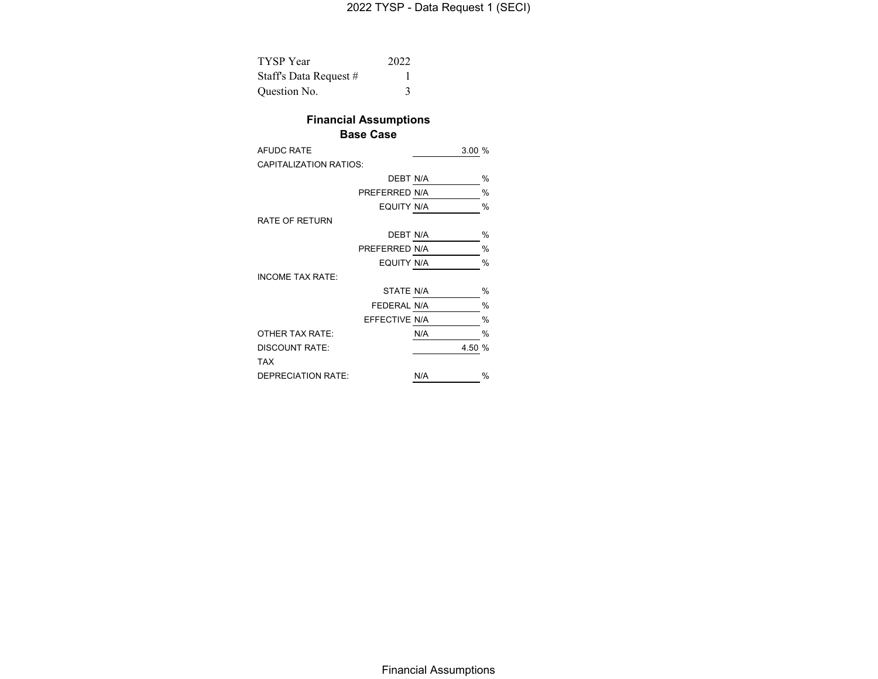| TYSP Year | 2022 |
| --- | --- |
| Staff's Data Request # | 1 |
| Question No. | 3 |

## Financial Assumptions
### Base Case

| | | Value | |
| --- | --- | --- | --- |
| AFUDC RATE | | 3.00 | % |
| CAPITALIZATION RATIOS: | | | |
| | DEBT | N/A | % |
| | PREFERRED | N/A | % |
| | EQUITY | N/A | % |
| RATE OF RETURN | | | |
| | DEBT | N/A | % |
| | PREFERRED | N/A | % |
| | EQUITY | N/A | % |
| INCOME TAX RATE: | | | |
| | STATE | N/A | % |
| | FEDERAL | N/A | % |
| | EFFECTIVE | N/A | % |
| OTHER TAX RATE: | | N/A | % |
| DISCOUNT RATE: | | 4.50 | % |
| TAX DEPRECIATION RATE: | | N/A | % |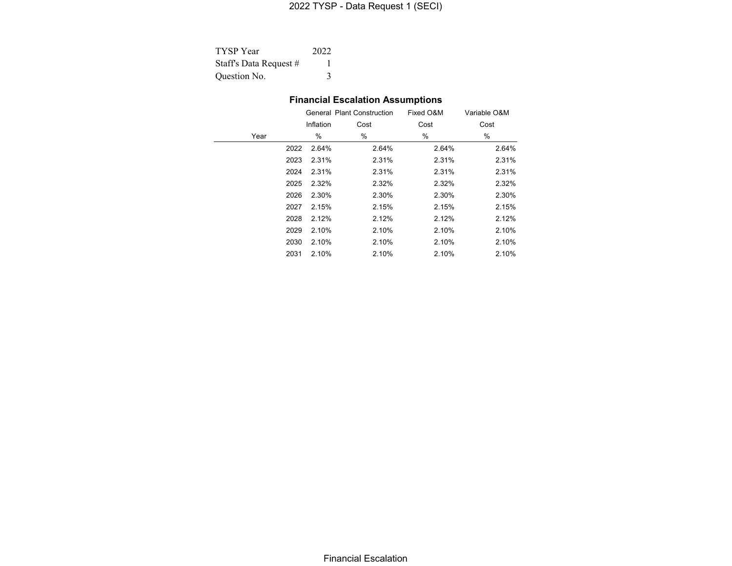| | |
|---|---|
| TYSP Year | 2022 |
| Staff's Data Request # | 1 |
| Question No. | 3 |

## Financial Escalation Assumptions

| Year | General Inflation % | Plant Construction Cost % | Fixed O&M Cost % | Variable O&M Cost % |
|---|---|---|---|---|
| 2022 | 2.64% | 2.64% | 2.64% | 2.64% |
| 2023 | 2.31% | 2.31% | 2.31% | 2.31% |
| 2024 | 2.31% | 2.31% | 2.31% | 2.31% |
| 2025 | 2.32% | 2.32% | 2.32% | 2.32% |
| 2026 | 2.30% | 2.30% | 2.30% | 2.30% |
| 2027 | 2.15% | 2.15% | 2.15% | 2.15% |
| 2028 | 2.12% | 2.12% | 2.12% | 2.12% |
| 2029 | 2.10% | 2.10% | 2.10% | 2.10% |
| 2030 | 2.10% | 2.10% | 2.10% | 2.10% |
| 2031 | 2.10% | 2.10% | 2.10% | 2.10% |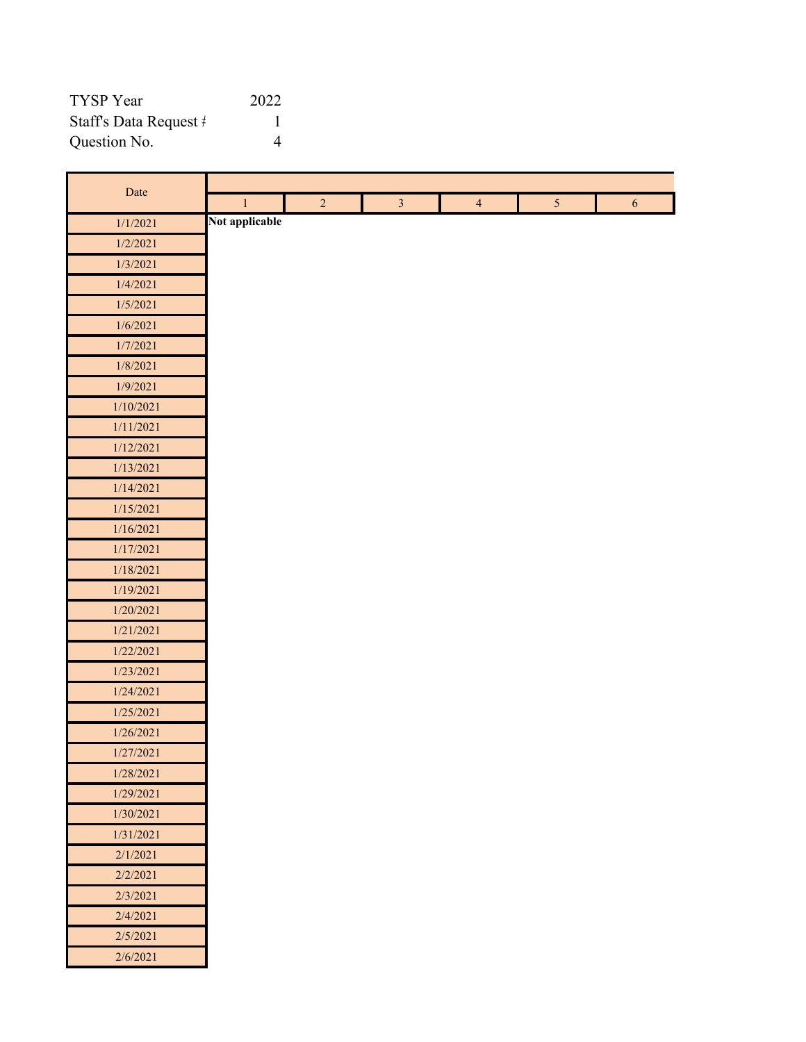TYSP Year 2022
Staff's Data Request # 1
Question No. 4

| Date | 1 | 2 | 3 | 4 | 5 | 6 |
|---|---|---|---|---|---|---|
| 1/1/2021 | **Not applicable** | | | | | |
| 1/2/2021 | | | | | | |
| 1/3/2021 | | | | | | |
| 1/4/2021 | | | | | | |
| 1/5/2021 | | | | | | |
| 1/6/2021 | | | | | | |
| 1/7/2021 | | | | | | |
| 1/8/2021 | | | | | | |
| 1/9/2021 | | | | | | |
| 1/10/2021 | | | | | | |
| 1/11/2021 | | | | | | |
| 1/12/2021 | | | | | | |
| 1/13/2021 | | | | | | |
| 1/14/2021 | | | | | | |
| 1/15/2021 | | | | | | |
| 1/16/2021 | | | | | | |
| 1/17/2021 | | | | | | |
| 1/18/2021 | | | | | | |
| 1/19/2021 | | | | | | |
| 1/20/2021 | | | | | | |
| 1/21/2021 | | | | | | |
| 1/22/2021 | | | | | | |
| 1/23/2021 | | | | | | |
| 1/24/2021 | | | | | | |
| 1/25/2021 | | | | | | |
| 1/26/2021 | | | | | | |
| 1/27/2021 | | | | | | |
| 1/28/2021 | | | | | | |
| 1/29/2021 | | | | | | |
| 1/30/2021 | | | | | | |
| 1/31/2021 | | | | | | |
| 2/1/2021 | | | | | | |
| 2/2/2021 | | | | | | |
| 2/3/2021 | | | | | | |
| 2/4/2021 | | | | | | |
| 2/5/2021 | | | | | | |
| 2/6/2021 | | | | | | |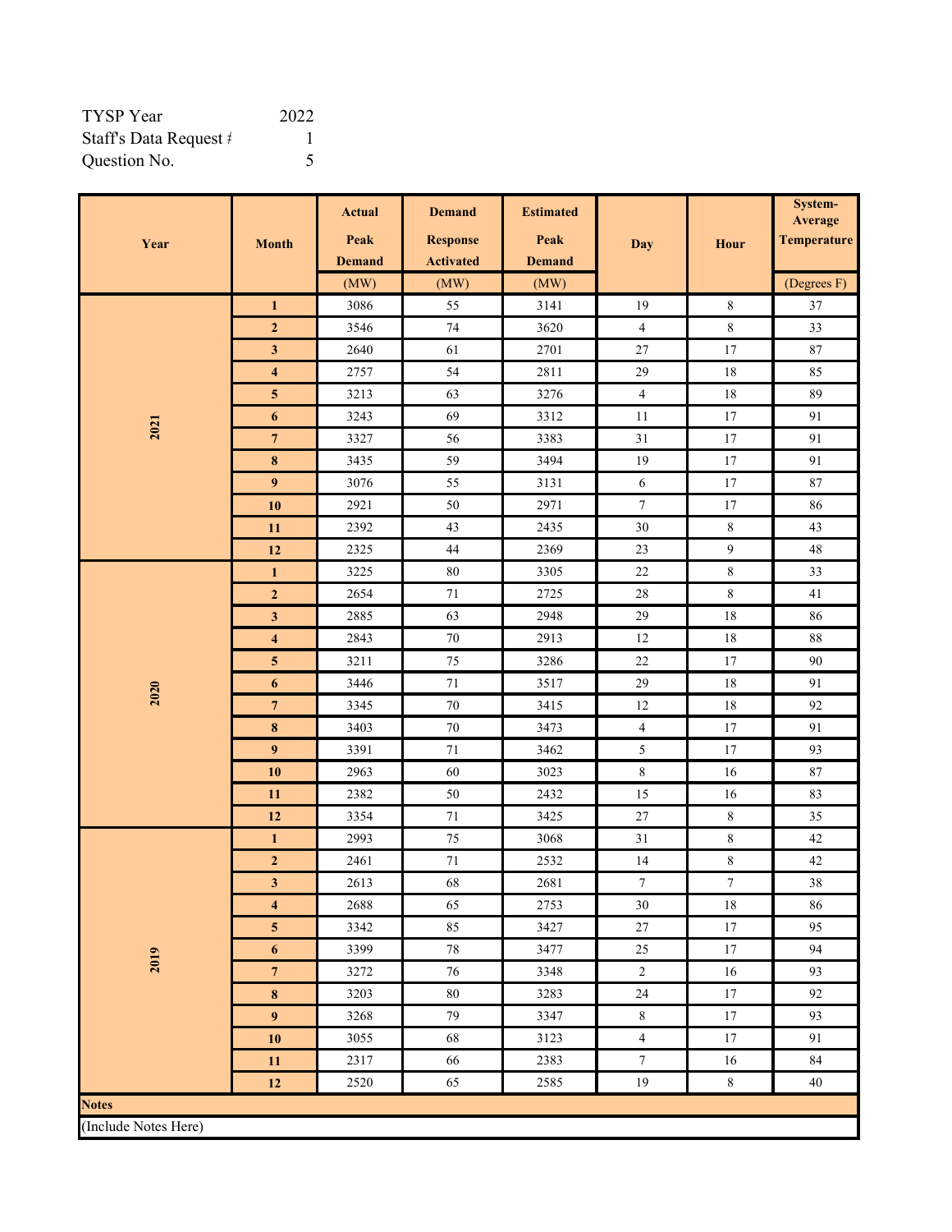| TYSP Year | 2022 |
|---|---|
| Staff's Data Request # | 1 |
| Question No. | 5 |

| Year | Month | Actual Peak Demand (MW) | Demand Response Activated (MW) | Estimated Peak Demand (MW) | Day | Hour | System-Average Temperature (Degrees F) |
|---|---|---|---|---|---|---|---|
| 2021 | 1 | 3086 | 55 | 3141 | 19 | 8 | 37 |
| | 2 | 3546 | 74 | 3620 | 4 | 8 | 33 |
| | 3 | 2640 | 61 | 2701 | 27 | 17 | 87 |
| | 4 | 2757 | 54 | 2811 | 29 | 18 | 85 |
| | 5 | 3213 | 63 | 3276 | 4 | 18 | 89 |
| | 6 | 3243 | 69 | 3312 | 11 | 17 | 91 |
| | 7 | 3327 | 56 | 3383 | 31 | 17 | 91 |
| | 8 | 3435 | 59 | 3494 | 19 | 17 | 91 |
| | 9 | 3076 | 55 | 3131 | 6 | 17 | 87 |
| | 10 | 2921 | 50 | 2971 | 7 | 17 | 86 |
| | 11 | 2392 | 43 | 2435 | 30 | 8 | 43 |
| | 12 | 2325 | 44 | 2369 | 23 | 9 | 48 |
| 2020 | 1 | 3225 | 80 | 3305 | 22 | 8 | 33 |
| | 2 | 2654 | 71 | 2725 | 28 | 8 | 41 |
| | 3 | 2885 | 63 | 2948 | 29 | 18 | 86 |
| | 4 | 2843 | 70 | 2913 | 12 | 18 | 88 |
| | 5 | 3211 | 75 | 3286 | 22 | 17 | 90 |
| | 6 | 3446 | 71 | 3517 | 29 | 18 | 91 |
| | 7 | 3345 | 70 | 3415 | 12 | 18 | 92 |
| | 8 | 3403 | 70 | 3473 | 4 | 17 | 91 |
| | 9 | 3391 | 71 | 3462 | 5 | 17 | 93 |
| | 10 | 2963 | 60 | 3023 | 8 | 16 | 87 |
| | 11 | 2382 | 50 | 2432 | 15 | 16 | 83 |
| | 12 | 3354 | 71 | 3425 | 27 | 8 | 35 |
| 2019 | 1 | 2993 | 75 | 3068 | 31 | 8 | 42 |
| | 2 | 2461 | 71 | 2532 | 14 | 8 | 42 |
| | 3 | 2613 | 68 | 2681 | 7 | 7 | 38 |
| | 4 | 2688 | 65 | 2753 | 30 | 18 | 86 |
| | 5 | 3342 | 85 | 3427 | 27 | 17 | 95 |
| | 6 | 3399 | 78 | 3477 | 25 | 17 | 94 |
| | 7 | 3272 | 76 | 3348 | 2 | 16 | 93 |
| | 8 | 3203 | 80 | 3283 | 24 | 17 | 92 |
| | 9 | 3268 | 79 | 3347 | 8 | 17 | 93 |
| | 10 | 3055 | 68 | 3123 | 4 | 17 | 91 |
| | 11 | 2317 | 66 | 2383 | 7 | 16 | 84 |
| | 12 | 2520 | 65 | 2585 | 19 | 8 | 40 |

**Notes**

(Include Notes Here)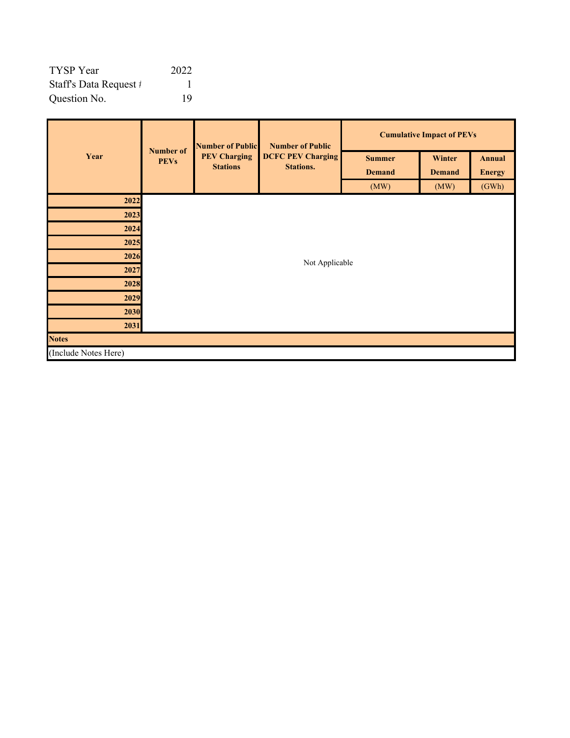TYSP Year 2022
Staff's Data Request # 1
Question No. 19

| Year | Number of PEVs | Number of Public PEV Charging Stations | Number of Public DCFC PEV Charging Stations. | Cumulative Impact of PEVs | | |
|---|---|---|---|---|---|---|
| | | | | Summer Demand | Winter Demand | Annual Energy |
| | | | | (MW) | (MW) | (GWh) |
| 2022 | Not Applicable | | | | | |
| 2023 | | | | | | |
| 2024 | | | | | | |
| 2025 | | | | | | |
| 2026 | | | | | | |
| 2027 | | | | | | |
| 2028 | | | | | | |
| 2029 | | | | | | |
| 2030 | | | | | | |
| 2031 | | | | | | |

**Notes**

(Include Notes Here)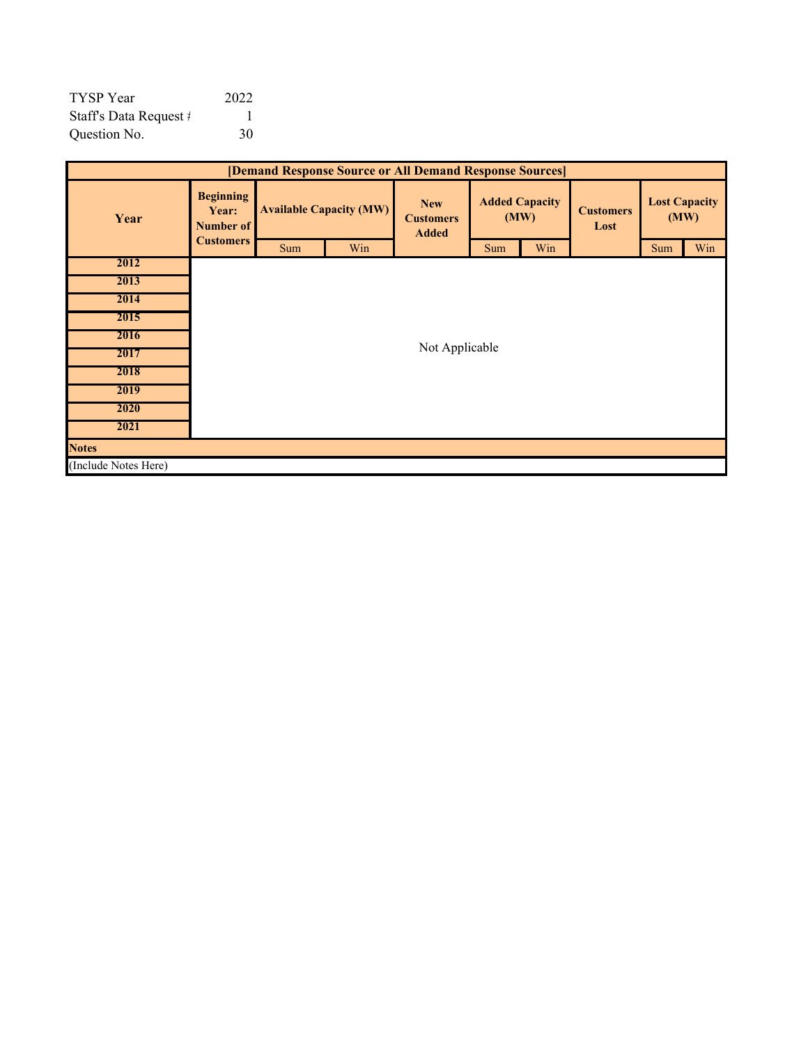| TYSP Year | 2022 |
|---|---|
| Staff's Data Request # | 1 |
| Question No. | 30 |

| [Demand Response Source or All Demand Response Sources] | | | | | | | | | |
|---|---|---|---|---|---|---|---|---|---|
| **Year** | **Beginning Year: Number of Customers** | **Available Capacity (MW)** | | **New Customers Added** | **Added Capacity (MW)** | | **Customers Lost** | **Lost Capacity (MW)** | |
| | | Sum | Win | | Sum | Win | | Sum | Win |
| **2012** | Not Applicable | | | | | | | | |
| **2013** | | | | | | | | | |
| **2014** | | | | | | | | | |
| **2015** | | | | | | | | | |
| **2016** | | | | | | | | | |
| **2017** | | | | | | | | | |
| **2018** | | | | | | | | | |
| **2019** | | | | | | | | | |
| **2020** | | | | | | | | | |
| **2021** | | | | | | | | | |
| **Notes** | | | | | | | | | |
| (Include Notes Here) | | | | | | | | | |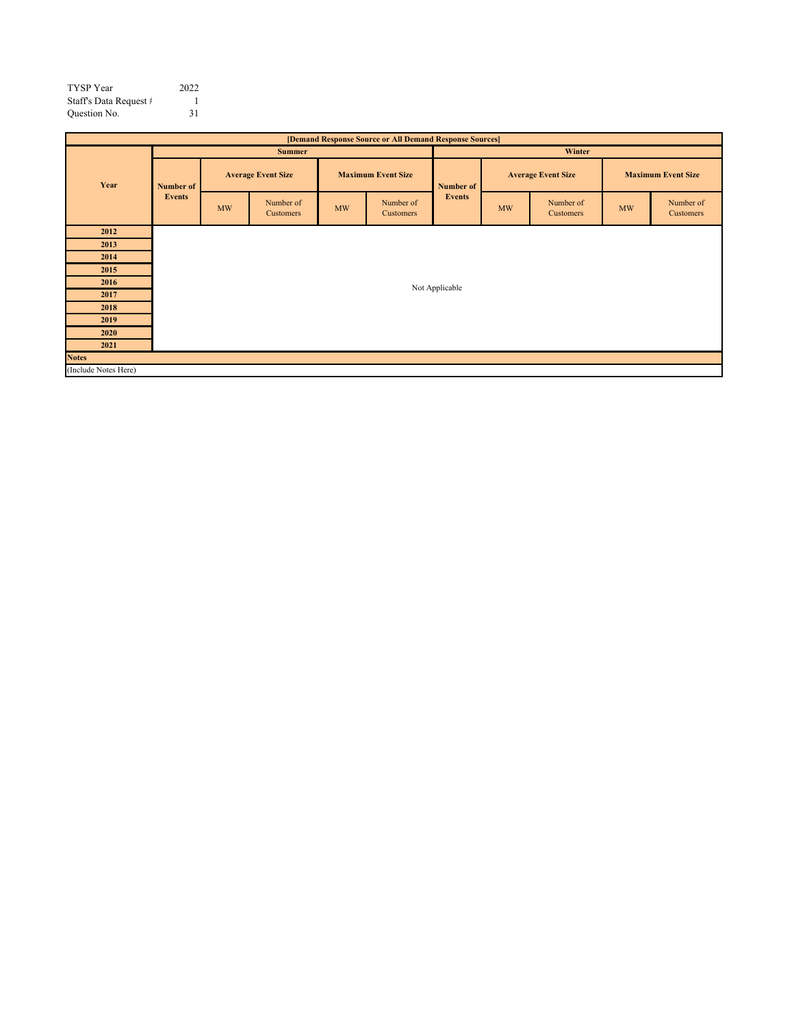TYSP Year 2022
Staff's Data Request # 1
Question No. 31

| [Demand Response Source or All Demand Response Sources] | | | | | | | | | | |
|---|---|---|---|---|---|---|---|---|---|---|
| Year | Summer | | | | | Winter | | | | |
| | Number of Events | Average Event Size | | Maximum Event Size | | Number of Events | Average Event Size | | Maximum Event Size | |
| | | MW | Number of Customers | MW | Number of Customers | | MW | Number of Customers | MW | Number of Customers |
| 2012 | Not Applicable | | | | | | | | | |
| 2013 | | | | | | | | | | |
| 2014 | | | | | | | | | | |
| 2015 | | | | | | | | | | |
| 2016 | | | | | | | | | | |
| 2017 | | | | | | | | | | |
| 2018 | | | | | | | | | | |
| 2019 | | | | | | | | | | |
| 2020 | | | | | | | | | | |
| 2021 | | | | | | | | | | |
| **Notes** | | | | | | | | | | |
| (Include Notes Here) | | | | | | | | | | |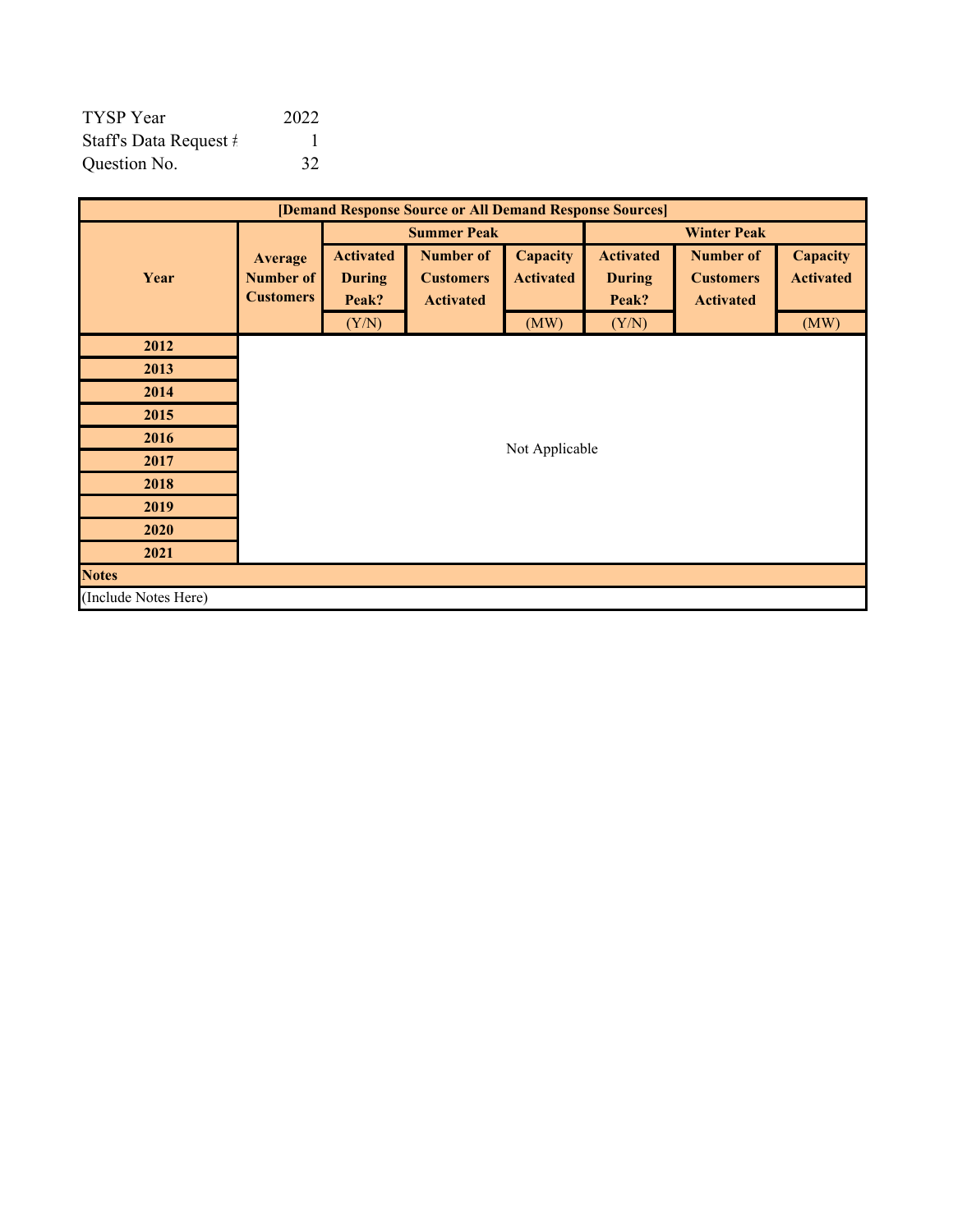TYSP Year 2022
Staff's Data Request # 1
Question No. 32

| [Demand Response Source or All Demand Response Sources] | | | | | | | |
|---|---|---|---|---|---|---|---|
| Year | Average Number of Customers | Summer Peak | | | Winter Peak | | |
| | | Activated During Peak? (Y/N) | Number of Customers Activated | Capacity Activated (MW) | Activated During Peak? (Y/N) | Number of Customers Activated | Capacity Activated (MW) |
| 2012 | Not Applicable | | | | | | |
| 2013 | | | | | | | |
| 2014 | | | | | | | |
| 2015 | | | | | | | |
| 2016 | | | | | | | |
| 2017 | | | | | | | |
| 2018 | | | | | | | |
| 2019 | | | | | | | |
| 2020 | | | | | | | |
| 2021 | | | | | | | |
| Notes | | | | | | | |
| (Include Notes Here) | | | | | | | |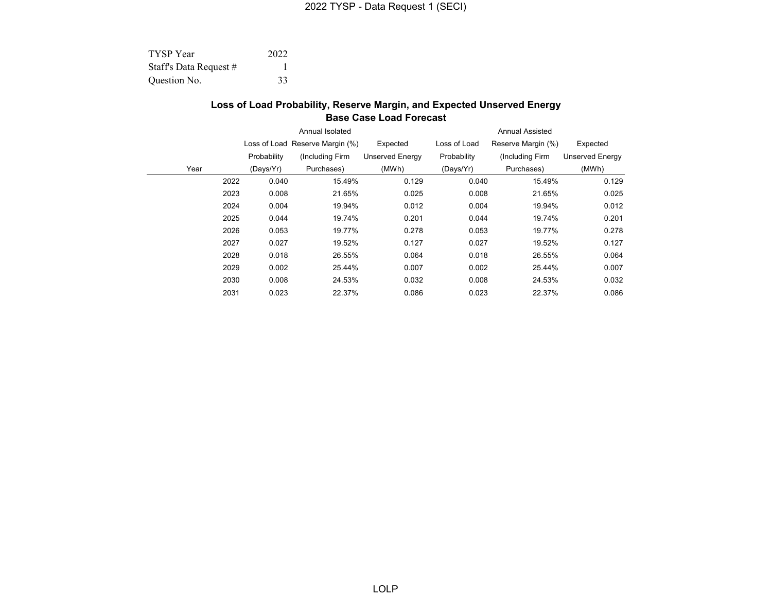| TYSP Year | 2022 |
| --- | --- |
| Staff's Data Request # | 1 |
| Question No. | 33 |

### Loss of Load Probability, Reserve Margin, and Expected Unserved Energy
### Base Case Load Forecast

| Year | Loss of Load Probability (Days/Yr) | Annual Isolated Reserve Margin (%) (Including Firm Purchases) | Expected Unserved Energy (MWh) | Loss of Load Probability (Days/Yr) | Annual Assisted Reserve Margin (%) (Including Firm Purchases) | Expected Unserved Energy (MWh) |
| --- | --- | --- | --- | --- | --- | --- |
| 2022 | 0.040 | 15.49% | 0.129 | 0.040 | 15.49% | 0.129 |
| 2023 | 0.008 | 21.65% | 0.025 | 0.008 | 21.65% | 0.025 |
| 2024 | 0.004 | 19.94% | 0.012 | 0.004 | 19.94% | 0.012 |
| 2025 | 0.044 | 19.74% | 0.201 | 0.044 | 19.74% | 0.201 |
| 2026 | 0.053 | 19.77% | 0.278 | 0.053 | 19.77% | 0.278 |
| 2027 | 0.027 | 19.52% | 0.127 | 0.027 | 19.52% | 0.127 |
| 2028 | 0.018 | 26.55% | 0.064 | 0.018 | 26.55% | 0.064 |
| 2029 | 0.002 | 25.44% | 0.007 | 0.002 | 25.44% | 0.007 |
| 2030 | 0.008 | 24.53% | 0.032 | 0.008 | 24.53% | 0.032 |
| 2031 | 0.023 | 22.37% | 0.086 | 0.023 | 22.37% | 0.086 |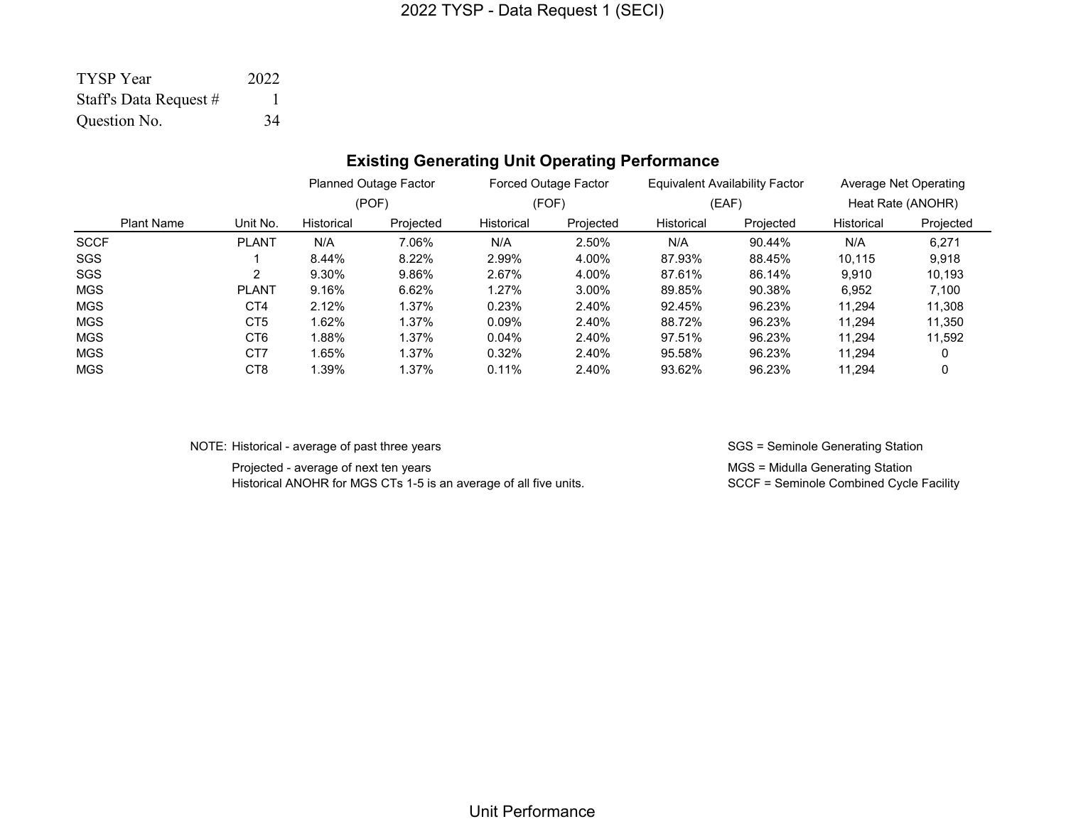| TYSP Year | 2022 |
|---|---|
| Staff's Data Request # | 1 |
| Question No. | 34 |

## Existing Generating Unit Operating Performance

| Plant Name | Unit No. | Planned Outage Factor (POF) | | Forced Outage Factor (FOF) | | Equivalent Availability Factor (EAF) | | Average Net Operating Heat Rate (ANOHR) | |
|---|---|---|---|---|---|---|---|---|---|
| | | Historical | Projected | Historical | Projected | Historical | Projected | Historical | Projected |
| SCCF | PLANT | N/A | 7.06% | N/A | 2.50% | N/A | 90.44% | N/A | 6,271 |
| SGS | 1 | 8.44% | 8.22% | 2.99% | 4.00% | 87.93% | 88.45% | 10,115 | 9,918 |
| SGS | 2 | 9.30% | 9.86% | 2.67% | 4.00% | 87.61% | 86.14% | 9,910 | 10,193 |
| MGS | PLANT | 9.16% | 6.62% | 1.27% | 3.00% | 89.85% | 90.38% | 6,952 | 7,100 |
| MGS | CT4 | 2.12% | 1.37% | 0.23% | 2.40% | 92.45% | 96.23% | 11,294 | 11,308 |
| MGS | CT5 | 1.62% | 1.37% | 0.09% | 2.40% | 88.72% | 96.23% | 11,294 | 11,350 |
| MGS | CT6 | 1.88% | 1.37% | 0.04% | 2.40% | 97.51% | 96.23% | 11,294 | 11,592 |
| MGS | CT7 | 1.65% | 1.37% | 0.32% | 2.40% | 95.58% | 96.23% | 11,294 | 0 |
| MGS | CT8 | 1.39% | 1.37% | 0.11% | 2.40% | 93.62% | 96.23% | 11,294 | 0 |

NOTE: Historical - average of past three years  
Projected - average of next ten years  
Historical ANOHR for MGS CTs 1-5 is an average of all five units.

SGS = Seminole Generating Station  
MGS = Midulla Generating Station  
SCCF = Seminole Combined Cycle Facility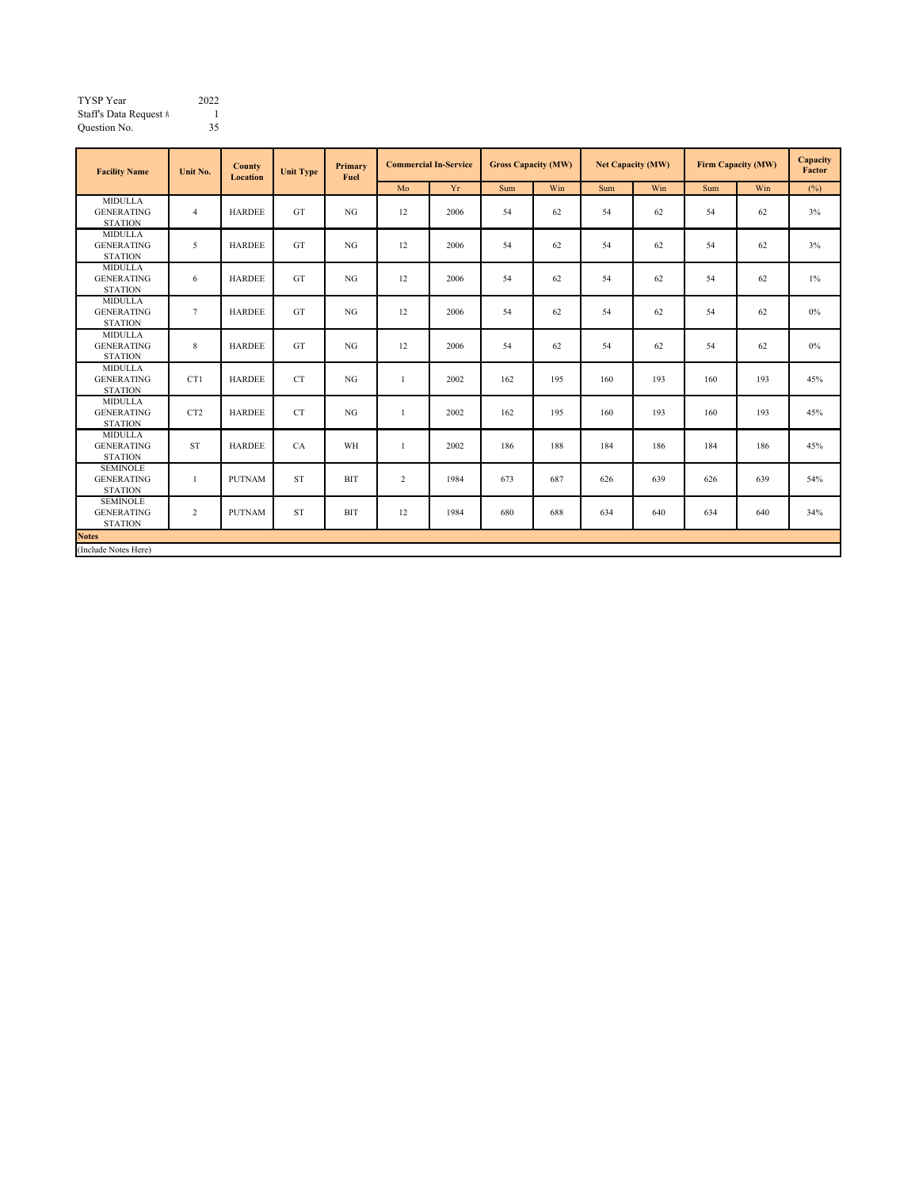TYSP Year 2022
Staff's Data Request # 1
Question No. 35

| Facility Name | Unit No. | County Location | Unit Type | Primary Fuel | Commercial In-Service | | Gross Capacity (MW) | | Net Capacity (MW) | | Firm Capacity (MW) | | Capacity Factor |
|---|---|---|---|---|---|---|---|---|---|---|---|---|---|
| | | | | | Mo | Yr | Sum | Win | Sum | Win | Sum | Win | (%) |
| MIDULLA GENERATING STATION | 4 | HARDEE | GT | NG | 12 | 2006 | 54 | 62 | 54 | 62 | 54 | 62 | 3% |
| MIDULLA GENERATING STATION | 5 | HARDEE | GT | NG | 12 | 2006 | 54 | 62 | 54 | 62 | 54 | 62 | 3% |
| MIDULLA GENERATING STATION | 6 | HARDEE | GT | NG | 12 | 2006 | 54 | 62 | 54 | 62 | 54 | 62 | 1% |
| MIDULLA GENERATING STATION | 7 | HARDEE | GT | NG | 12 | 2006 | 54 | 62 | 54 | 62 | 54 | 62 | 0% |
| MIDULLA GENERATING STATION | 8 | HARDEE | GT | NG | 12 | 2006 | 54 | 62 | 54 | 62 | 54 | 62 | 0% |
| MIDULLA GENERATING STATION | CT1 | HARDEE | CT | NG | 1 | 2002 | 162 | 195 | 160 | 193 | 160 | 193 | 45% |
| MIDULLA GENERATING STATION | CT2 | HARDEE | CT | NG | 1 | 2002 | 162 | 195 | 160 | 193 | 160 | 193 | 45% |
| MIDULLA GENERATING STATION | ST | HARDEE | CA | WH | 1 | 2002 | 186 | 188 | 184 | 186 | 184 | 186 | 45% |
| SEMINOLE GENERATING STATION | 1 | PUTNAM | ST | BIT | 2 | 1984 | 673 | 687 | 626 | 639 | 626 | 639 | 54% |
| SEMINOLE GENERATING STATION | 2 | PUTNAM | ST | BIT | 12 | 1984 | 680 | 688 | 634 | 640 | 634 | 640 | 34% |

**Notes**

(Include Notes Here)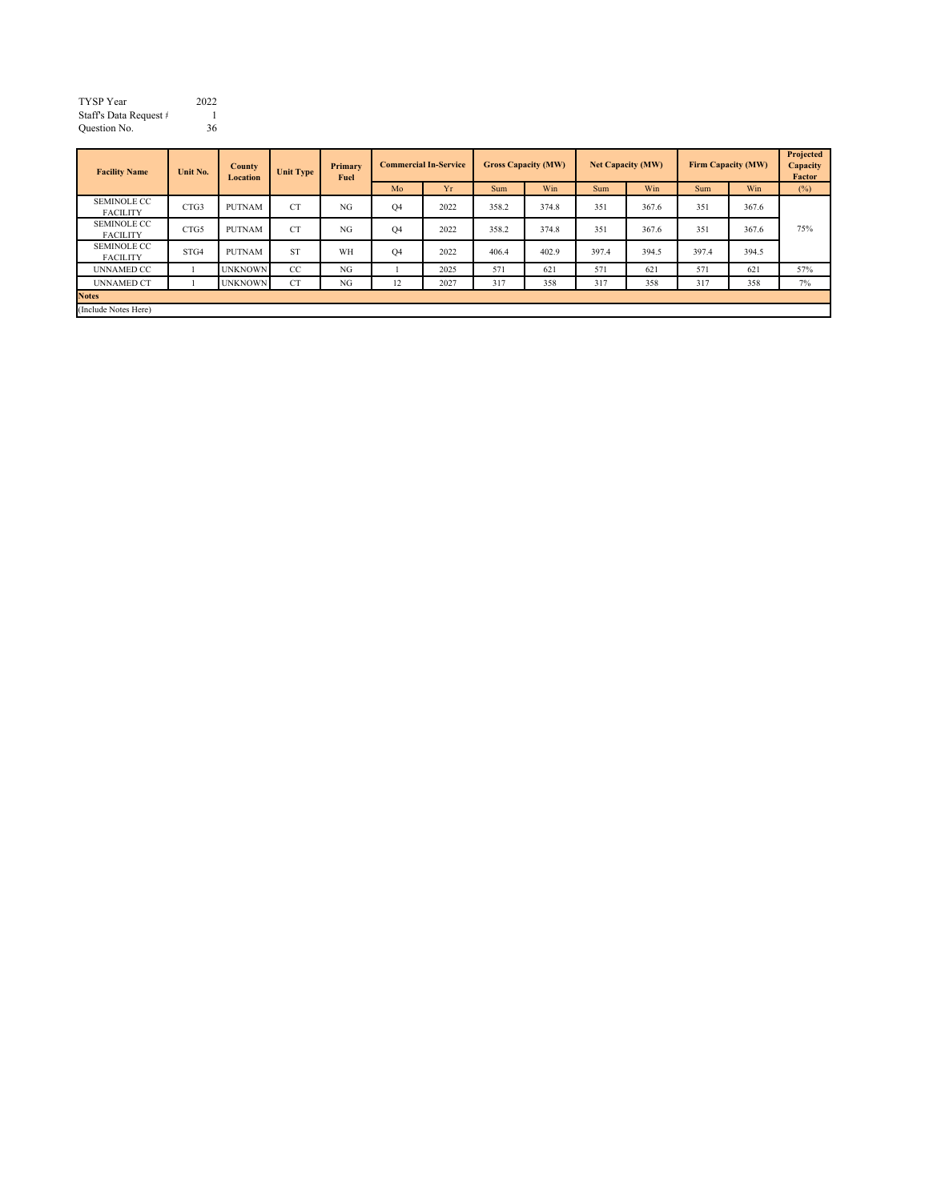TYSP Year 2022
Staff's Data Request # 1
Question No. 36

| Facility Name | Unit No. | County Location | Unit Type | Primary Fuel | Commercial In-Service | | Gross Capacity (MW) | | Net Capacity (MW) | | Firm Capacity (MW) | | Projected Capacity Factor |
|---|---|---|---|---|---|---|---|---|---|---|---|---|---|
| | | | | | Mo | Yr | Sum | Win | Sum | Win | Sum | Win | (%) |
| SEMINOLE CC FACILITY | CTG3 | PUTNAM | CT | NG | Q4 | 2022 | 358.2 | 374.8 | 351 | 367.6 | 351 | 367.6 | 75% |
| SEMINOLE CC FACILITY | CTG5 | PUTNAM | CT | NG | Q4 | 2022 | 358.2 | 374.8 | 351 | 367.6 | 351 | 367.6 | |
| SEMINOLE CC FACILITY | STG4 | PUTNAM | ST | WH | Q4 | 2022 | 406.4 | 402.9 | 397.4 | 394.5 | 397.4 | 394.5 | |
| UNNAMED CC | 1 | UNKNOWN | CC | NG | 1 | 2025 | 571 | 621 | 571 | 621 | 571 | 621 | 57% |
| UNNAMED CT | 1 | UNKNOWN | CT | NG | 12 | 2027 | 317 | 358 | 317 | 358 | 317 | 358 | 7% |

**Notes**

(Include Notes Here)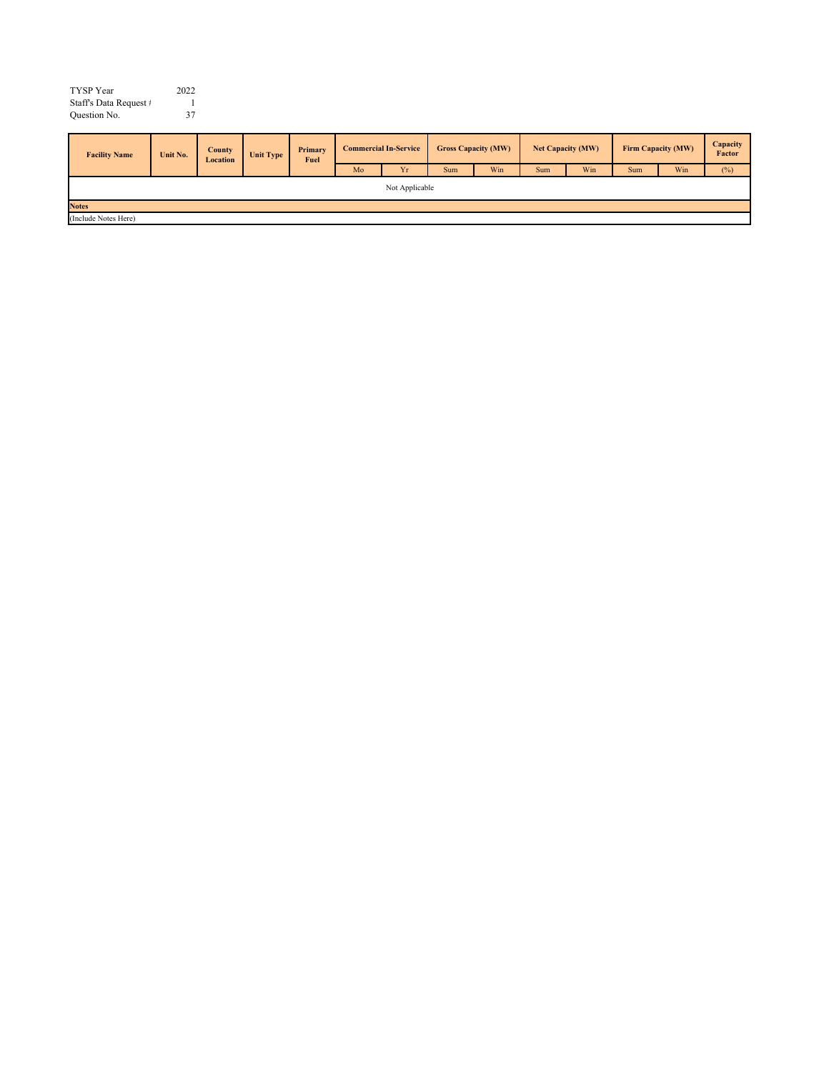TYSP Year 2022
Staff's Data Request # 1
Question No. 37

| Facility Name | Unit No. | County Location | Unit Type | Primary Fuel | Commercial In-Service | | Gross Capacity (MW) | | Net Capacity (MW) | | Firm Capacity (MW) | | Capacity Factor |
|---|---|---|---|---|---|---|---|---|---|---|---|---|---|
| | | | | | Mo | Yr | Sum | Win | Sum | Win | Sum | Win | (%) |
| Not Applicable | | | | | | | | | | | | | |

**Notes**

(Include Notes Here)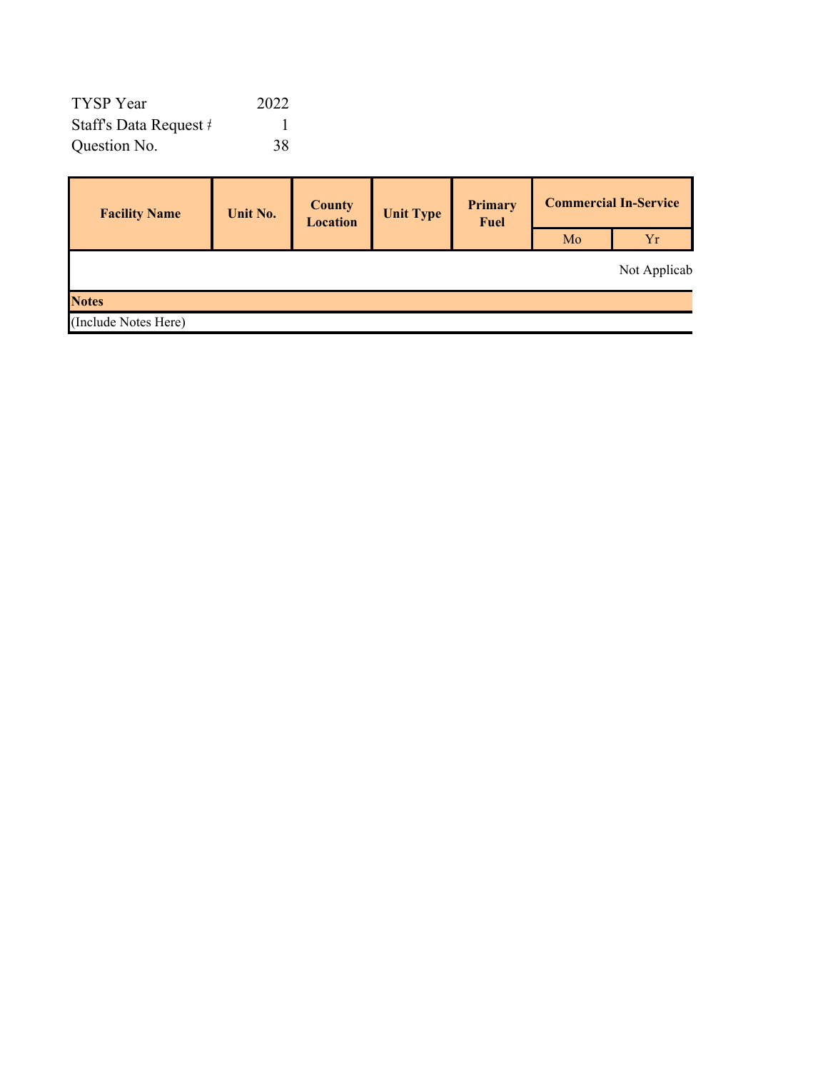TYSP Year 2022
Staff's Data Request # 1
Question No. 38

| Facility Name | Unit No. | County Location | Unit Type | Primary Fuel | Commercial In-Service | |
|---|---|---|---|---|---|---|
| | | | | | Mo | Yr |
| | | | | | | Not Applicab |
| **Notes** | | | | | | |
| (Include Notes Here) | | | | | | |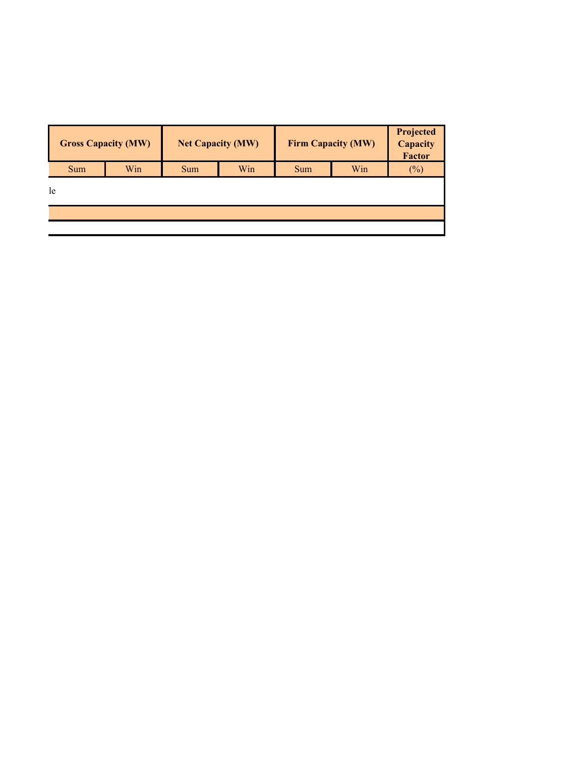| Gross Capacity (MW) | | Net Capacity (MW) | | Firm Capacity (MW) | | Projected Capacity Factor |
|---|---|---|---|---|---|---|
| Sum | Win | Sum | Win | Sum | Win | (%) |
| le | | | | | | |
| | | | | | | |
| | | | | | | |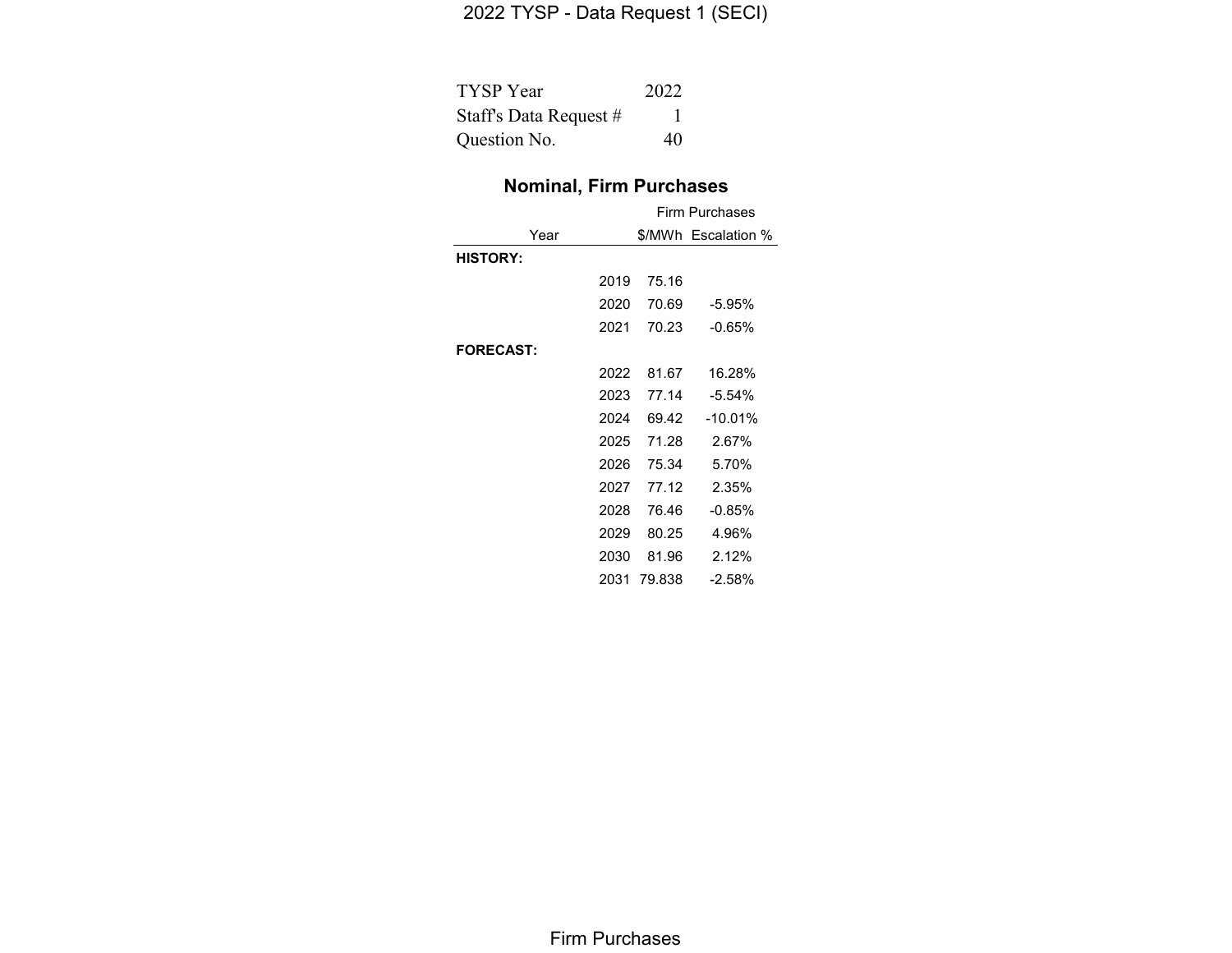# 2022 TYSP - Data Request 1 (SECI)

| | |
|---|---|
| TYSP Year | 2022 |
| Staff's Data Request # | 1 |
| Question No. | 40 |

## Nominal, Firm Purchases

| Year | | Firm Purchases $/MWh | Firm Purchases Escalation % |
|---|---|---|---|
| **HISTORY:** | | | |
| | 2019 | 75.16 | |
| | 2020 | 70.69 | -5.95% |
| | 2021 | 70.23 | -0.65% |
| **FORECAST:** | | | |
| | 2022 | 81.67 | 16.28% |
| | 2023 | 77.14 | -5.54% |
| | 2024 | 69.42 | -10.01% |
| | 2025 | 71.28 | 2.67% |
| | 2026 | 75.34 | 5.70% |
| | 2027 | 77.12 | 2.35% |
| | 2028 | 76.46 | -0.85% |
| | 2029 | 80.25 | 4.96% |
| | 2030 | 81.96 | 2.12% |
| | 2031 | 79.838 | -2.58% |

Firm Purchases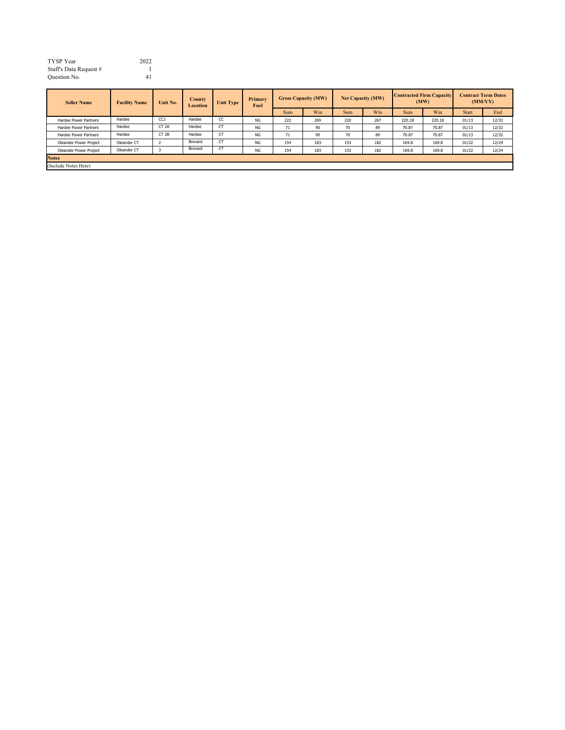TYSP Year 2022
Staff's Data Request # 1
Question No. 41

| Seller Name | Facility Name | Unit No. | County Location | Unit Type | Primary Fuel | Gross Capacity (MW) | | Net Capacity (MW) | | Contracted Firm Capacity (MW) | | Contract Term Dates (MM/YY) | |
|---|---|---|---|---|---|---|---|---|---|---|---|---|---|
| | | | | | | Sum | Win | Sum | Win | Sum | Win | Start | End |
| Hardee Power Partners | Hardee | CC1 | Hardee | CC | NG | 222 | 269 | 220 | 267 | 220.18 | 220.18 | 01/13 | 12/32 |
| Hardee Power Partners | Hardee | CT 2A | Hardee | CT | NG | 71 | 90 | 70 | 89 | 70.87 | 70.87 | 01/13 | 12/32 |
| Hardee Power Partners | Hardee | CT 2B | Hardee | CT | NG | 71 | 90 | 70 | 89 | 70.87 | 70.87 | 01/13 | 12/32 |
| Oleander Power Project | Oleander CT | 2 | Brevard | CT | NG | 154 | 183 | 153 | 182 | 169.8 | 169.8 | 01/22 | 12/24 |
| Oleander Power Project | Oleander CT | 3 | Brevard | CT | NG | 154 | 183 | 153 | 182 | 169.8 | 169.8 | 01/22 | 12/24 |

**Notes**

(Include Notes Here)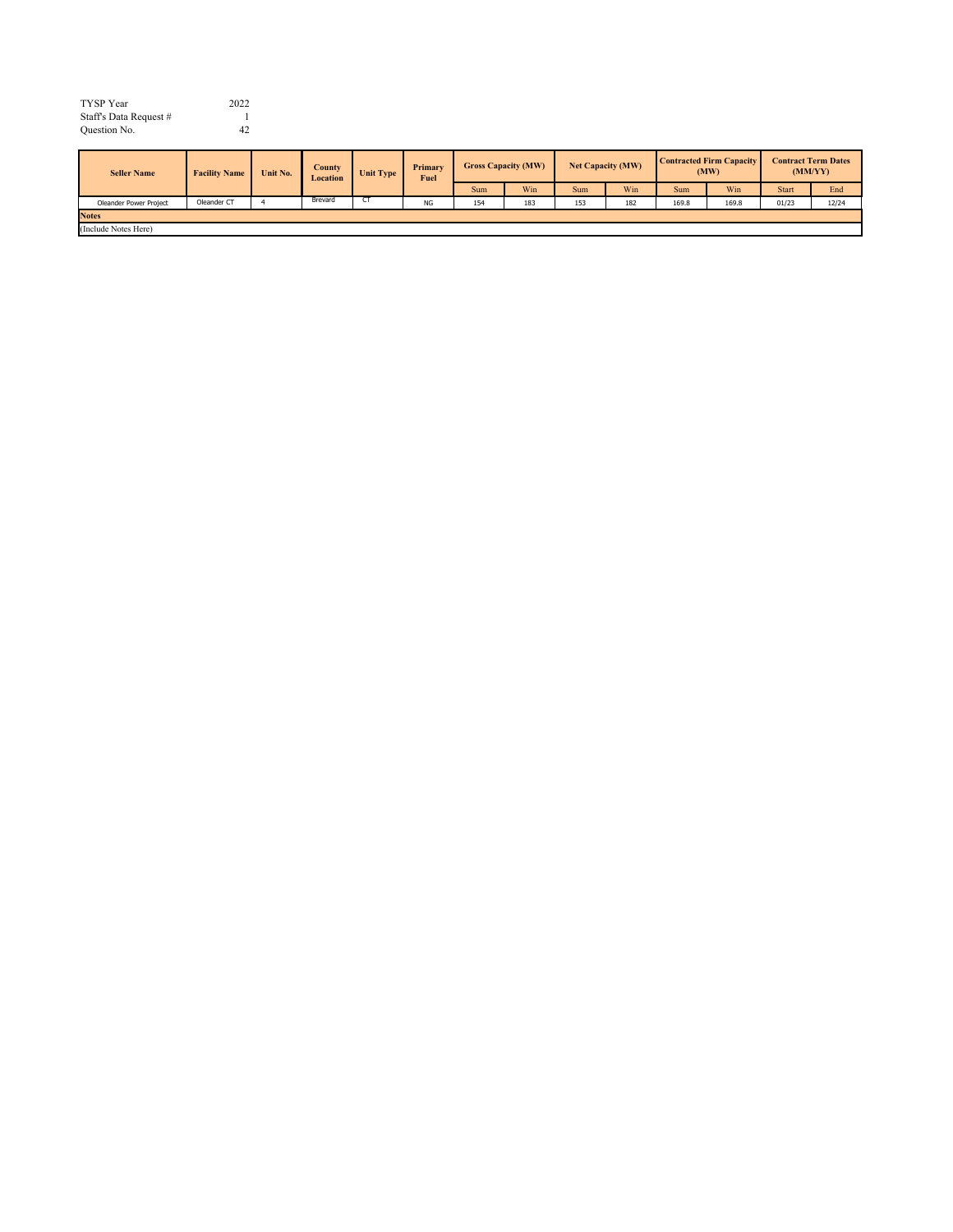TYSP Year 2022
Staff's Data Request # 1
Question No. 42

| Seller Name | Facility Name | Unit No. | County Location | Unit Type | Primary Fuel | Gross Capacity (MW) | | Net Capacity (MW) | | Contracted Firm Capacity (MW) | | Contract Term Dates (MM/YY) | |
|---|---|---|---|---|---|---|---|---|---|---|---|---|---|
| | | | | | | Sum | Win | Sum | Win | Sum | Win | Start | End |
| Oleander Power Project | Oleander CT | 4 | Brevard | CT | NG | 154 | 183 | 153 | 182 | 169.8 | 169.8 | 01/23 | 12/24 |

**Notes**

(Include Notes Here)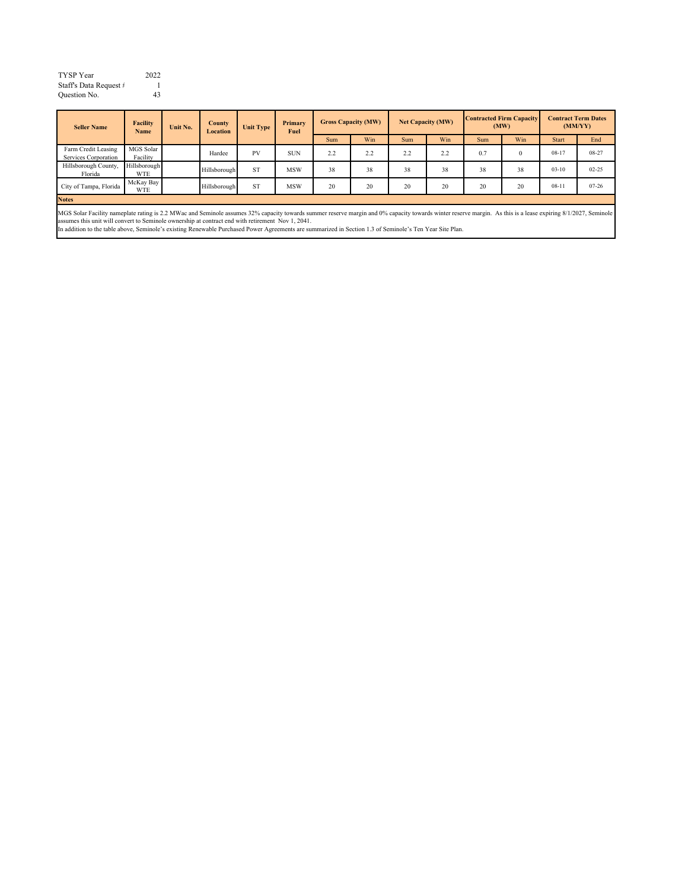TYSP Year 2022
Staff's Data Request # 1
Question No. 43

| Seller Name | Facility Name | Unit No. | County Location | Unit Type | Primary Fuel | Gross Capacity (MW) | | Net Capacity (MW) | | Contracted Firm Capacity (MW) | | Contract Term Dates (MM/YY) | |
|---|---|---|---|---|---|---|---|---|---|---|---|---|---|
| | | | | | | Sum | Win | Sum | Win | Sum | Win | Start | End |
| Farm Credit Leasing Services Corporation | MGS Solar Facility | | Hardee | PV | SUN | 2.2 | 2.2 | 2.2 | 2.2 | 0.7 | 0 | 08-17 | 08-27 |
| Hillsborough County, Florida | Hillsborough WTE | | Hillsborough | ST | MSW | 38 | 38 | 38 | 38 | 38 | 38 | 03-10 | 02-25 |
| City of Tampa, Florida | McKay Bay WTE | | Hillsborough | ST | MSW | 20 | 20 | 20 | 20 | 20 | 20 | 08-11 | 07-26 |

**Notes**

MGS Solar Facility nameplate rating is 2.2 MWac and Seminole assumes 32% capacity towards summer reserve margin and 0% capacity towards winter reserve margin. As this is a lease expiring 8/1/2027, Seminole assumes this unit will convert to Seminole ownership at contract end with retirement Nov 1, 2041.
In addition to the table above, Seminole's existing Renewable Purchased Power Agreements are summarized in Section 1.3 of Seminole's Ten Year Site Plan.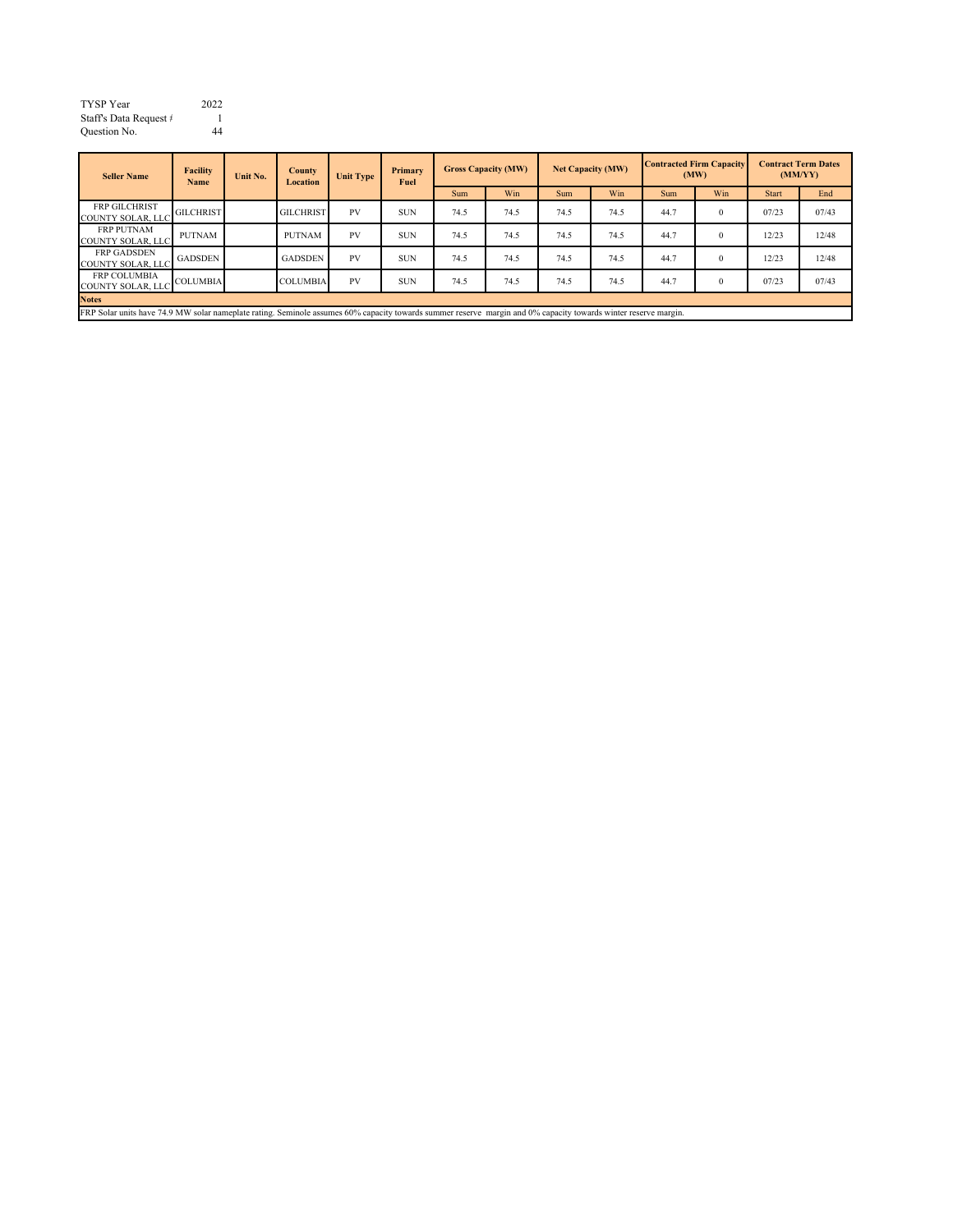| TYSP Year | 2022 |
|---|---|
| Staff's Data Request # | 1 |
| Question No. | 44 |

| Seller Name | Facility Name | Unit No. | County Location | Unit Type | Primary Fuel | Gross Capacity (MW) | | Net Capacity (MW) | | Contracted Firm Capacity (MW) | | Contract Term Dates (MM/YY) | |
|---|---|---|---|---|---|---|---|---|---|---|---|---|---|
| | | | | | | Sum | Win | Sum | Win | Sum | Win | Start | End |
| FRP GILCHRIST COUNTY SOLAR, LLC | GILCHRIST | | GILCHRIST | PV | SUN | 74.5 | 74.5 | 74.5 | 74.5 | 44.7 | 0 | 07/23 | 07/43 |
| FRP PUTNAM COUNTY SOLAR, LLC | PUTNAM | | PUTNAM | PV | SUN | 74.5 | 74.5 | 74.5 | 74.5 | 44.7 | 0 | 12/23 | 12/48 |
| FRP GADSDEN COUNTY SOLAR, LLC | GADSDEN | | GADSDEN | PV | SUN | 74.5 | 74.5 | 74.5 | 74.5 | 44.7 | 0 | 12/23 | 12/48 |
| FRP COLUMBIA COUNTY SOLAR, LLC | COLUMBIA | | COLUMBIA | PV | SUN | 74.5 | 74.5 | 74.5 | 74.5 | 44.7 | 0 | 07/23 | 07/43 |

**Notes**

FRP Solar units have 74.9 MW solar nameplate rating. Seminole assumes 60% capacity towards summer reserve margin and 0% capacity towards winter reserve margin.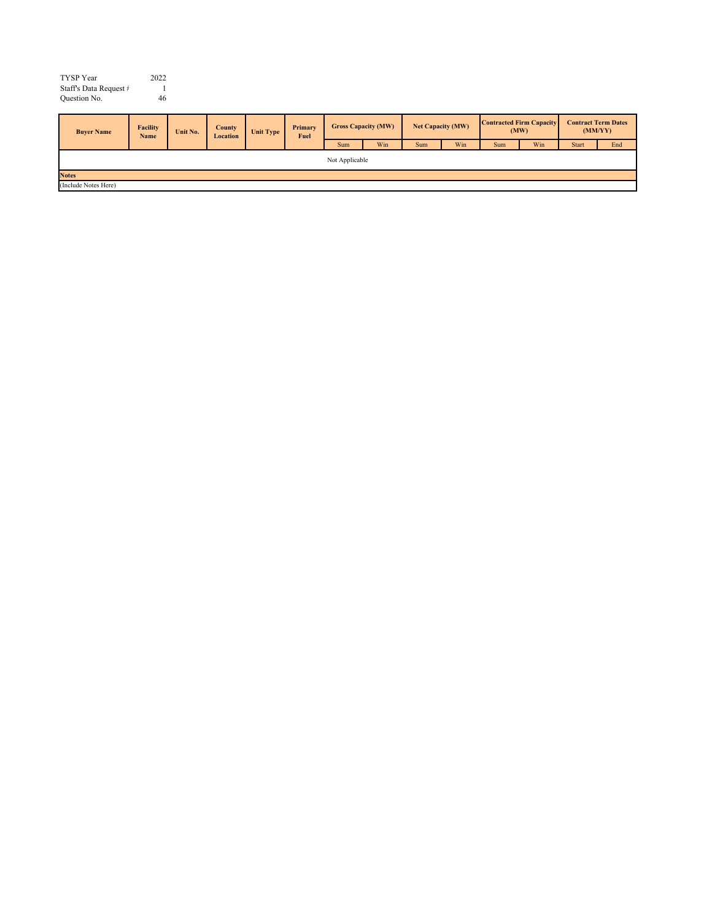TYSP Year 2022
Staff's Data Request # 1
Question No. 46

| Buyer Name | Facility Name | Unit No. | County Location | Unit Type | Primary Fuel | Gross Capacity (MW) | | Net Capacity (MW) | | Contracted Firm Capacity (MW) | | Contract Term Dates (MM/YY) | |
|---|---|---|---|---|---|---|---|---|---|---|---|---|---|
| | | | | | | Sum | Win | Sum | Win | Sum | Win | Start | End |
| Not Applicable | | | | | | | | | | | | | |

**Notes**

(Include Notes Here)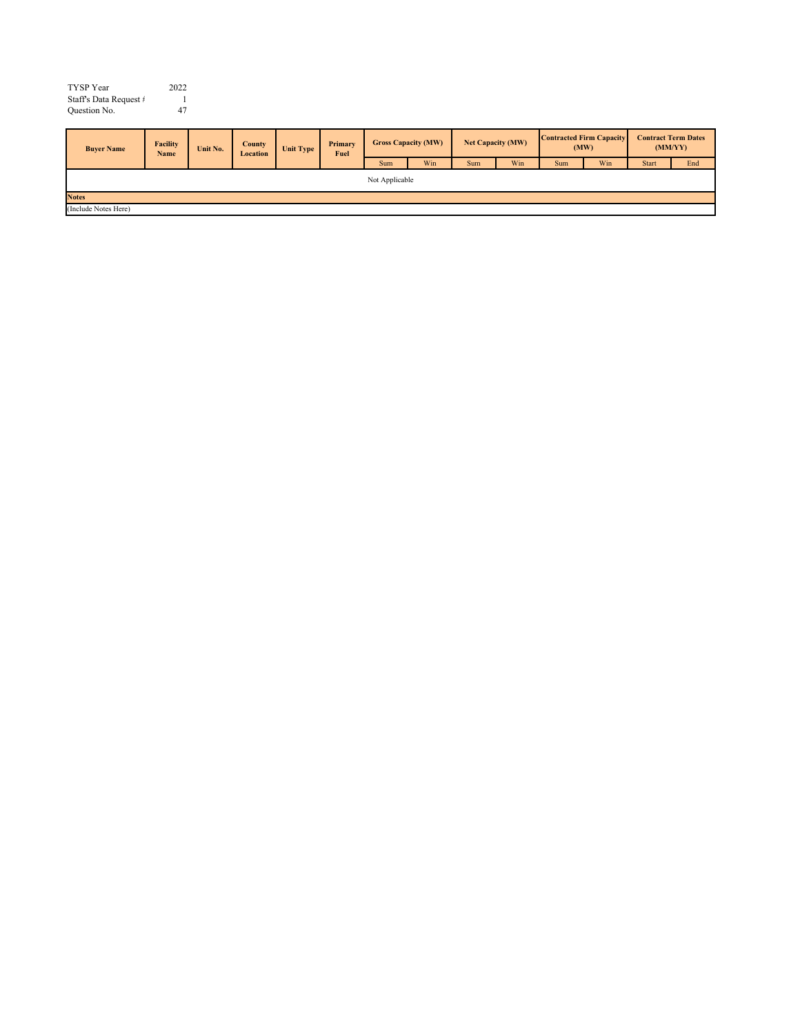TYSP Year 2022
Staff's Data Request # 1
Question No. 47

| Buyer Name | Facility Name | Unit No. | County Location | Unit Type | Primary Fuel | Gross Capacity (MW) | | Net Capacity (MW) | | Contracted Firm Capacity (MW) | | Contract Term Dates (MM/YY) | |
|---|---|---|---|---|---|---|---|---|---|---|---|---|---|
| | | | | | | Sum | Win | Sum | Win | Sum | Win | Start | End |
| Not Applicable | | | | | | | | | | | | | |
| **Notes** | | | | | | | | | | | | | |
| (Include Notes Here) | | | | | | | | | | | | | |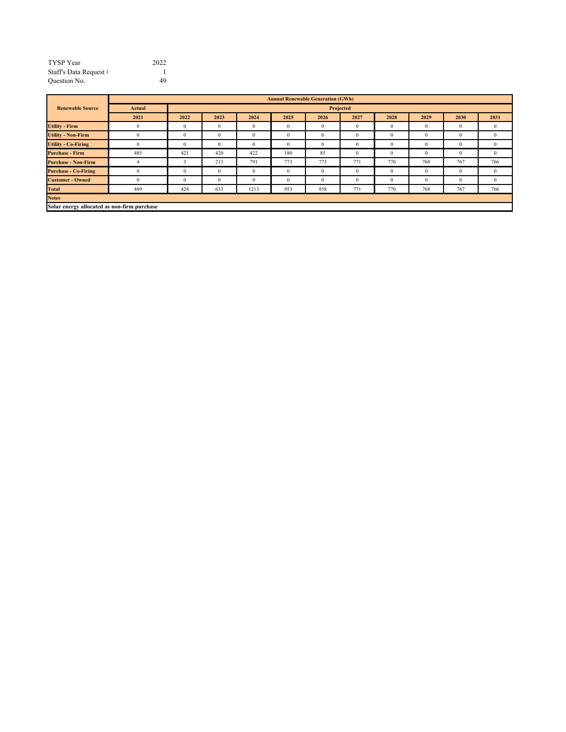TYSP Year 2022
Staff's Data Request # 1
Question No. 49

| Renewable Source | Annual Renewable Generation (GWh) | | | | | | | | | | |
|---|---|---|---|---|---|---|---|---|---|---|---|
| | Actual | Projected | | | | | | | | | |
| | 2021 | 2022 | 2023 | 2024 | 2025 | 2026 | 2027 | 2028 | 2029 | 2030 | 2031 |
| **Utility - Firm** | 0 | 0 | 0 | 0 | 0 | 0 | 0 | 0 | 0 | 0 | 0 |
| **Utility - Non-Firm** | 0 | 0 | 0 | 0 | 0 | 0 | 0 | 0 | 0 | 0 | 0 |
| **Utility - Co-Firing** | 0 | 0 | 0 | 0 | 0 | 0 | 0 | 0 | 0 | 0 | 0 |
| **Purchase - Firm** | 485 | 421 | 420 | 422 | 180 | 85 | 0 | 0 | 0 | 0 | 0 |
| **Purchase - Non-Firm** | 4 | 3 | 213 | 791 | 773 | 773 | 771 | 770 | 768 | 767 | 766 |
| **Purchase - Co-Firing** | 0 | 0 | 0 | 0 | 0 | 0 | 0 | 0 | 0 | 0 | 0 |
| **Customer - Owned** | 0 | 0 | 0 | 0 | 0 | 0 | 0 | 0 | 0 | 0 | 0 |
| **Total** | 489 | 424 | 633 | 1213 | 953 | 858 | 771 | 770 | 768 | 767 | 766 |
| **Notes** | | | | | | | | | | | |
| **Solar energy allocated as non-firm purchase** | | | | | | | | | | | |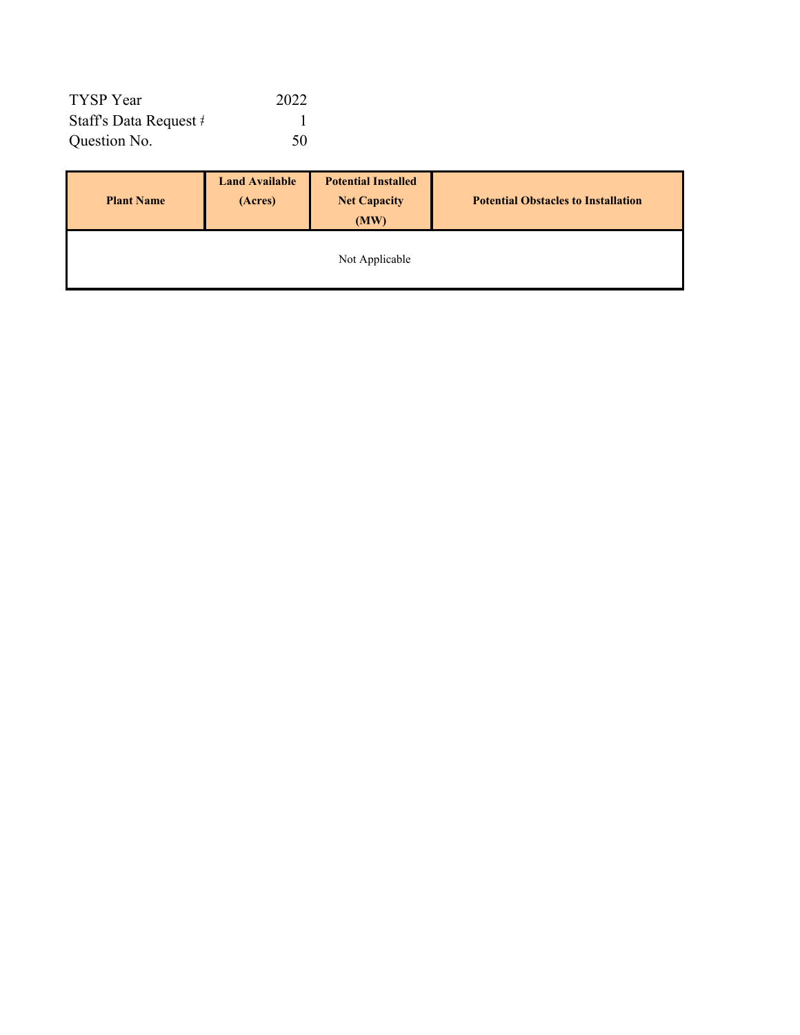TYSP Year 2022
Staff's Data Request # 1
Question No. 50

| Plant Name | Land Available (Acres) | Potential Installed Net Capacity (MW) | Potential Obstacles to Installation |
|---|---|---|---|
| Not Applicable | | | |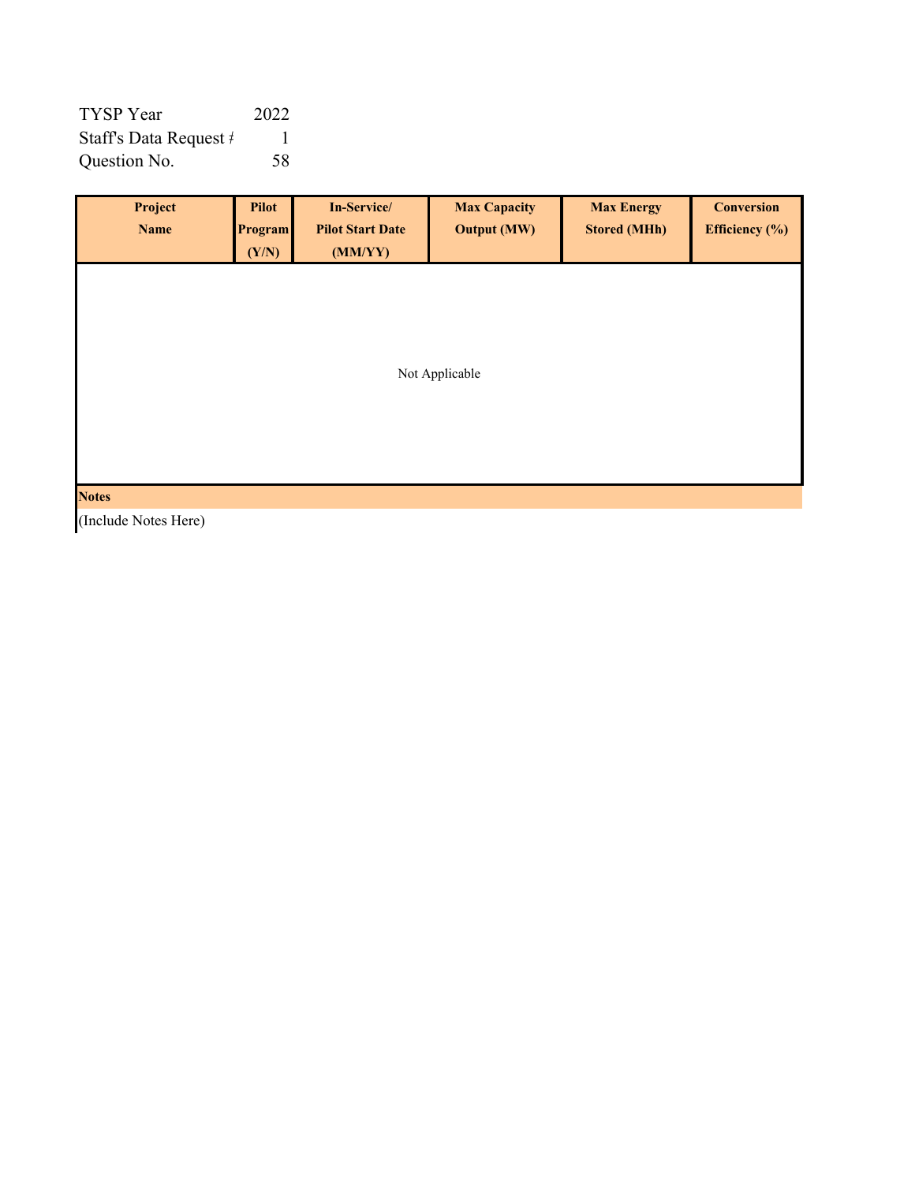TYSP Year 2022
Staff's Data Request # 1
Question No. 58

| Project Name | Pilot Program (Y/N) | In-Service/ Pilot Start Date (MM/YY) | Max Capacity Output (MW) | Max Energy Stored (MHh) | Conversion Efficiency (%) |
|---|---|---|---|---|---|
| Not Applicable | | | | | |

**Notes**

(Include Notes Here)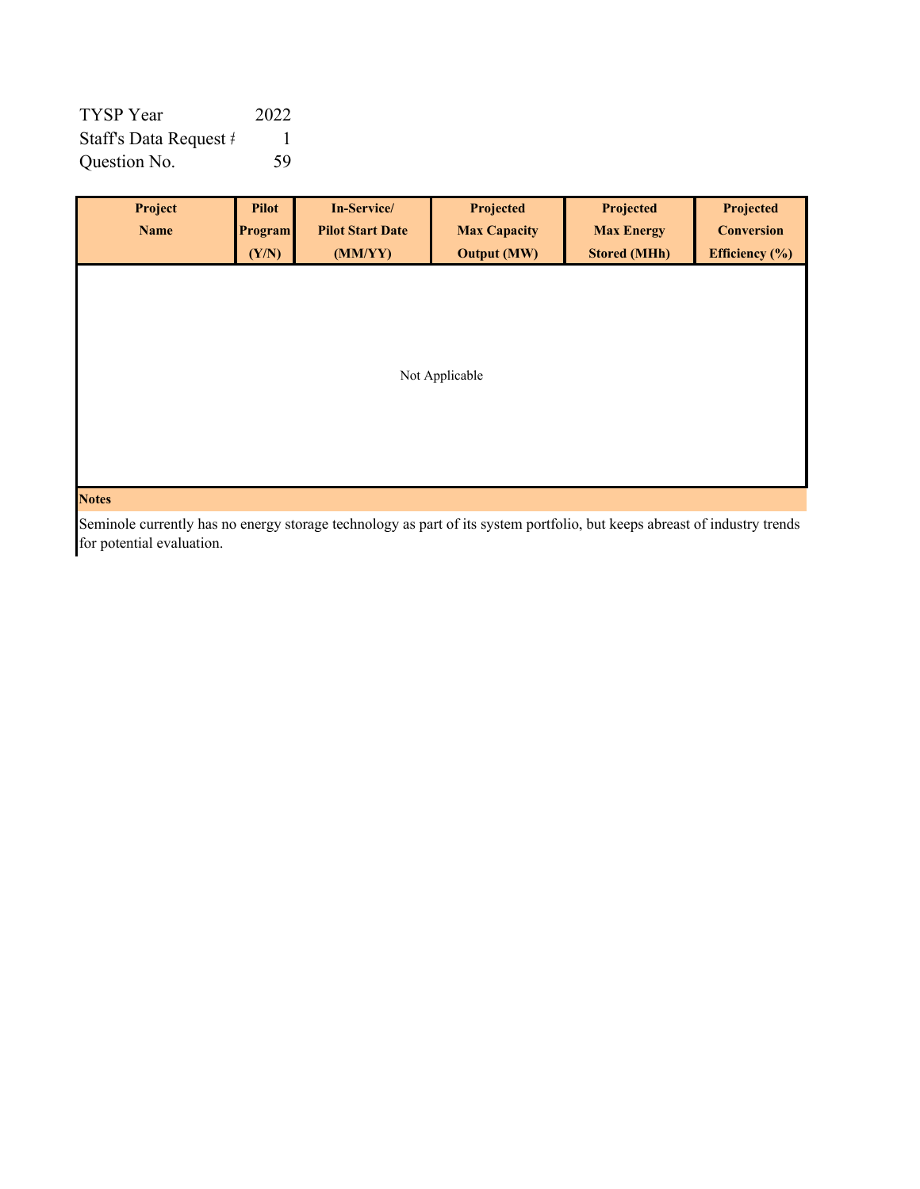TYSP Year 2022
Staff's Data Request # 1
Question No. 59

| Project Name | Pilot Program (Y/N) | In-Service/ Pilot Start Date (MM/YY) | Projected Max Capacity Output (MW) | Projected Max Energy Stored (MHh) | Projected Conversion Efficiency (%) |
|---|---|---|---|---|---|
| Not Applicable | | | | | |

**Notes**

Seminole currently has no energy storage technology as part of its system portfolio, but keeps abreast of industry trends for potential evaluation.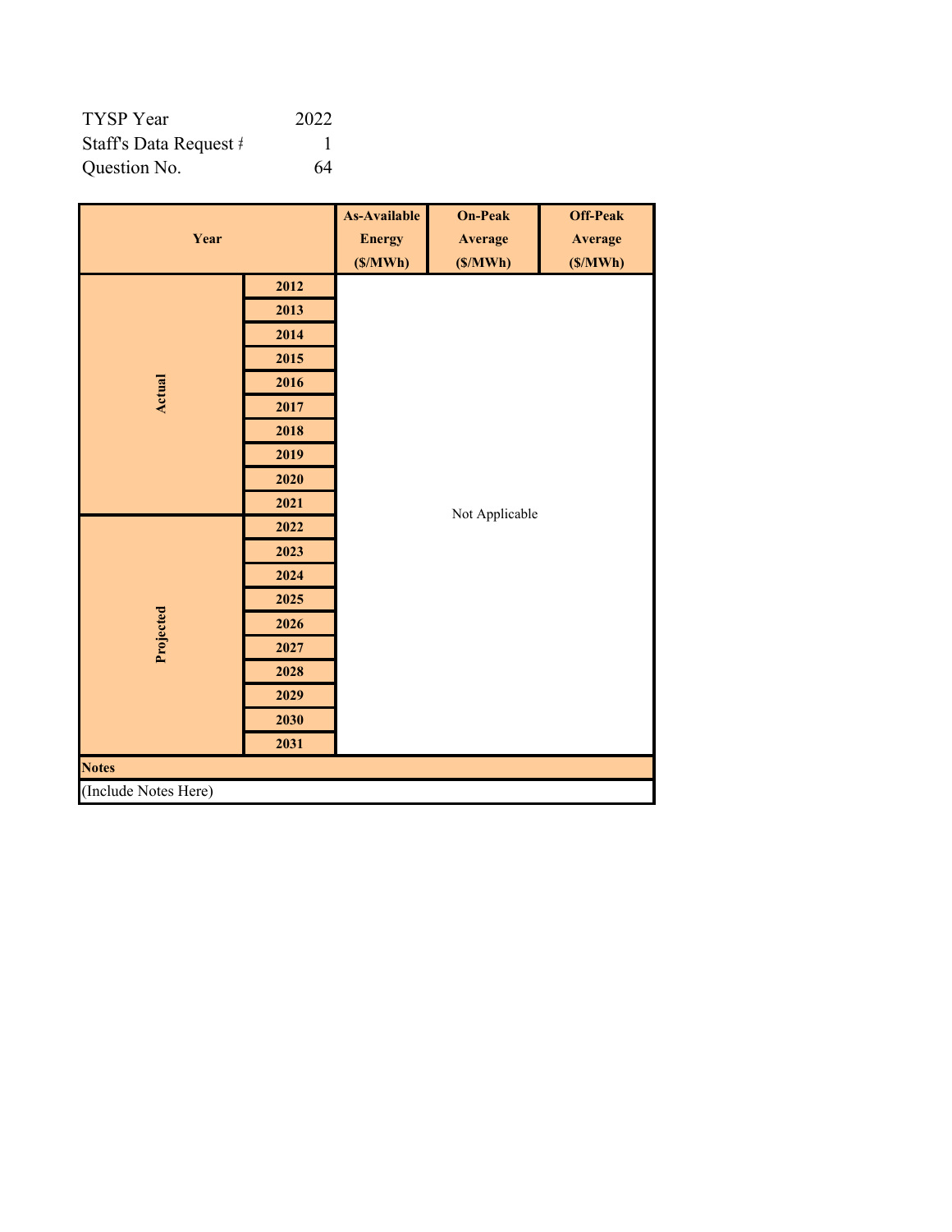TYSP Year 2022
Staff's Data Request # 1
Question No. 64

| Year | | As-Available Energy ($/MWh) | On-Peak Average ($/MWh) | Off-Peak Average ($/MWh) |
|---|---|---|---|---|
| Actual | 2012 | Not Applicable | | |
| | 2013 | | | |
| | 2014 | | | |
| | 2015 | | | |
| | 2016 | | | |
| | 2017 | | | |
| | 2018 | | | |
| | 2019 | | | |
| | 2020 | | | |
| | 2021 | | | |
| Projected | 2022 | | | |
| | 2023 | | | |
| | 2024 | | | |
| | 2025 | | | |
| | 2026 | | | |
| | 2027 | | | |
| | 2028 | | | |
| | 2029 | | | |
| | 2030 | | | |
| | 2031 | | | |
| Notes | | | | |
| (Include Notes Here) | | | | |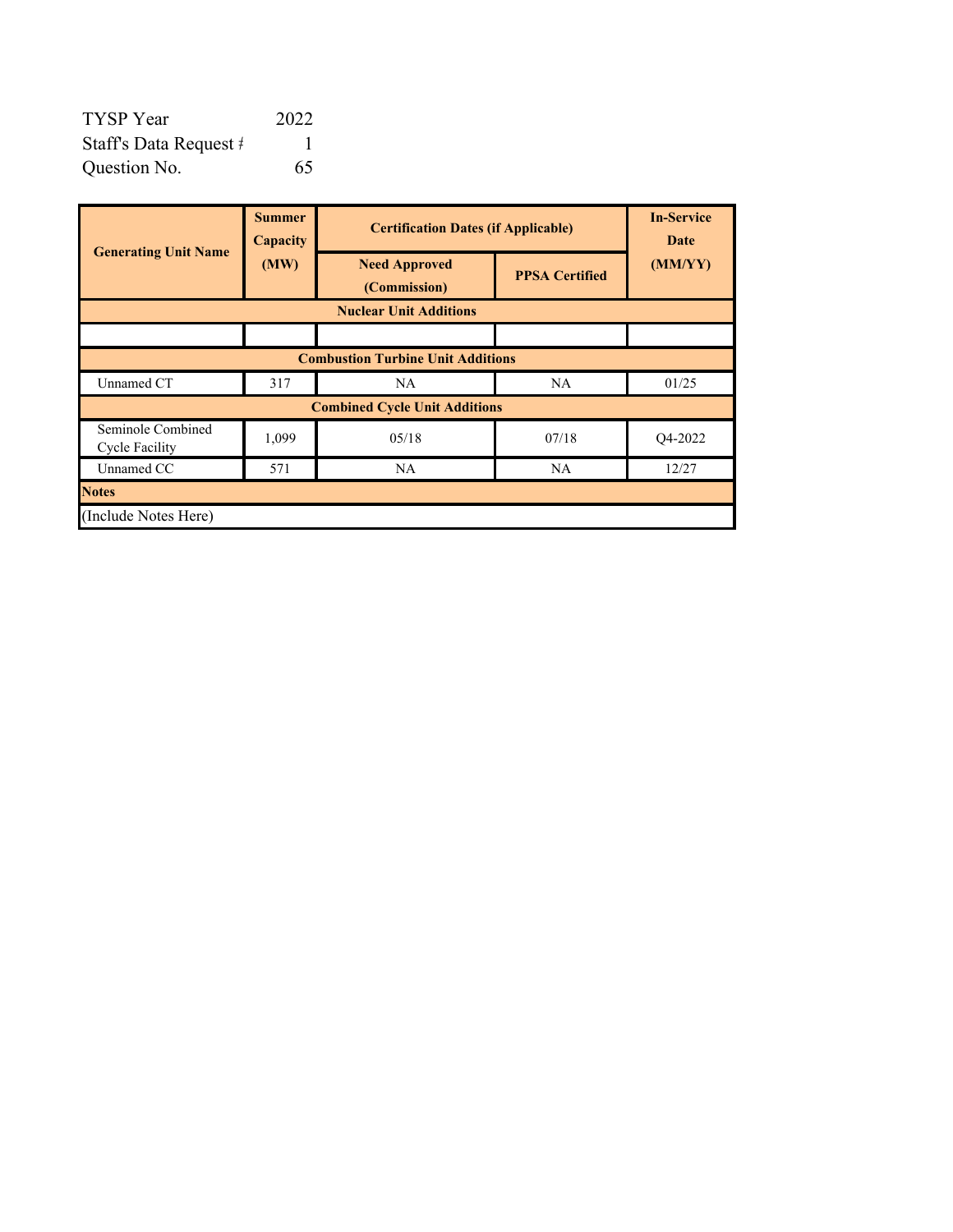TYSP Year 2022
Staff's Data Request # 1
Question No. 65

| Generating Unit Name | Summer Capacity (MW) | Certification Dates (if Applicable) | | In-Service Date (MM/YY) |
|---|---|---|---|---|
| | | Need Approved (Commission) | PPSA Certified | |
| **Nuclear Unit Additions** | | | | |
| | | | | |
| **Combustion Turbine Unit Additions** | | | | |
| Unnamed CT | 317 | NA | NA | 01/25 |
| **Combined Cycle Unit Additions** | | | | |
| Seminole Combined Cycle Facility | 1,099 | 05/18 | 07/18 | Q4-2022 |
| Unnamed CC | 571 | NA | NA | 12/27 |
| **Notes** | | | | |
| (Include Notes Here) | | | | |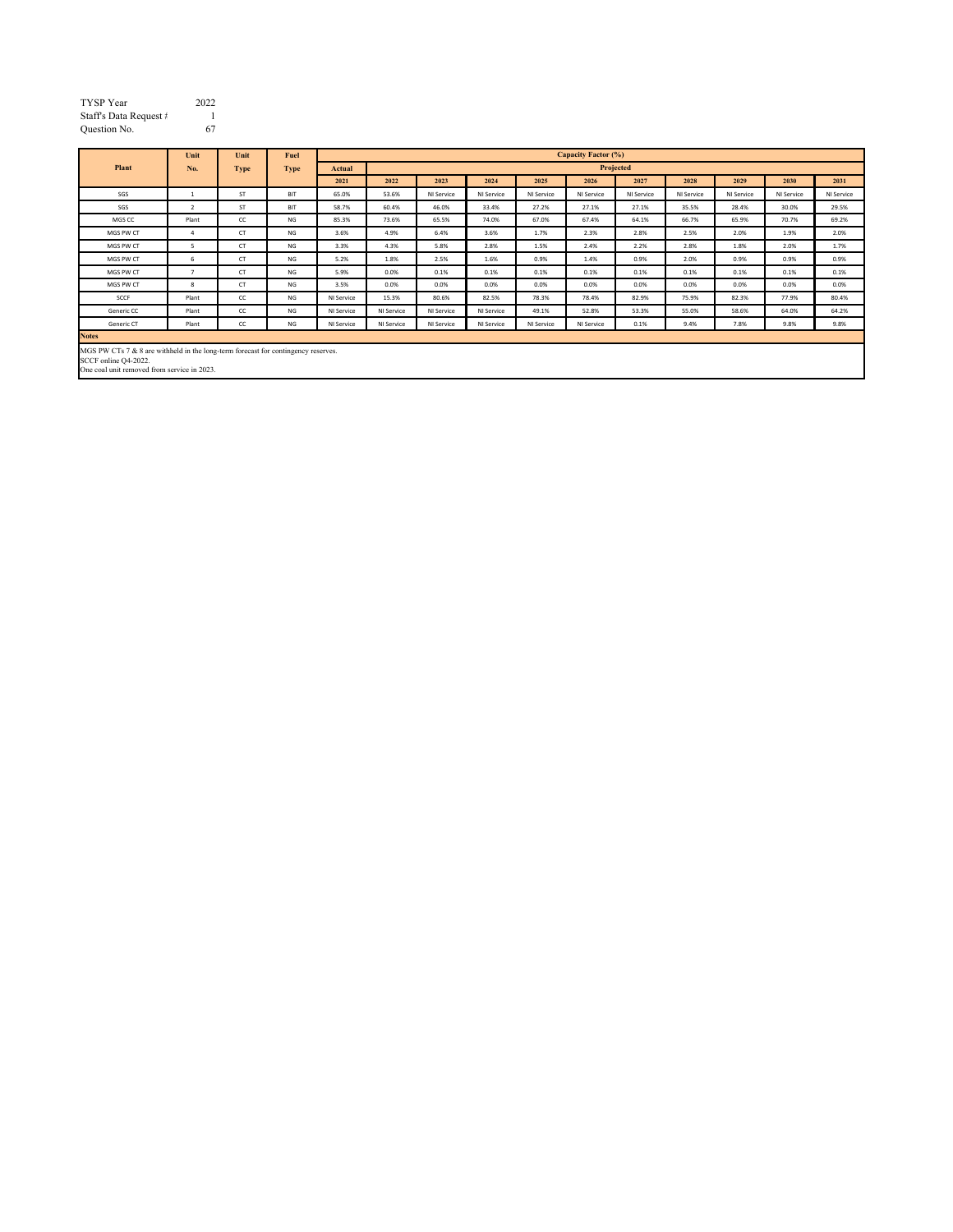TYSP Year 2022
Staff's Data Request # 1
Question No. 67

| Plant | Unit No. | Unit Type | Fuel Type | Capacity Factor (%) | | | | | | | | | | |
|---|---|---|---|---|---|---|---|---|---|---|---|---|---|---|
| | | | | Actual | Projected | | | | | | | | | |
| | | | | 2021 | 2022 | 2023 | 2024 | 2025 | 2026 | 2027 | 2028 | 2029 | 2030 | 2031 |
| SGS | 1 | ST | BIT | 65.0% | 53.6% | NI Service | NI Service | NI Service | NI Service | NI Service | NI Service | NI Service | NI Service | NI Service |
| SGS | 2 | ST | BIT | 58.7% | 60.4% | 46.0% | 33.4% | 27.2% | 27.1% | 27.1% | 35.5% | 28.4% | 30.0% | 29.5% |
| MGS CC | Plant | CC | NG | 85.3% | 73.6% | 65.5% | 74.0% | 67.0% | 67.4% | 64.1% | 66.7% | 65.9% | 70.7% | 69.2% |
| MGS PW CT | 4 | CT | NG | 3.6% | 4.9% | 6.4% | 3.6% | 1.7% | 2.3% | 2.8% | 2.5% | 2.0% | 1.9% | 2.0% |
| MGS PW CT | 5 | CT | NG | 3.3% | 4.3% | 5.8% | 2.8% | 1.5% | 2.4% | 2.2% | 2.8% | 1.8% | 2.0% | 1.7% |
| MGS PW CT | 6 | CT | NG | 5.2% | 1.8% | 2.5% | 1.6% | 0.9% | 1.4% | 0.9% | 2.0% | 0.9% | 0.9% | 0.9% |
| MGS PW CT | 7 | CT | NG | 5.9% | 0.0% | 0.1% | 0.1% | 0.1% | 0.1% | 0.1% | 0.1% | 0.1% | 0.1% | 0.1% |
| MGS PW CT | 8 | CT | NG | 3.5% | 0.0% | 0.0% | 0.0% | 0.0% | 0.0% | 0.0% | 0.0% | 0.0% | 0.0% | 0.0% |
| SCCF | Plant | CC | NG | NI Service | 15.3% | 80.6% | 82.5% | 78.3% | 78.4% | 82.9% | 75.9% | 82.3% | 77.9% | 80.4% |
| Generic CC | Plant | CC | NG | NI Service | NI Service | NI Service | NI Service | 49.1% | 52.8% | 53.3% | 55.0% | 58.6% | 64.0% | 64.2% |
| Generic CT | Plant | CC | NG | NI Service | NI Service | NI Service | NI Service | NI Service | NI Service | 0.1% | 9.4% | 7.8% | 9.8% | 9.8% |

**Notes**

MGS PW CTs 7 & 8 are withheld in the long-term forecast for contingency reserves.
SCCF online Q4-2022.
One coal unit removed from service in 2023.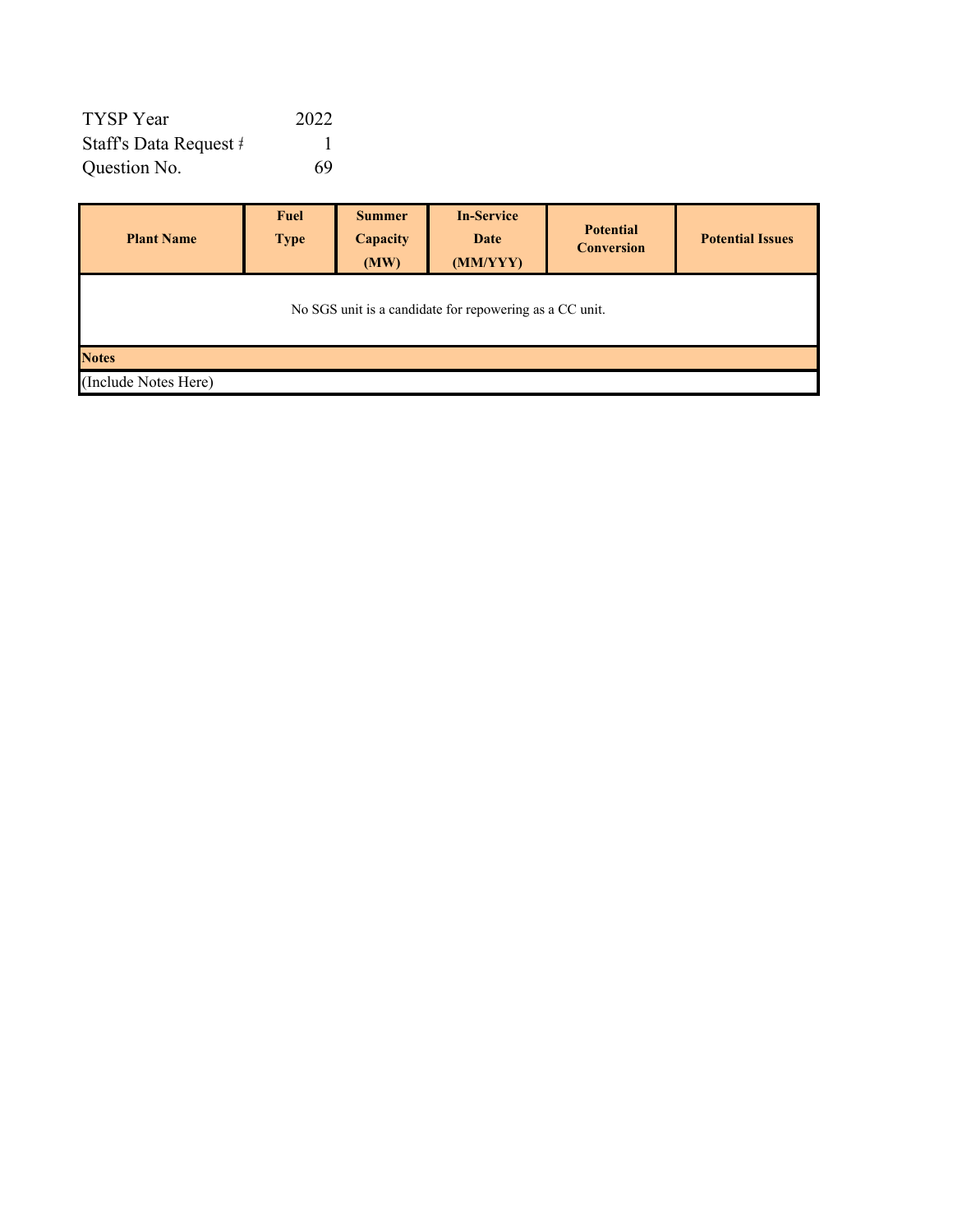| TYSP Year | 2022 |
|---|---|
| Staff's Data Request # | 1 |
| Question No. | 69 |

| Plant Name | Fuel Type | Summer Capacity (MW) | In-Service Date (MM/YYY) | Potential Conversion | Potential Issues |
|---|---|---|---|---|---|
| No SGS unit is a candidate for repowering as a CC unit. | | | | | |
| **Notes** | | | | | |
| (Include Notes Here) | | | | | |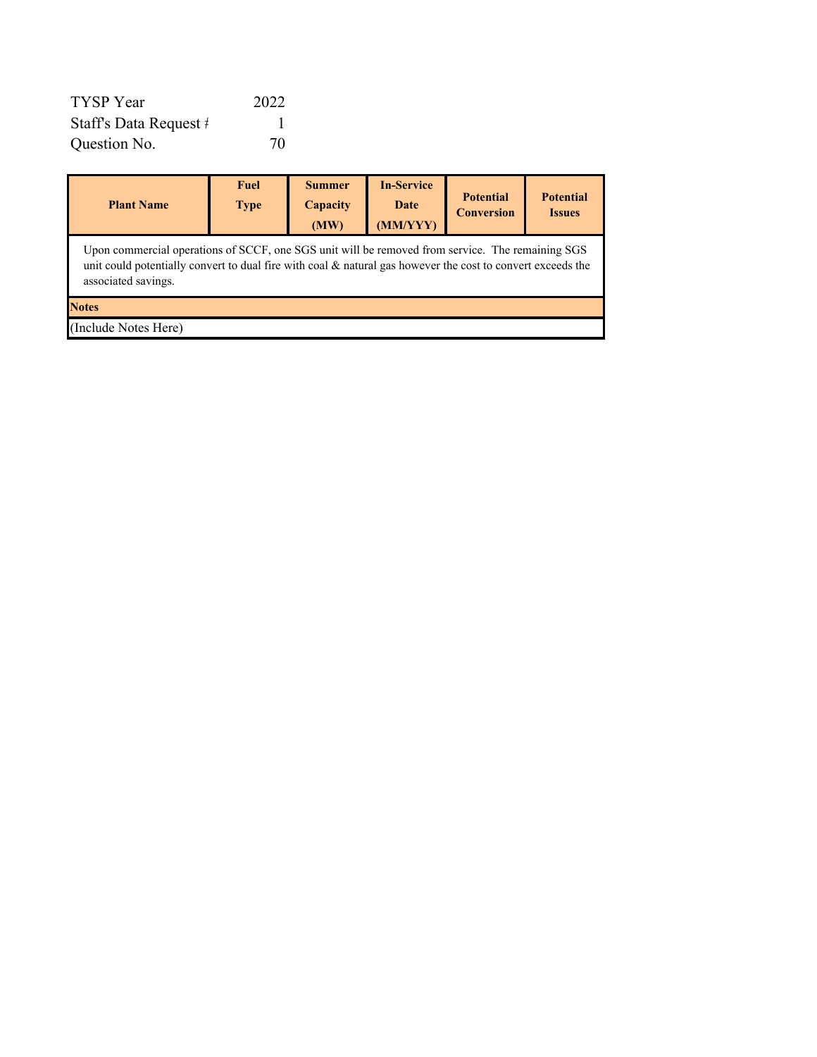TYSP Year 2022
Staff's Data Request # 1
Question No. 70

| Plant Name | Fuel Type | Summer Capacity (MW) | In-Service Date (MM/YYY) | Potential Conversion | Potential Issues |
|---|---|---|---|---|---|
| Upon commercial operations of SCCF, one SGS unit will be removed from service. The remaining SGS unit could potentially convert to dual fire with coal & natural gas however the cost to convert exceeds the associated savings. | | | | | |
| **Notes** | | | | | |
| (Include Notes Here) | | | | | |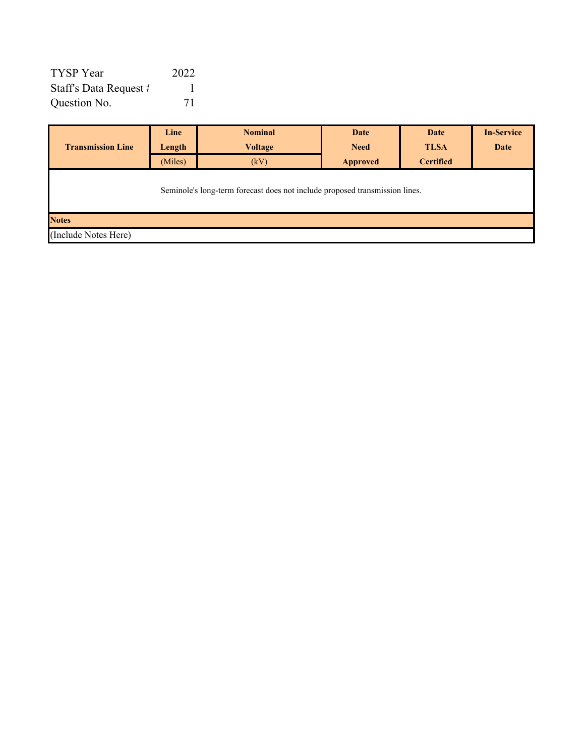| TYSP Year | 2022 |
| --- | --- |
| Staff's Data Request # | 1 |
| Question No. | 71 |

| Transmission Line | Line Length (Miles) | Nominal Voltage (kV) | Date Need Approved | Date TLSA Certified | In-Service Date |
| --- | --- | --- | --- | --- | --- |
| Seminole's long-term forecast does not include proposed transmission lines. | | | | | |

**Notes**

(Include Notes Here)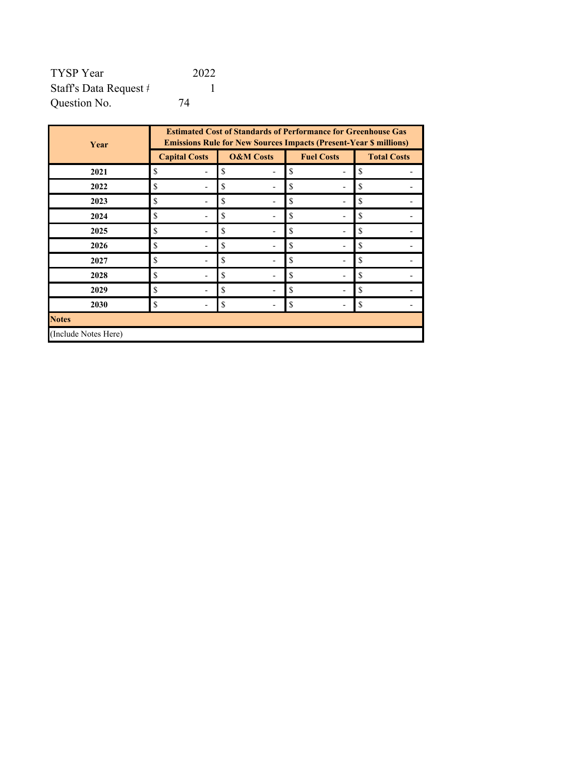TYSP Year 2022
Staff's Data Request # 1
Question No. 74

| Year | Estimated Cost of Standards of Performance for Greenhouse Gas Emissions Rule for New Sources Impacts (Present-Year $ millions) | | | |
|---|---|---|---|---|
| | Capital Costs | O&M Costs | Fuel Costs | Total Costs |
| 2021 | $ - | $ - | $ - | $ - |
| 2022 | $ - | $ - | $ - | $ - |
| 2023 | $ - | $ - | $ - | $ - |
| 2024 | $ - | $ - | $ - | $ - |
| 2025 | $ - | $ - | $ - | $ - |
| 2026 | $ - | $ - | $ - | $ - |
| 2027 | $ - | $ - | $ - | $ - |
| 2028 | $ - | $ - | $ - | $ - |
| 2029 | $ - | $ - | $ - | $ - |
| 2030 | $ - | $ - | $ - | $ - |
| **Notes** | | | | |
| (Include Notes Here) | | | | |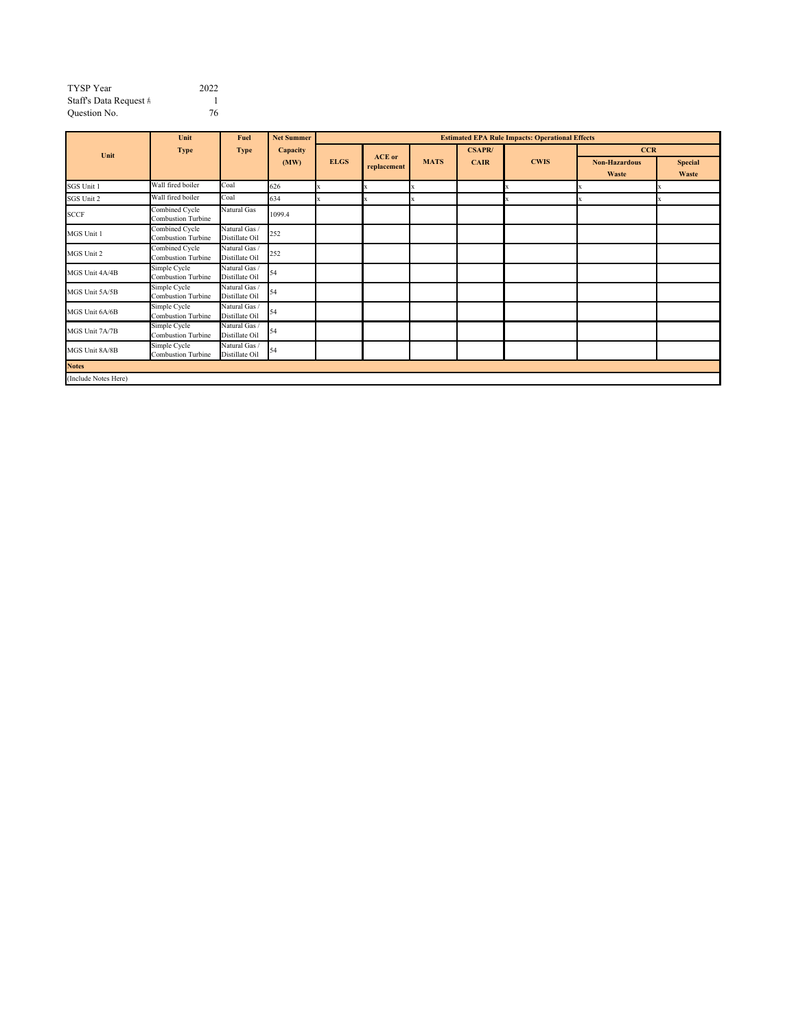TYSP Year 2022
Staff's Data Request # 1
Question No. 76

| Unit | Unit Type | Fuel Type | Net Summer Capacity (MW) | Estimated EPA Rule Impacts: Operational Effects | | | | | | |
|---|---|---|---|---|---|---|---|---|---|---|
| | | | | ELGS | ACE or replacement | MATS | CSAPR/ CAIR | CWIS | CCR | |
| | | | | | | | | | Non-Hazardous Waste | Special Waste |
| SGS Unit 1 | Wall fired boiler | Coal | 626 | x | x | x | | x | x | x |
| SGS Unit 2 | Wall fired boiler | Coal | 634 | x | x | x | | x | x | x |
| SCCF | Combined Cycle Combustion Turbine | Natural Gas | 1099.4 | | | | | | | |
| MGS Unit 1 | Combined Cycle Combustion Turbine | Natural Gas / Distillate Oil | 252 | | | | | | | |
| MGS Unit 2 | Combined Cycle Combustion Turbine | Natural Gas / Distillate Oil | 252 | | | | | | | |
| MGS Unit 4A/4B | Simple Cycle Combustion Turbine | Natural Gas / Distillate Oil | 54 | | | | | | | |
| MGS Unit 5A/5B | Simple Cycle Combustion Turbine | Natural Gas / Distillate Oil | 54 | | | | | | | |
| MGS Unit 6A/6B | Simple Cycle Combustion Turbine | Natural Gas / Distillate Oil | 54 | | | | | | | |
| MGS Unit 7A/7B | Simple Cycle Combustion Turbine | Natural Gas / Distillate Oil | 54 | | | | | | | |
| MGS Unit 8A/8B | Simple Cycle Combustion Turbine | Natural Gas / Distillate Oil | 54 | | | | | | | |

**Notes**

(Include Notes Here)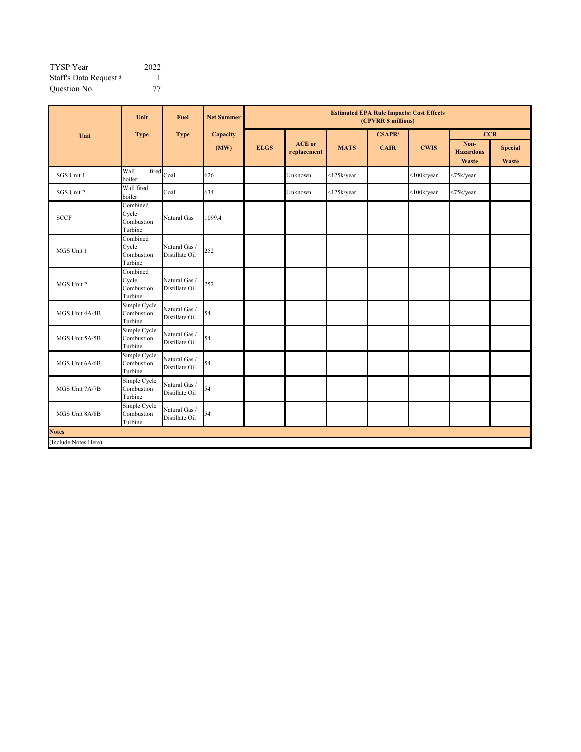TYSP Year 2022
Staff's Data Request # 1
Question No. 77

| Unit | Unit Type | Fuel Type | Net Summer Capacity (MW) | Estimated EPA Rule Impacts: Cost Effects (CPVRR $ millions) | | | | | | |
|---|---|---|---|---|---|---|---|---|---|---|
| | | | | ELGS | ACE or replacement | MATS | CSAPR/ CAIR | CWIS | CCR | |
| | | | | | | | | | Non-Hazardous Waste | Special Waste |
| SGS Unit 1 | Wall fired boiler | Coal | 626 | | Unknown | <125k/year | | <100k/year | <75k/year | |
| SGS Unit 2 | Wall fired boiler | Coal | 634 | | Unknown | <125k/year | | <100k/year | <75k/year | |
| SCCF | Combined Cycle Combustion Turbine | Natural Gas | 1099.4 | | | | | | | |
| MGS Unit 1 | Combined Cycle Combustion Turbine | Natural Gas / Distillate Oil | 252 | | | | | | | |
| MGS Unit 2 | Combined Cycle Combustion Turbine | Natural Gas / Distillate Oil | 252 | | | | | | | |
| MGS Unit 4A/4B | Simple Cycle Combustion Turbine | Natural Gas / Distillate Oil | 54 | | | | | | | |
| MGS Unit 5A/5B | Simple Cycle Combustion Turbine | Natural Gas / Distillate Oil | 54 | | | | | | | |
| MGS Unit 6A/6B | Simple Cycle Combustion Turbine | Natural Gas / Distillate Oil | 54 | | | | | | | |
| MGS Unit 7A/7B | Simple Cycle Combustion Turbine | Natural Gas / Distillate Oil | 54 | | | | | | | |
| MGS Unit 8A/8B | Simple Cycle Combustion Turbine | Natural Gas / Distillate Oil | 54 | | | | | | | |

**Notes**

(Include Notes Here)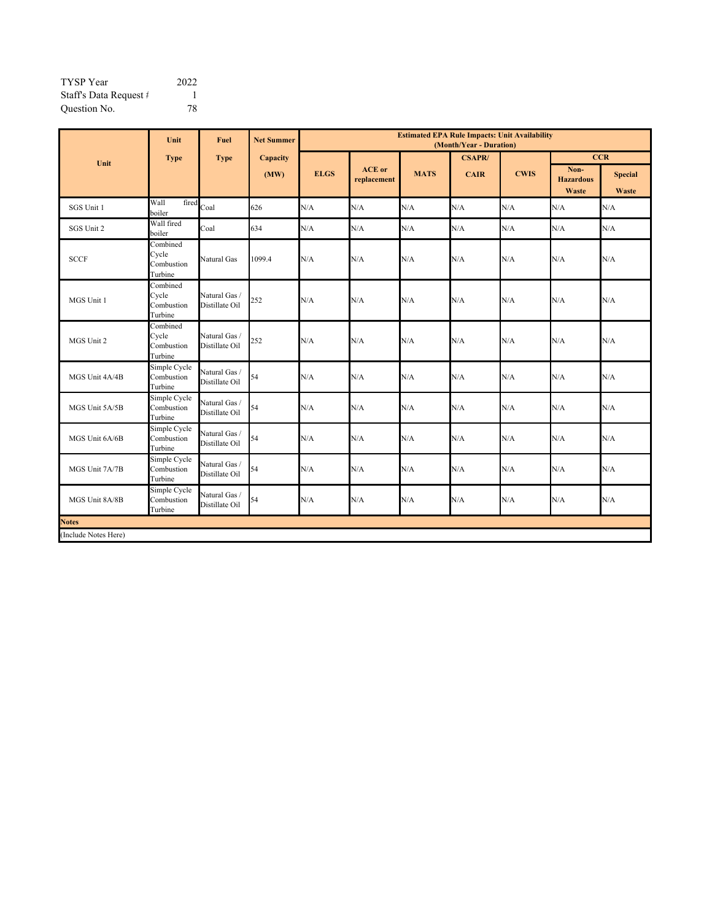| TYSP Year | 2022 |
|---|---|
| Staff's Data Request # | 1 |
| Question No. | 78 |

| Unit | Unit Type | Fuel Type | Net Summer Capacity (MW) | Estimated EPA Rule Impacts: Unit Availability (Month/Year - Duration) | | | | | | |
|---|---|---|---|---|---|---|---|---|---|---|
| | | | | ELGS | ACE or replacement | MATS | CSAPR/ CAIR | CWIS | CCR | |
| | | | | | | | | | Non-Hazardous Waste | Special Waste |
| SGS Unit 1 | Wall fired boiler | Coal | 626 | N/A | N/A | N/A | N/A | N/A | N/A | N/A |
| SGS Unit 2 | Wall fired boiler | Coal | 634 | N/A | N/A | N/A | N/A | N/A | N/A | N/A |
| SCCF | Combined Cycle Combustion Turbine | Natural Gas | 1099.4 | N/A | N/A | N/A | N/A | N/A | N/A | N/A |
| MGS Unit 1 | Combined Cycle Combustion Turbine | Natural Gas / Distillate Oil | 252 | N/A | N/A | N/A | N/A | N/A | N/A | N/A |
| MGS Unit 2 | Combined Cycle Combustion Turbine | Natural Gas / Distillate Oil | 252 | N/A | N/A | N/A | N/A | N/A | N/A | N/A |
| MGS Unit 4A/4B | Simple Cycle Combustion Turbine | Natural Gas / Distillate Oil | 54 | N/A | N/A | N/A | N/A | N/A | N/A | N/A |
| MGS Unit 5A/5B | Simple Cycle Combustion Turbine | Natural Gas / Distillate Oil | 54 | N/A | N/A | N/A | N/A | N/A | N/A | N/A |
| MGS Unit 6A/6B | Simple Cycle Combustion Turbine | Natural Gas / Distillate Oil | 54 | N/A | N/A | N/A | N/A | N/A | N/A | N/A |
| MGS Unit 7A/7B | Simple Cycle Combustion Turbine | Natural Gas / Distillate Oil | 54 | N/A | N/A | N/A | N/A | N/A | N/A | N/A |
| MGS Unit 8A/8B | Simple Cycle Combustion Turbine | Natural Gas / Distillate Oil | 54 | N/A | N/A | N/A | N/A | N/A | N/A | N/A |

**Notes**

(Include Notes Here)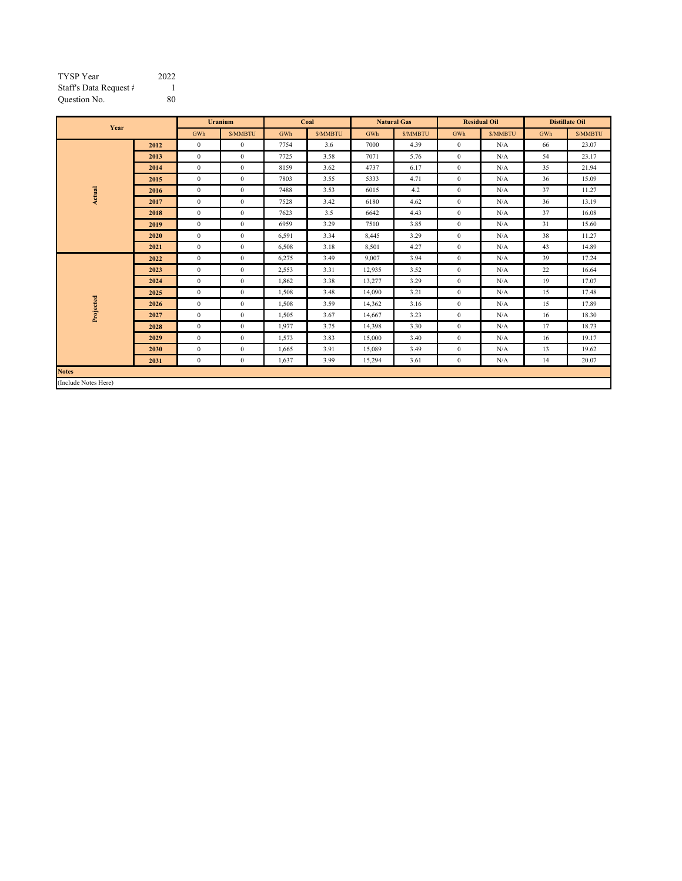TYSP Year 2022
Staff's Data Request # 1
Question No. 80

| Year | | Uranium | | Coal | | Natural Gas | | Residual Oil | | Distillate Oil | |
|---|---|---|---|---|---|---|---|---|---|---|---|
| | | GWh | $/MMBTU | GWh | $/MMBTU | GWh | $/MMBTU | GWh | $/MMBTU | GWh | $/MMBTU |
| Actual | 2012 | 0 | 0 | 7754 | 3.6 | 7000 | 4.39 | 0 | N/A | 66 | 23.07 |
| | 2013 | 0 | 0 | 7725 | 3.58 | 7071 | 5.76 | 0 | N/A | 54 | 23.17 |
| | 2014 | 0 | 0 | 8159 | 3.62 | 4737 | 6.17 | 0 | N/A | 35 | 21.94 |
| | 2015 | 0 | 0 | 7803 | 3.55 | 5333 | 4.71 | 0 | N/A | 36 | 15.09 |
| | 2016 | 0 | 0 | 7488 | 3.53 | 6015 | 4.2 | 0 | N/A | 37 | 11.27 |
| | 2017 | 0 | 0 | 7528 | 3.42 | 6180 | 4.62 | 0 | N/A | 36 | 13.19 |
| | 2018 | 0 | 0 | 7623 | 3.5 | 6642 | 4.43 | 0 | N/A | 37 | 16.08 |
| | 2019 | 0 | 0 | 6959 | 3.29 | 7510 | 3.85 | 0 | N/A | 31 | 15.60 |
| | 2020 | 0 | 0 | 6,591 | 3.34 | 8,445 | 3.29 | 0 | N/A | 38 | 11.27 |
| | 2021 | 0 | 0 | 6,508 | 3.18 | 8,501 | 4.27 | 0 | N/A | 43 | 14.89 |
| Projected | 2022 | 0 | 0 | 6,275 | 3.49 | 9,007 | 3.94 | 0 | N/A | 39 | 17.24 |
| | 2023 | 0 | 0 | 2,553 | 3.31 | 12,935 | 3.52 | 0 | N/A | 22 | 16.64 |
| | 2024 | 0 | 0 | 1,862 | 3.38 | 13,277 | 3.29 | 0 | N/A | 19 | 17.07 |
| | 2025 | 0 | 0 | 1,508 | 3.48 | 14,090 | 3.21 | 0 | N/A | 15 | 17.48 |
| | 2026 | 0 | 0 | 1,508 | 3.59 | 14,362 | 3.16 | 0 | N/A | 15 | 17.89 |
| | 2027 | 0 | 0 | 1,505 | 3.67 | 14,667 | 3.23 | 0 | N/A | 16 | 18.30 |
| | 2028 | 0 | 0 | 1,977 | 3.75 | 14,398 | 3.30 | 0 | N/A | 17 | 18.73 |
| | 2029 | 0 | 0 | 1,573 | 3.83 | 15,000 | 3.40 | 0 | N/A | 16 | 19.17 |
| | 2030 | 0 | 0 | 1,665 | 3.91 | 15,089 | 3.49 | 0 | N/A | 13 | 19.62 |
| | 2031 | 0 | 0 | 1,637 | 3.99 | 15,294 | 3.61 | 0 | N/A | 14 | 20.07 |

**Notes**

(Include Notes Here)